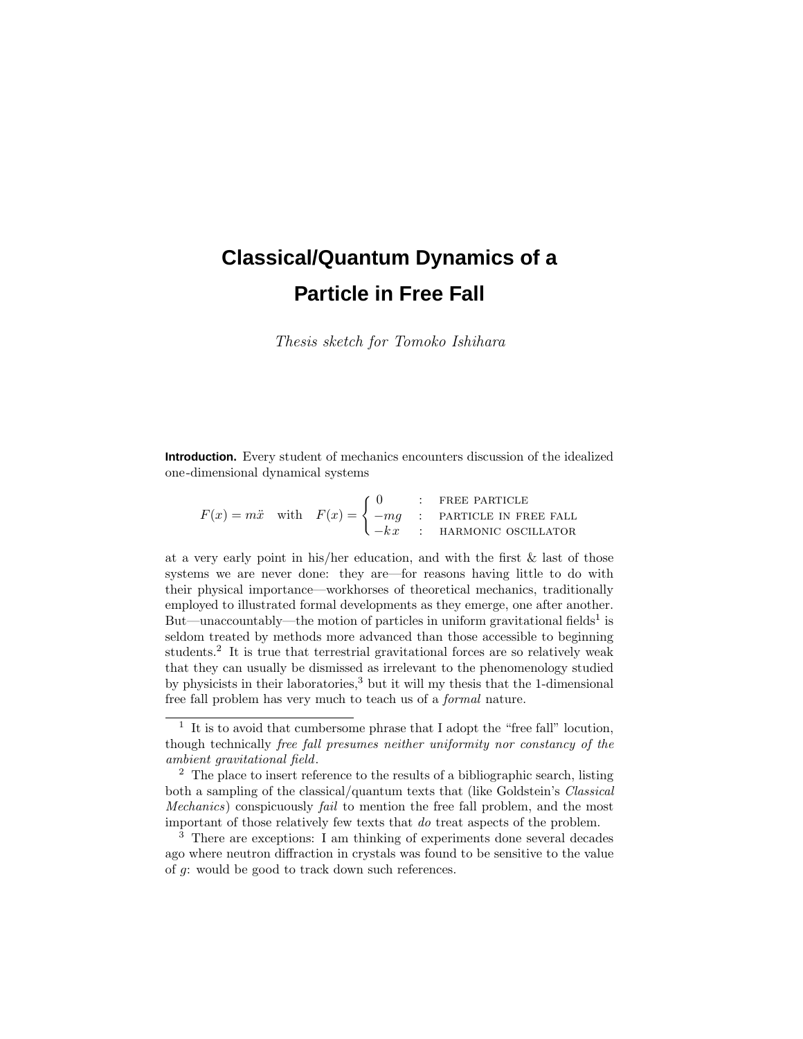# Classical/Quantum Dynamics of a Particle in Free Fall

*Thesis sketch for Tomoko Ishihara*

**Introduction.** Every student of mechanics encounters discussion of the idealized one-dimensional dynamical systems

$$F(x) = m\ddot{x} \quad \text{with} \quad F(x) = \begin{cases} 0 & : \quad \text{FREE PARTICLE} \\ -mg & : \quad \text{PARTICLE IN FREE FALL} \\ -kx & : \quad \text{HARMONIC OSCILLATOR} \end{cases}$$

at a very early point in his/her education, and with the first & last of those systems we are never done: they are—for reasons having little to do with their physical importance—workhorses of theoretical mechanics, traditionally employed to illustrated formal developments as they emerge, one after another. But—unaccountably—the motion of particles in uniform gravitational fields[1] is seldom treated by methods more advanced than those accessible to beginning students.[2] It is true that terrestrial gravitational forces are so relatively weak that they can usually be dismissed as irrelevant to the phenomenology studied by physicists in their laboratories,[3] but it will my thesis that the 1-dimensional free fall problem has very much to teach us of a *formal* nature.

---

[1] It is to avoid that cumbersome phrase that I adopt the "free fall" locution, though technically *free fall presumes neither uniformity nor constancy of the ambient gravitational field*.

[2] The place to insert reference to the results of a bibliographic search, listing both a sampling of the classical/quantum texts that (like Goldstein's *Classical Mechanics*) conspicuously *fail* to mention the free fall problem, and the most important of those relatively few texts that *do* treat aspects of the problem.

[3] There are exceptions: I am thinking of experiments done several decades ago where neutron diffraction in crystals was found to be sensitive to the value of $g$: would be good to track down such references.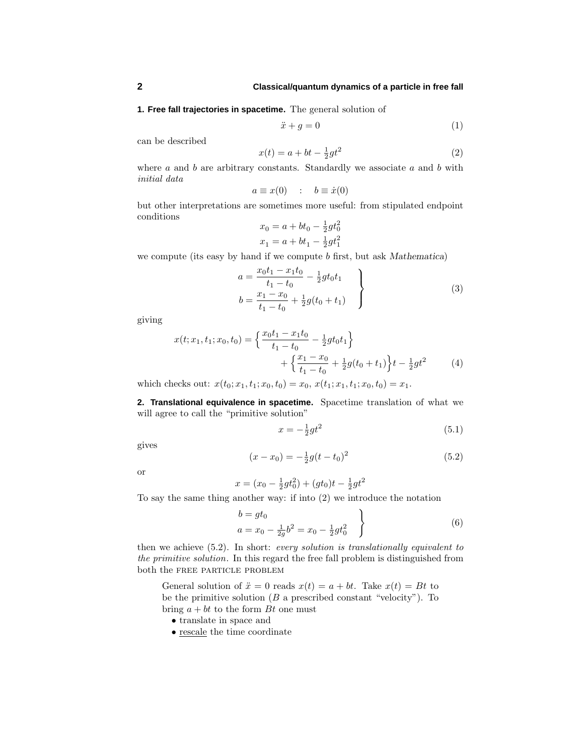**1. Free fall trajectories in spacetime.** The general solution of

$$\ddot{x} + g = 0 \tag{1}$$

can be described

$$x(t) = a + bt - \tfrac{1}{2}gt^2 \tag{2}$$

where $a$ and $b$ are arbitrary constants. Standardly we associate $a$ and $b$ with *initial data*

$$a \equiv x(0) \quad : \quad b \equiv \dot{x}(0)$$

but other interpretations are sometimes more useful: from stipulated endpoint conditions

$$\begin{aligned} x_0 &= a + bt_0 - \tfrac{1}{2}gt_0^2 \\ x_1 &= a + bt_1 - \tfrac{1}{2}gt_1^2 \end{aligned}$$

we compute (its easy by hand if we compute $b$ first, but ask *Mathematica*)

$$\left.\begin{aligned} a &= \frac{x_0t_1 - x_1t_0}{t_1 - t_0} - \tfrac{1}{2}gt_0t_1 \\ b &= \frac{x_1 - x_0}{t_1 - t_0} + \tfrac{1}{2}g(t_0 + t_1) \end{aligned}\right\} \tag{3}$$

giving

$$\begin{aligned} x(t; x_1, t_1; x_0, t_0) = \Big\{ \frac{x_0t_1 - x_1t_0}{t_1 - t_0} - \tfrac{1}{2}gt_0t_1 \Big\} \\ + \Big\{ \frac{x_1 - x_0}{t_1 - t_0} + \tfrac{1}{2}g(t_0 + t_1) \Big\} t - \tfrac{1}{2}gt^2 \end{aligned} \tag{4}$$

which checks out: $x(t_0; x_1, t_1; x_0, t_0) = x_0$, $x(t_1; x_1, t_1; x_0, t_0) = x_1$.

**2. Translational equivalence in spacetime.** Spacetime translation of what we will agree to call the "primitive solution"

$$x = -\tfrac{1}{2}gt^2 \tag{5.1}$$

gives

$$(x - x_0) = -\tfrac{1}{2}g(t - t_0)^2 \tag{5.2}$$

or

$$x = (x_0 - \tfrac{1}{2}gt_0^2) + (gt_0)t - \tfrac{1}{2}gt^2$$

To say the same thing another way: if into (2) we introduce the notation

$$\left.\begin{aligned} b &= gt_0 \\ a &= x_0 - \tfrac{1}{2g}b^2 = x_0 - \tfrac{1}{2}gt_0^2 \end{aligned}\right\} \tag{6}$$

then we achieve (5.2). In short: *every solution is translationally equivalent to the primitive solution*. In this regard the free fall problem is distinguished from both the FREE PARTICLE PROBLEM

> General solution of $\ddot{x} = 0$ reads $x(t) = a + bt$. Take $x(t) = Bt$ to be the primitive solution ($B$ a prescribed constant "velocity"). To bring $a + bt$ to the form $Bt$ one must
>
> - translate in space and
> - rescale the time coordinate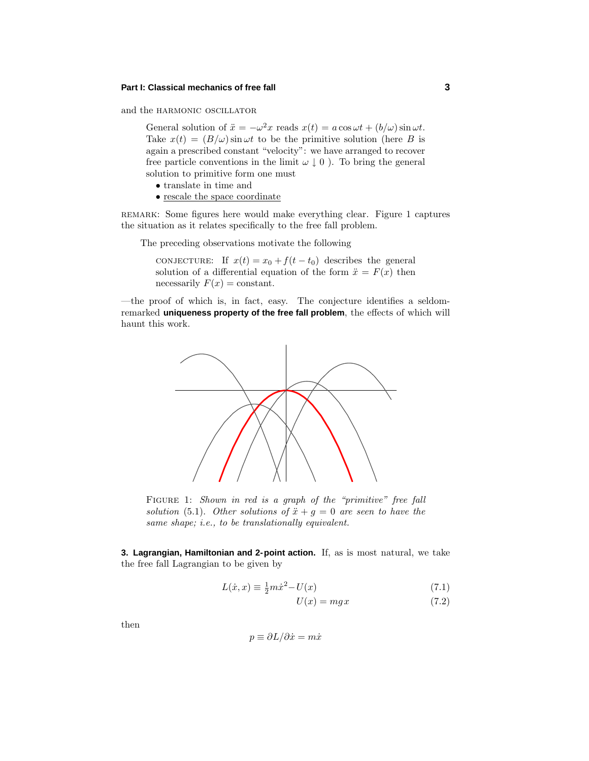and the HARMONIC OSCILLATOR

> General solution of $\ddot{x} = -\omega^2 x$ reads $x(t) = a\cos\omega t + (b/\omega)\sin\omega t$. Take $x(t) = (B/\omega)\sin\omega t$ to be the primitive solution (here $B$ is again a prescribed constant "velocity": we have arranged to recover free particle conventions in the limit $\omega \downarrow 0$ ). To bring the general solution to primitive form one must
>
> - translate in time and
> - <u>rescale the space coordinate</u>

REMARK: Some figures here would make everything clear. Figure 1 captures the situation as it relates specifically to the free fall problem.

The preceding observations motivate the following

> CONJECTURE: If $x(t) = x_0 + f(t - t_0)$ describes the general solution of a differential equation of the form $\ddot{x} = F(x)$ then necessarily $F(x) = \text{constant}$.

—the proof of which is, in fact, easy. The conjecture identifies a seldom-remarked **uniqueness property of the free fall problem**, the effects of which will haunt this work.

FIGURE 1: *Shown in red is a graph of the "primitive" free fall solution* (5.1). *Other solutions of $\ddot{x} + g = 0$ are seen to have the same shape; i.e., to be translationally equivalent.*

**3. Lagrangian, Hamiltonian and 2-point action.** If, as is most natural, we take the free fall Lagrangian to be given by

$$L(\dot{x}, x) \equiv \tfrac{1}{2}m\dot{x}^2 - U(x) \tag{7.1}$$

$$U(x) = mgx \tag{7.2}$$

then

$$p \equiv \partial L/\partial \dot{x} = m\dot{x}$$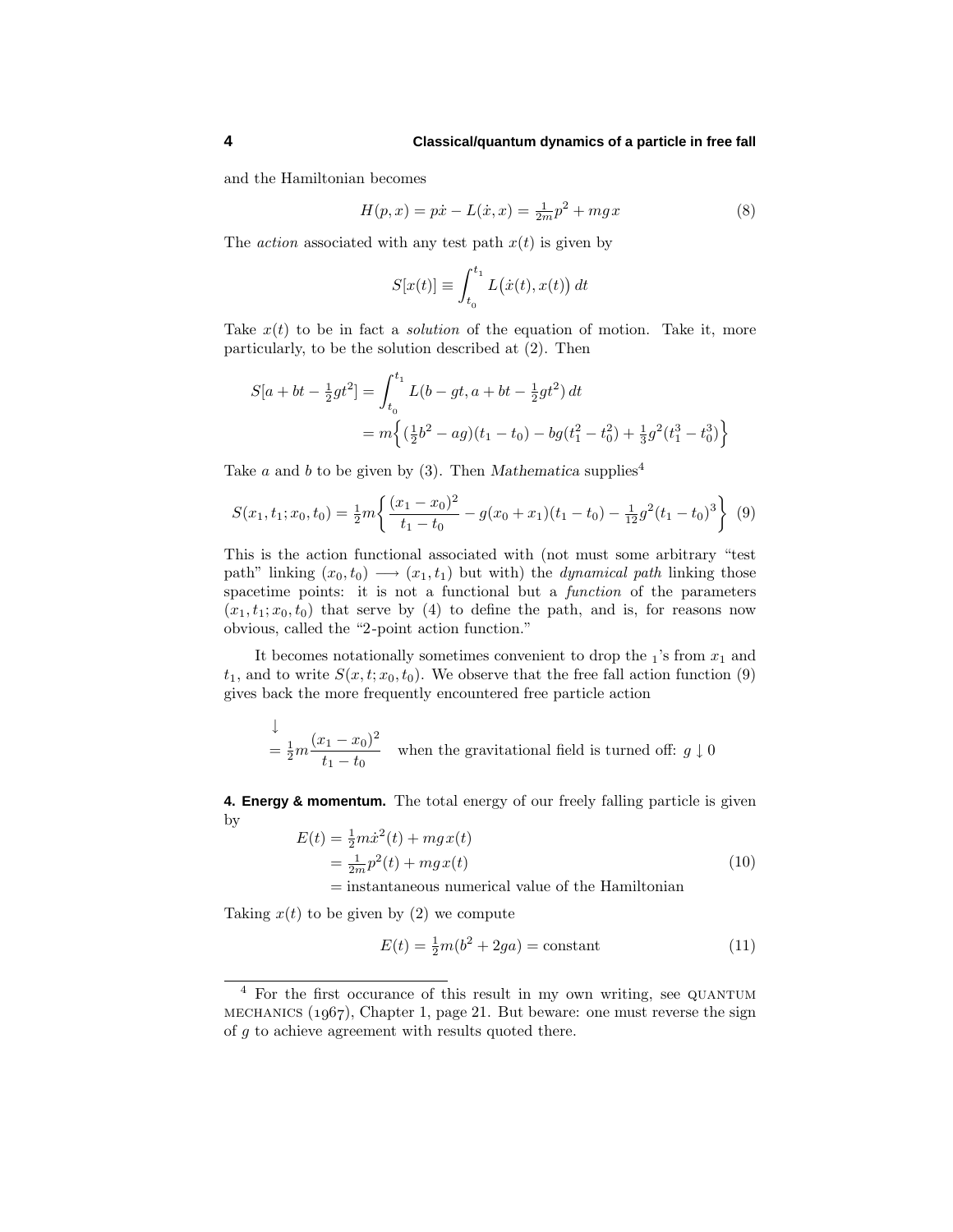and the Hamiltonian becomes

$$H(p,x) = p\dot{x} - L(\dot{x},x) = \tfrac{1}{2m}p^2 + mgx \tag{8}$$

The *action* associated with any test path $x(t)$ is given by

$$S[x(t)] \equiv \int_{t_0}^{t_1} L\big(\dot{x}(t),x(t)\big)\,dt$$

Take $x(t)$ to be in fact a *solution* of the equation of motion. Take it, more particularly, to be the solution described at (2). Then

$$\begin{aligned}
S[a+bt-\tfrac{1}{2}gt^2] &= \int_{t_0}^{t_1} L(b-gt, a+bt-\tfrac{1}{2}gt^2)\,dt \\
&= m\Big\{(\tfrac{1}{2}b^2 - ag)(t_1-t_0) - bg(t_1^2-t_0^2) + \tfrac{1}{3}g^2(t_1^3-t_0^3)\Big\}
\end{aligned}$$

Take $a$ and $b$ to be given by (3). Then *Mathematica* supplies[4]

$$S(x_1,t_1;x_0,t_0) = \tfrac{1}{2}m\Big\{\frac{(x_1-x_0)^2}{t_1-t_0} - g(x_0+x_1)(t_1-t_0) - \tfrac{1}{12}g^2(t_1-t_0)^3\Big\} \tag{9}$$

This is the action functional associated with (not must some arbitrary "test path" linking $(x_0,t_0) \longrightarrow (x_1,t_1)$ but with) the *dynamical path* linking those spacetime points: it is not a functional but a *function* of the parameters $(x_1,t_1;x_0,t_0)$ that serve by (4) to define the path, and is, for reasons now obvious, called the "2-point action function."

It becomes notationally sometimes convenient to drop the $_1$'s from $x_1$ and $t_1$, and to write $S(x,t;x_0,t_0)$. We observe that the free fall action function (9) gives back the more frequently encountered free particle action

$$\begin{aligned}
&\downarrow \\
&= \tfrac{1}{2}m\frac{(x_1-x_0)^2}{t_1-t_0} \quad \text{when the gravitational field is turned off: } g\downarrow 0
\end{aligned}$$

**4. Energy & momentum.** The total energy of our freely falling particle is given by

$$\begin{aligned}
E(t) &= \tfrac{1}{2}m\dot{x}^2(t) + mgx(t) \\
&= \tfrac{1}{2m}p^2(t) + mgx(t) \\
&= \text{instantaneous numerical value of the Hamiltonian}
\end{aligned} \tag{10}$$

Taking $x(t)$ to be given by (2) we compute

$$E(t) = \tfrac{1}{2}m(b^2 + 2ga) = \text{constant} \tag{11}$$

---

[4] For the first occurance of this result in my own writing, see QUANTUM MECHANICS (1967), Chapter 1, page 21. But beware: one must reverse the sign of $g$ to achieve agreement with results quoted there.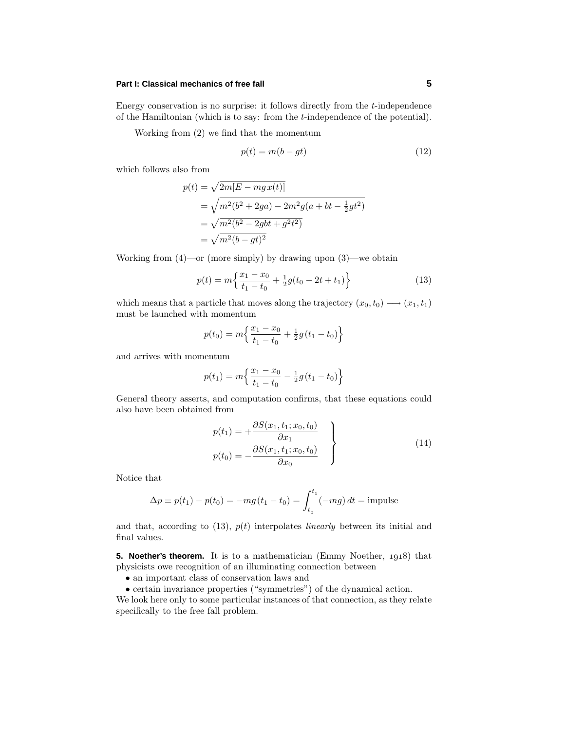Energy conservation is no surprise: it follows directly from the $t$-independence of the Hamiltonian (which is to say: from the $t$-independence of the potential).

Working from (2) we find that the momentum

$$p(t) = m(b - gt) \tag{12}$$

which follows also from

$$\begin{aligned}
p(t) &= \sqrt{2m[E - mg\,x(t)]} \\
&= \sqrt{m^2(b^2 + 2ga) - 2m^2g(a + bt - \tfrac{1}{2}gt^2)} \\
&= \sqrt{m^2(b^2 - 2gbt + g^2t^2)} \\
&= \sqrt{m^2(b - gt)^2}
\end{aligned}$$

Working from (4)—or (more simply) by drawing upon (3)—we obtain

$$p(t) = m\Big\{\frac{x_1 - x_0}{t_1 - t_0} + \tfrac{1}{2}g(t_0 - 2t + t_1)\Big\} \tag{13}$$

which means that a particle that moves along the trajectory $(x_0, t_0) \longrightarrow (x_1, t_1)$ must be launched with momentum

$$p(t_0) = m\Big\{\frac{x_1 - x_0}{t_1 - t_0} + \tfrac{1}{2}g\,(t_1 - t_0)\Big\}$$

and arrives with momentum

$$p(t_1) = m\Big\{\frac{x_1 - x_0}{t_1 - t_0} - \tfrac{1}{2}g\,(t_1 - t_0)\Big\}$$

General theory asserts, and computation confirms, that these equations could also have been obtained from

$$\left.\begin{aligned}
p(t_1) &= +\frac{\partial S(x_1, t_1; x_0, t_0)}{\partial x_1} \\
p(t_0) &= -\frac{\partial S(x_1, t_1; x_0, t_0)}{\partial x_0}
\end{aligned}\right\} \tag{14}$$

Notice that

$$\Delta p \equiv p(t_1) - p(t_0) = -mg\,(t_1 - t_0) = \int_{t_0}^{t_1} (-mg)\,dt = \text{impulse}$$

and that, according to (13), $p(t)$ interpolates *linearly* between its initial and final values.

**5. Noether's theorem.** It is to a mathematician (Emmy Noether, 1918) that physicists owe recognition of an illuminating connection between

- an important class of conservation laws and
- certain invariance properties ("symmetries") of the dynamical action.

We look here only to some particular instances of that connection, as they relate specifically to the free fall problem.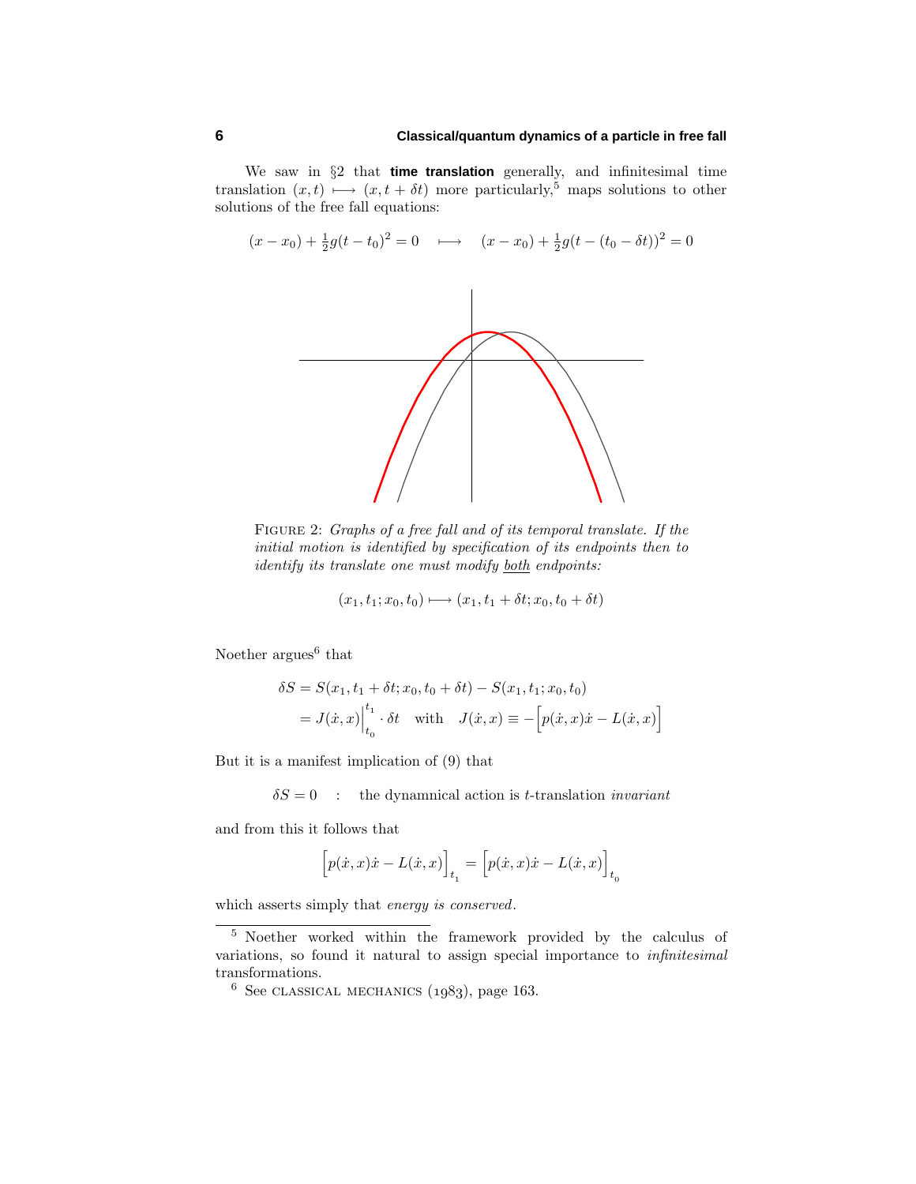We saw in §2 that **time translation** generally, and infinitesimal time translation $(x, t) \longmapsto (x, t + \delta t)$ more particularly,[5] maps solutions to other solutions of the free fall equations:

$$(x - x_0) + \tfrac{1}{2}g(t - t_0)^2 = 0 \quad \longmapsto \quad (x - x_0) + \tfrac{1}{2}g(t - (t_0 - \delta t))^2 = 0$$

FIGURE 2: *Graphs of a free fall and of its temporal translate. If the initial motion is identified by specification of its endpoints then to identify its translate one must modify* both *endpoints:*

$$(x_1, t_1; x_0, t_0) \longmapsto (x_1, t_1 + \delta t; x_0, t_0 + \delta t)$$

Noether argues[6] that

$$\begin{aligned}
\delta S &= S(x_1, t_1 + \delta t; x_0, t_0 + \delta t) - S(x_1, t_1; x_0, t_0) \\
&= J(\dot{x}, x)\Big|_{t_0}^{t_1} \cdot \delta t \quad \text{with} \quad J(\dot{x}, x) \equiv -\Big[p(\dot{x}, x)\dot{x} - L(\dot{x}, x)\Big]
\end{aligned}$$

But it is a manifest implication of (9) that

$$\delta S = 0 \quad : \quad \text{the dynamnical action is } t\text{-translation } \textit{invariant}$$

and from this it follows that

$$\Big[p(\dot{x}, x)\dot{x} - L(\dot{x}, x)\Big]_{t_1} = \Big[p(\dot{x}, x)\dot{x} - L(\dot{x}, x)\Big]_{t_0}$$

which asserts simply that *energy is conserved*.

---

[5] Noether worked within the framework provided by the calculus of variations, so found it natural to assign special importance to *infinitesimal* transformations.

[6] See CLASSICAL MECHANICS (1983), page 163.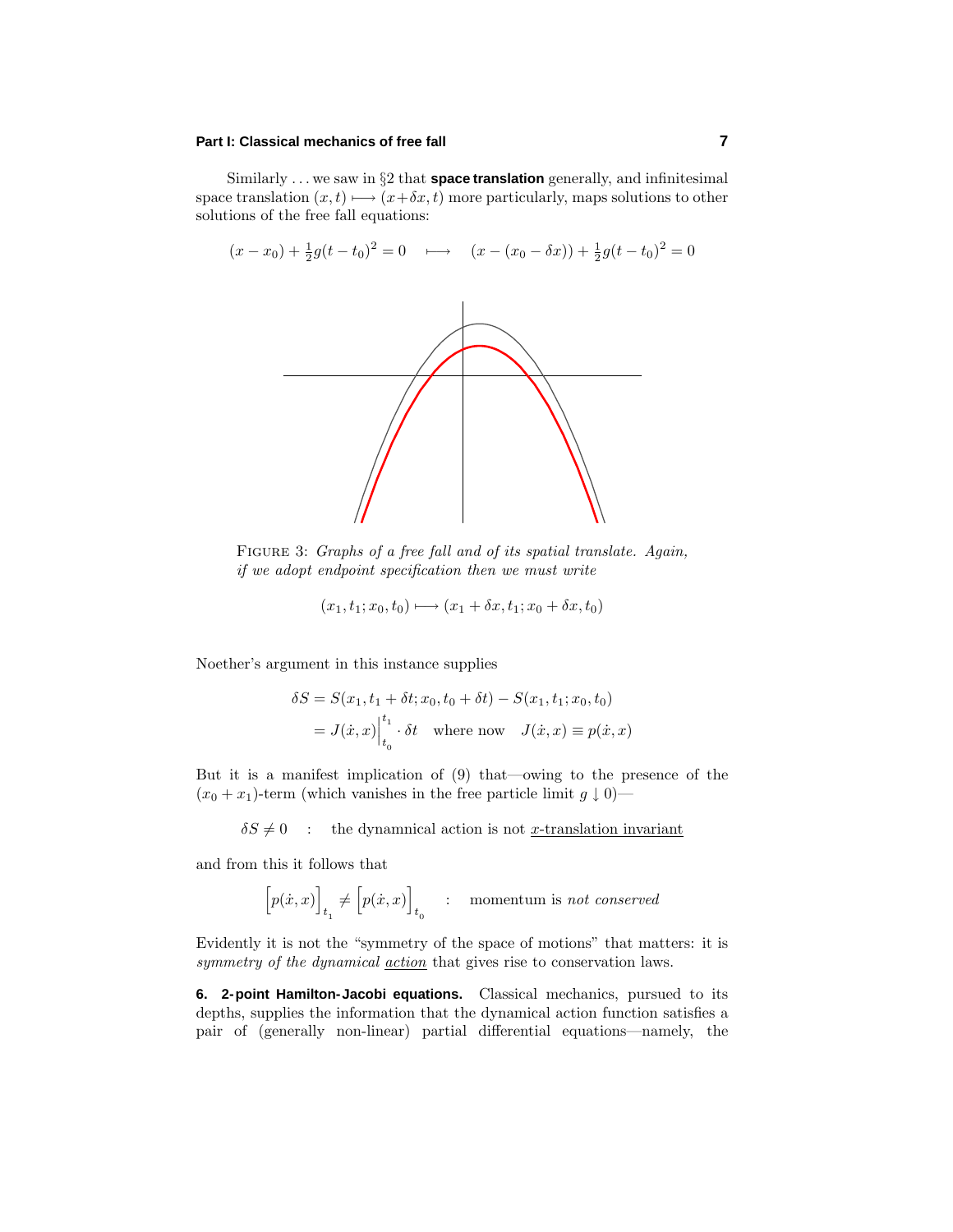Similarly . . . we saw in §2 that **space translation** generally, and infinitesimal space translation $(x, t) \longmapsto (x+\delta x, t)$ more particularly, maps solutions to other solutions of the free fall equations:

$$(x - x_0) + \tfrac{1}{2}g(t - t_0)^2 = 0 \quad \longmapsto \quad (x - (x_0 - \delta x)) + \tfrac{1}{2}g(t - t_0)^2 = 0$$

FIGURE 3: *Graphs of a free fall and of its spatial translate. Again, if we adopt endpoint specification then we must write*

$$(x_1, t_1; x_0, t_0) \longmapsto (x_1 + \delta x, t_1; x_0 + \delta x, t_0)$$

Noether's argument in this instance supplies

$$\begin{aligned}\delta S &= S(x_1, t_1 + \delta t; x_0, t_0 + \delta t) - S(x_1, t_1; x_0, t_0)\\ &= J(\dot{x}, x)\Big|_{t_0}^{t_1} \cdot \delta t \quad \text{where now} \quad J(\dot{x}, x) \equiv p(\dot{x}, x)\end{aligned}$$

But it is a manifest implication of (9) that—owing to the presence of the $(x_0 + x_1)$-term (which vanishes in the free particle limit $g \downarrow 0$)—

$$\delta S \neq 0 \quad : \quad \text{the dynamnical action is not } \underline{x\text{-translation invariant}}$$

and from this it follows that

$$\Big[p(\dot{x}, x)\Big]_{t_1} \neq \Big[p(\dot{x}, x)\Big]_{t_0} \quad : \quad \text{momentum is } \textit{not conserved}$$

Evidently it is not the "symmetry of the space of motions" that matters: it is *symmetry of the dynamical* <u>*action*</u> that gives rise to conservation laws.

**6. 2-point Hamilton-Jacobi equations.** Classical mechanics, pursued to its depths, supplies the information that the dynamical action function satisfies a pair of (generally non-linear) partial differential equations—namely, the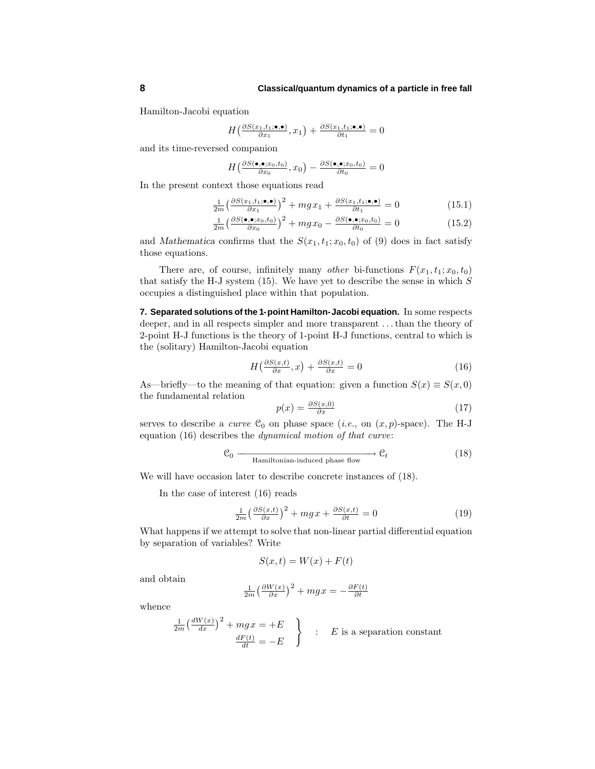Hamilton-Jacobi equation

$$H\big(\tfrac{\partial S(x_1,t_1;\bullet,\bullet)}{\partial x_1},x_1\big)+\tfrac{\partial S(x_1,t_1;\bullet,\bullet)}{\partial t_1}=0$$

and its time-reversed companion

$$H\big(\tfrac{\partial S(\bullet,\bullet;x_0,t_0)}{\partial x_0},x_0\big)-\tfrac{\partial S(\bullet,\bullet;x_0,t_0)}{\partial t_0}=0$$

In the present context those equations read

$$\tfrac{1}{2m}\big(\tfrac{\partial S(x_1,t_1;\bullet,\bullet)}{\partial x_1}\big)^2+mgx_1+\tfrac{\partial S(x_1,t_1;\bullet,\bullet)}{\partial t_1}=0 \tag{15.1}$$

$$\tfrac{1}{2m}\big(\tfrac{\partial S(\bullet,\bullet;x_0,t_0)}{\partial x_0}\big)^2+mgx_0-\tfrac{\partial S(\bullet,\bullet;x_0,t_0)}{\partial t_0}=0 \tag{15.2}$$

and *Mathematica* confirms that the $S(x_1,t_1;x_0,t_0)$ of (9) does in fact satisfy those equations.

There are, of course, infinitely many *other* bi-functions $F(x_1,t_1;x_0,t_0)$ that satisfy the H-J system (15). We have yet to describe the sense in which $S$ occupies a distinguished place within that population.

**7. Separated solutions of the 1-point Hamilton-Jacobi equation.** In some respects deeper, and in all respects simpler and more transparent . . . than the theory of 2-point H-J functions is the theory of 1-point H-J functions, central to which is the (solitary) Hamilton-Jacobi equation

$$H\big(\tfrac{\partial S(x,t)}{\partial x},x\big)+\tfrac{\partial S(x,t)}{\partial x}=0 \tag{16}$$

As—briefly—to the meaning of that equation: given a function $S(x)\equiv S(x,0)$ the fundamental relation

$$p(x)=\tfrac{\partial S(x,0)}{\partial x} \tag{17}$$

serves to describe a *curve* $\mathcal{C}_0$ on phase space (*i.e.*, on $(x,p)$-space). The H-J equation (16) describes the *dynamical motion of that curve*:

$$\mathcal{C}_0 \xrightarrow[\text{Hamiltonian-induced phase flow}]{\hspace{5cm}} \mathcal{C}_t \tag{18}$$

We will have occasion later to describe concrete instances of (18).

In the case of interest (16) reads

$$\tfrac{1}{2m}\big(\tfrac{\partial S(x,t)}{\partial x}\big)^2+mgx+\tfrac{\partial S(x,t)}{\partial t}=0 \tag{19}$$

What happens if we attempt to solve that non-linear partial differential equation by separation of variables? Write

$$S(x,t)=W(x)+F(t)$$

and obtain

$$\tfrac{1}{2m}\big(\tfrac{\partial W(x)}{\partial x}\big)^2+mgx=-\tfrac{\partial F(t)}{\partial t}$$

whence

$$\left.\begin{aligned}\tfrac{1}{2m}\big(\tfrac{dW(x)}{dx}\big)^2+mgx&=+E\\ \tfrac{dF(t)}{dt}&=-E\end{aligned}\right\}\quad:\quad E\text{ is a separation constant}$$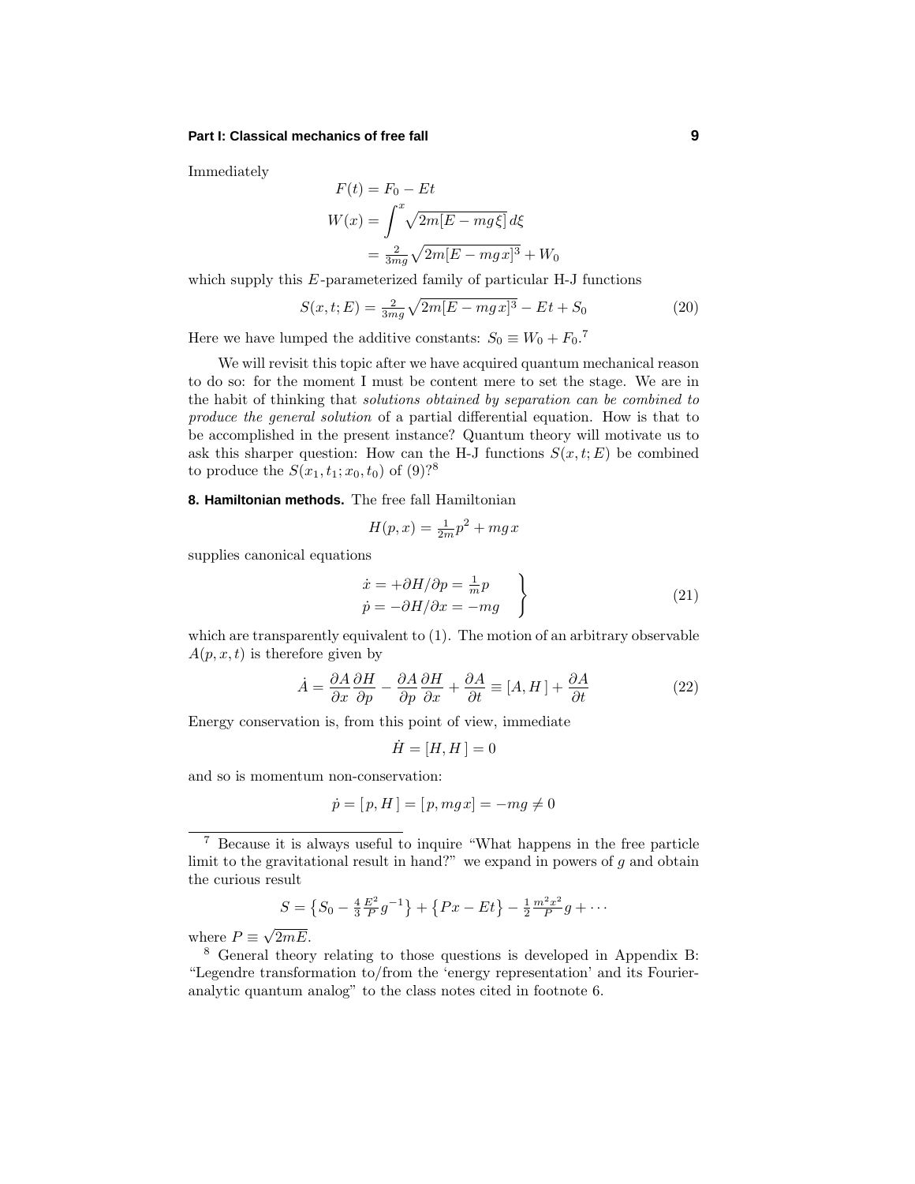Immediately

$$
\begin{aligned}
F(t) &= F_0 - Et \\
W(x) &= \int^x \sqrt{2m[E - mg\xi]}\, d\xi \\
&= \tfrac{2}{3mg}\sqrt{2m[E - mgx]^3} + W_0
\end{aligned}
$$

which supply this $E$-parameterized family of particular H-J functions

$$
S(x, t; E) = \tfrac{2}{3mg}\sqrt{2m[E - mgx]^3} - Et + S_0 \tag{20}
$$

Here we have lumped the additive constants: $S_0 \equiv W_0 + F_0$.[7]

We will revisit this topic after we have acquired quantum mechanical reason to do so: for the moment I must be content mere to set the stage. We are in the habit of thinking that *solutions obtained by separation can be combined to produce the general solution* of a partial differential equation. How is that to be accomplished in the present instance? Quantum theory will motivate us to ask this sharper question: How can the H-J functions $S(x, t; E)$ be combined to produce the $S(x_1, t_1; x_0, t_0)$ of (9)?[8]

**8. Hamiltonian methods.** The free fall Hamiltonian

$$
H(p, x) = \tfrac{1}{2m}p^2 + mgx
$$

supplies canonical equations

$$
\left.
\begin{aligned}
\dot{x} &= +\partial H/\partial p = \tfrac{1}{m}p \\
\dot{p} &= -\partial H/\partial x = -mg
\end{aligned}
\right\} \tag{21}
$$

which are transparently equivalent to (1). The motion of an arbitrary observable $A(p, x, t)$ is therefore given by

$$
\dot{A} = \frac{\partial A}{\partial x}\frac{\partial H}{\partial p} - \frac{\partial A}{\partial p}\frac{\partial H}{\partial x} + \frac{\partial A}{\partial t} \equiv [A, H\,] + \frac{\partial A}{\partial t} \tag{22}
$$

Energy conservation is, from this point of view, immediate

$$
\dot{H} = [H, H\,] = 0
$$

and so is momentum non-conservation:

$$
\dot{p} = [\,p, H\,] = [\,p, mgx] = -mg \neq 0
$$

---

[7] Because it is always useful to inquire "What happens in the free particle limit to the gravitational result in hand?" we expand in powers of $g$ and obtain the curious result

$$
S = \left\{S_0 - \tfrac{4}{3}\tfrac{E^2}{P}g^{-1}\right\} + \left\{Px - Et\right\} - \tfrac{1}{2}\tfrac{m^2x^2}{P}g + \cdots
$$

where $P \equiv \sqrt{2mE}$.

[8] General theory relating to those questions is developed in Appendix B: "Legendre transformation to/from the 'energy representation' and its Fourier-analytic quantum analog" to the class notes cited in footnote 6.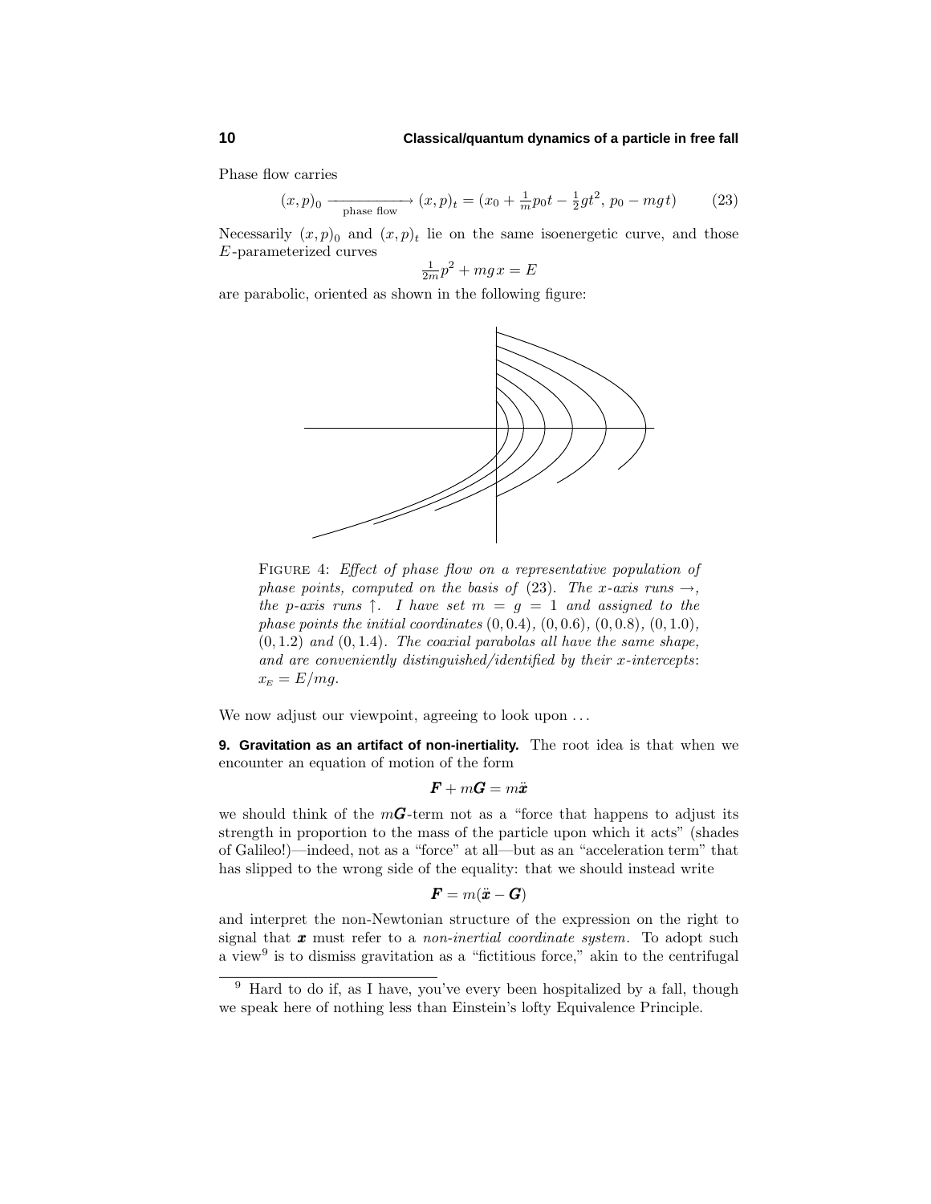Phase flow carries

$$(x,p)_0 \xrightarrow[\text{phase flow}]{} (x,p)_t = (x_0 + \tfrac{1}{m}p_0 t - \tfrac{1}{2}gt^2,\, p_0 - mgt) \tag{23}$$

Necessarily $(x,p)_0$ and $(x,p)_t$ lie on the same isoenergetic curve, and those $E$-parameterized curves

$$\tfrac{1}{2m}p^2 + mgx = E$$

are parabolic, oriented as shown in the following figure:

FIGURE 4: *Effect of phase flow on a representative population of phase points, computed on the basis of* (23). *The x-axis runs →, the p-axis runs ↑. I have set* $m = g = 1$ *and assigned to the phase points the initial coordinates* $(0, 0.4)$, $(0, 0.6)$, $(0, 0.8)$, $(0, 1.0)$, $(0, 1.2)$ *and* $(0, 1.4)$. *The coaxial parabolas all have the same shape, and are conveniently distinguished/identified by their x-intercepts*: $x_E = E/mg$.

We now adjust our viewpoint, agreeing to look upon ...

**9. Gravitation as an artifact of non-inertiality.** The root idea is that when we encounter an equation of motion of the form

$$\boldsymbol{F} + m\boldsymbol{G} = m\ddot{\boldsymbol{x}}$$

we should think of the $m\boldsymbol{G}$-term not as a "force that happens to adjust its strength in proportion to the mass of the particle upon which it acts" (shades of Galileo!)—indeed, not as a "force" at all—but as an "acceleration term" that has slipped to the wrong side of the equality: that we should instead write

$$\boldsymbol{F} = m(\ddot{\boldsymbol{x}} - \boldsymbol{G})$$

and interpret the non-Newtonian structure of the expression on the right to signal that $\boldsymbol{x}$ must refer to a *non-inertial coordinate system*. To adopt such a view[9] is to dismiss gravitation as a "fictitious force," akin to the centrifugal

---

[9] Hard to do if, as I have, you've every been hospitalized by a fall, though we speak here of nothing less than Einstein's lofty Equivalence Principle.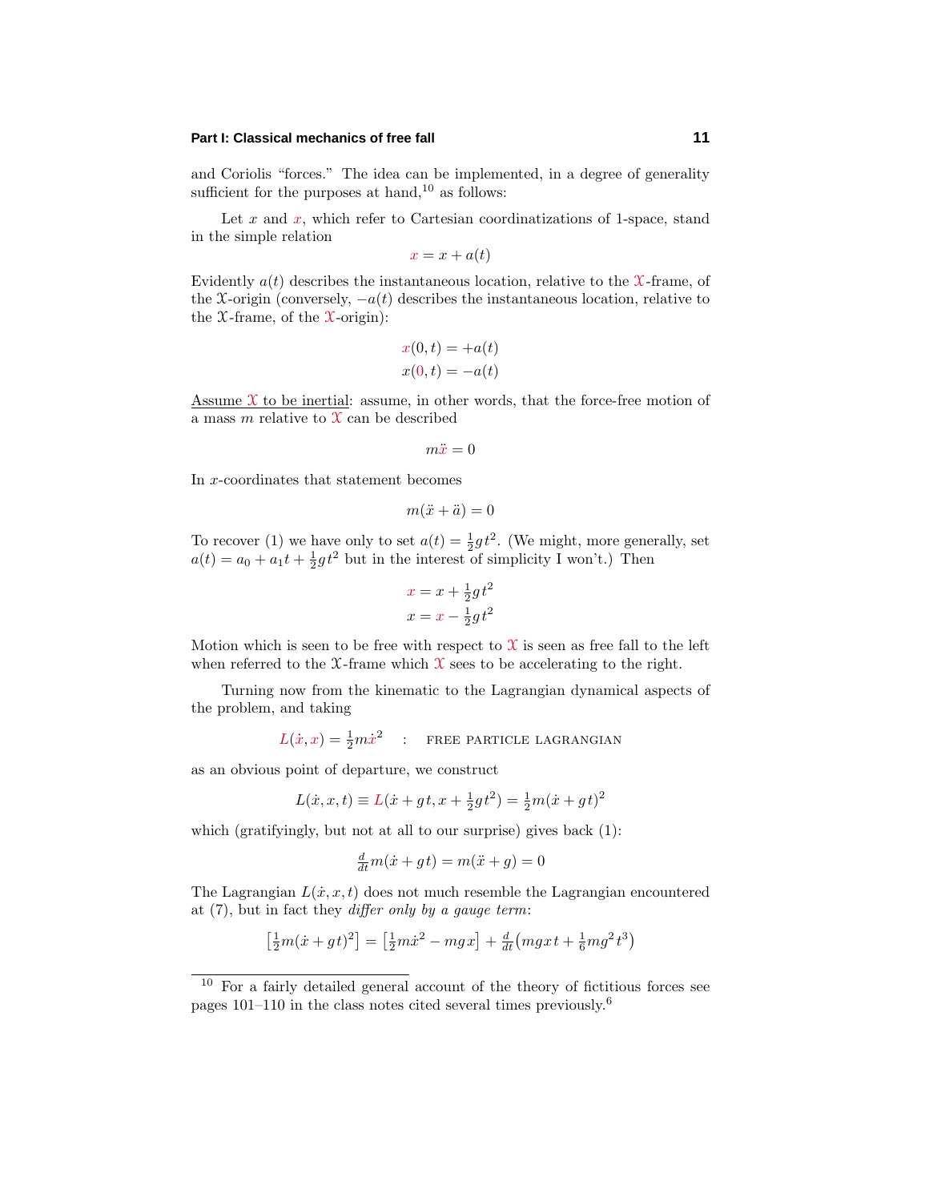and Coriolis "forces." The idea can be implemented, in a degree of generality sufficient for the purposes at hand,[10] as follows:

Let $x$ and $x$, which refer to Cartesian coordinatizations of 1-space, stand in the simple relation

$$x = x + a(t)$$

Evidently $a(t)$ describes the instantaneous location, relative to the $\mathfrak{X}$-frame, of the $\mathfrak{X}$-origin (conversely, $-a(t)$ describes the instantaneous location, relative to the $\mathfrak{X}$-frame, of the $\mathfrak{X}$-origin):

$$x(0,t) = +a(t)$$
$$x(0,t) = -a(t)$$

Assume $\mathfrak{X}$ to be inertial: assume, in other words, that the force-free motion of a mass $m$ relative to $\mathfrak{X}$ can be described

$$m\ddot{x} = 0$$

In $x$-coordinates that statement becomes

$$m(\ddot{x} + \ddot{a}) = 0$$

To recover (1) we have only to set $a(t) = \frac{1}{2}gt^2$. (We might, more generally, set $a(t) = a_0 + a_1 t + \frac{1}{2}gt^2$ but in the interest of simplicity I won't.) Then

$$x = x + \tfrac{1}{2}gt^2$$
$$x = x - \tfrac{1}{2}gt^2$$

Motion which is seen to be free with respect to $\mathfrak{X}$ is seen as free fall to the left when referred to the $\mathfrak{X}$-frame which $\mathfrak{X}$ sees to be accelerating to the right.

Turning now from the kinematic to the Lagrangian dynamical aspects of the problem, and taking

$$L(\dot{x}, x) = \tfrac{1}{2}m\dot{x}^2 \quad : \quad \text{FREE PARTICLE LAGRANGIAN}$$

as an obvious point of departure, we construct

$$L(\dot{x}, x, t) \equiv L(\dot{x} + gt, x + \tfrac{1}{2}gt^2) = \tfrac{1}{2}m(\dot{x} + gt)^2$$

which (gratifyingly, but not at all to our surprise) gives back (1):

$$\tfrac{d}{dt}m(\dot{x} + gt) = m(\ddot{x} + g) = 0$$

The Lagrangian $L(\dot{x}, x, t)$ does not much resemble the Lagrangian encountered at (7), but in fact they *differ only by a gauge term*:

$$\left[\tfrac{1}{2}m(\dot{x} + gt)^2\right] = \left[\tfrac{1}{2}m\dot{x}^2 - mgx\right] + \tfrac{d}{dt}\left(mgxt + \tfrac{1}{6}mg^2t^3\right)$$

---

[10] For a fairly detailed general account of the theory of fictitious forces see pages 101–110 in the class notes cited several times previously.[6]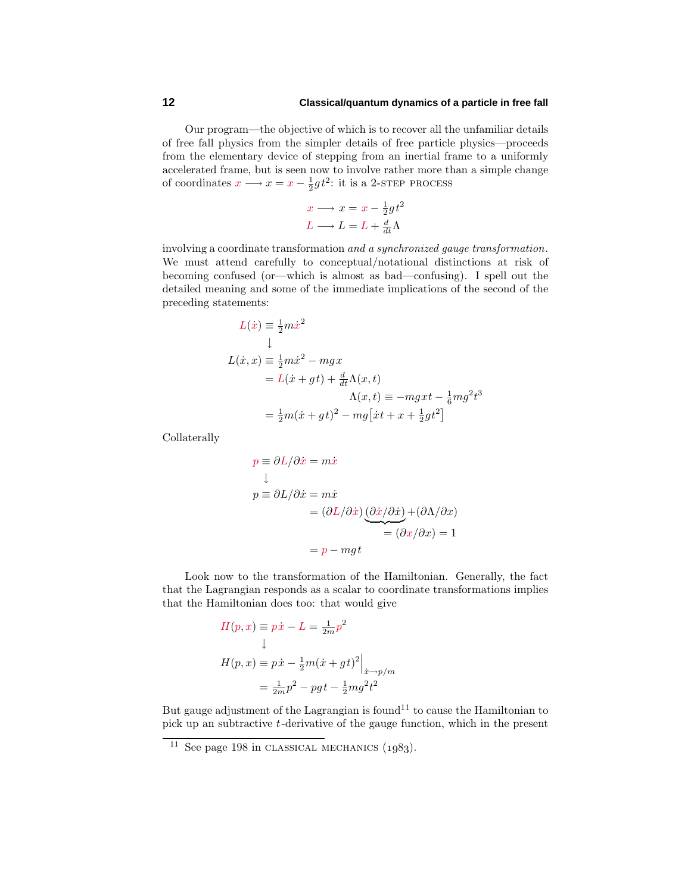Our program—the objective of which is to recover all the unfamiliar details of free fall physics from the simpler details of free particle physics—proceeds from the elementary device of stepping from an inertial frame to a uniformly accelerated frame, but is seen now to involve rather more than a simple change of coordinates $x \longrightarrow x = x - \frac{1}{2}gt^2$: it is a 2-STEP PROCESS

$$
\begin{aligned}
x &\longrightarrow x = x - \tfrac{1}{2}gt^2 \\
L &\longrightarrow L = L + \tfrac{d}{dt}\Lambda
\end{aligned}
$$

involving a coordinate transformation *and a synchronized gauge transformation*. We must attend carefully to conceptual/notational distinctions at risk of becoming confused (or—which is almost as bad—confusing). I spell out the detailed meaning and some of the immediate implications of the second of the preceding statements:

$$
\begin{aligned}
L(\dot{x}) &\equiv \tfrac{1}{2}m\dot{x}^2 \\
&\downarrow \\
L(\dot{x}, x) &\equiv \tfrac{1}{2}m\dot{x}^2 - mgx \\
&= L(\dot{x} + gt) + \tfrac{d}{dt}\Lambda(x,t) \\
&\qquad\qquad \Lambda(x,t) \equiv -mgxt - \tfrac{1}{6}mg^2t^3 \\
&= \tfrac{1}{2}m(\dot{x} + gt)^2 - mg\big[\dot{x}t + x + \tfrac{1}{2}gt^2\big]
\end{aligned}
$$

Collaterally

$$
\begin{aligned}
p &\equiv \partial L/\partial \dot{x} = m\dot{x} \\
&\downarrow \\
p &\equiv \partial L/\partial \dot{x} = m\dot{x} \\
&= (\partial L/\partial \dot{x})\underbrace{(\partial \dot{x}/\partial \dot{x})}_{=\,(\partial x/\partial x)\,=\,1} + (\partial\Lambda/\partial x) \\
&= p - mgt
\end{aligned}
$$

Look now to the transformation of the Hamiltonian. Generally, the fact that the Lagrangian responds as a scalar to coordinate transformations implies that the Hamiltonian does too: that would give

$$
\begin{aligned}
H(p, x) &\equiv p\dot{x} - L = \tfrac{1}{2m}p^2 \\
&\downarrow \\
H(p, x) &\equiv p\dot{x} - \tfrac{1}{2}m(\dot{x} + gt)^2\Big|_{\dot{x}\to p/m} \\
&= \tfrac{1}{2m}p^2 - pgt - \tfrac{1}{2}mg^2t^2
\end{aligned}
$$

But gauge adjustment of the Lagrangian is found[11] to cause the Hamiltonian to pick up an subtractive $t$-derivative of the gauge function, which in the present

[11] See page 198 in CLASSICAL MECHANICS (1983).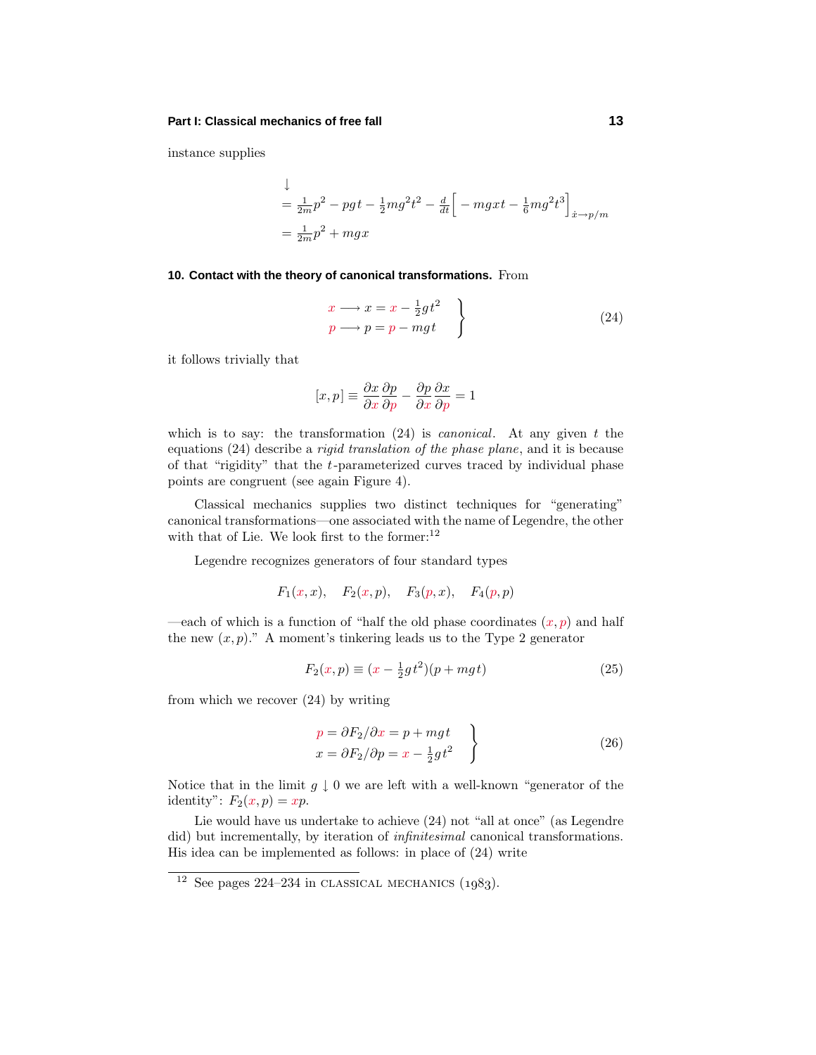instance supplies

$$
\begin{aligned}
&\downarrow \\
&= \tfrac{1}{2m}p^2 - pgt - \tfrac{1}{2}mg^2t^2 - \tfrac{d}{dt}\Big[-mgxt - \tfrac{1}{6}mg^2t^3\Big]_{\dot{x}\to p/m} \\
&= \tfrac{1}{2m}p^2 + mgx
\end{aligned}
$$

**10. Contact with the theory of canonical transformations.** From

$$
\left.
\begin{aligned}
x &\longrightarrow x = x - \tfrac{1}{2}gt^2 \\
p &\longrightarrow p = p - mgt
\end{aligned}
\right\}
\tag{24}
$$

it follows trivially that

$$
[x,p] \equiv \frac{\partial x}{\partial x}\frac{\partial p}{\partial p} - \frac{\partial p}{\partial x}\frac{\partial x}{\partial p} = 1
$$

which is to say: the transformation (24) is *canonical*. At any given $t$ the equations (24) describe a *rigid translation of the phase plane*, and it is because of that "rigidity" that the $t$-parameterized curves traced by individual phase points are congruent (see again Figure 4).

Classical mechanics supplies two distinct techniques for "generating" canonical transformations—one associated with the name of Legendre, the other with that of Lie. We look first to the former:[12]

Legendre recognizes generators of four standard types

$$
F_1(x,x), \quad F_2(x,p), \quad F_3(p,x), \quad F_4(p,p)
$$

—each of which is a function of "half the old phase coordinates $(x,p)$ and half the new $(x,p)$." A moment's tinkering leads us to the Type 2 generator

$$
F_2(x,p) \equiv (x - \tfrac{1}{2}gt^2)(p + mgt) \tag{25}
$$

from which we recover (24) by writing

$$
\left.
\begin{aligned}
p &= \partial F_2/\partial x = p + mgt \\
x &= \partial F_2/\partial p = x - \tfrac{1}{2}gt^2
\end{aligned}
\right\}
\tag{26}
$$

Notice that in the limit $g \downarrow 0$ we are left with a well-known "generator of the identity": $F_2(x,p) = xp$.

Lie would have us undertake to achieve (24) not "all at once" (as Legendre did) but incrementally, by iteration of *infinitesimal* canonical transformations. His idea can be implemented as follows: in place of (24) write

[12] See pages 224–234 in CLASSICAL MECHANICS (1983).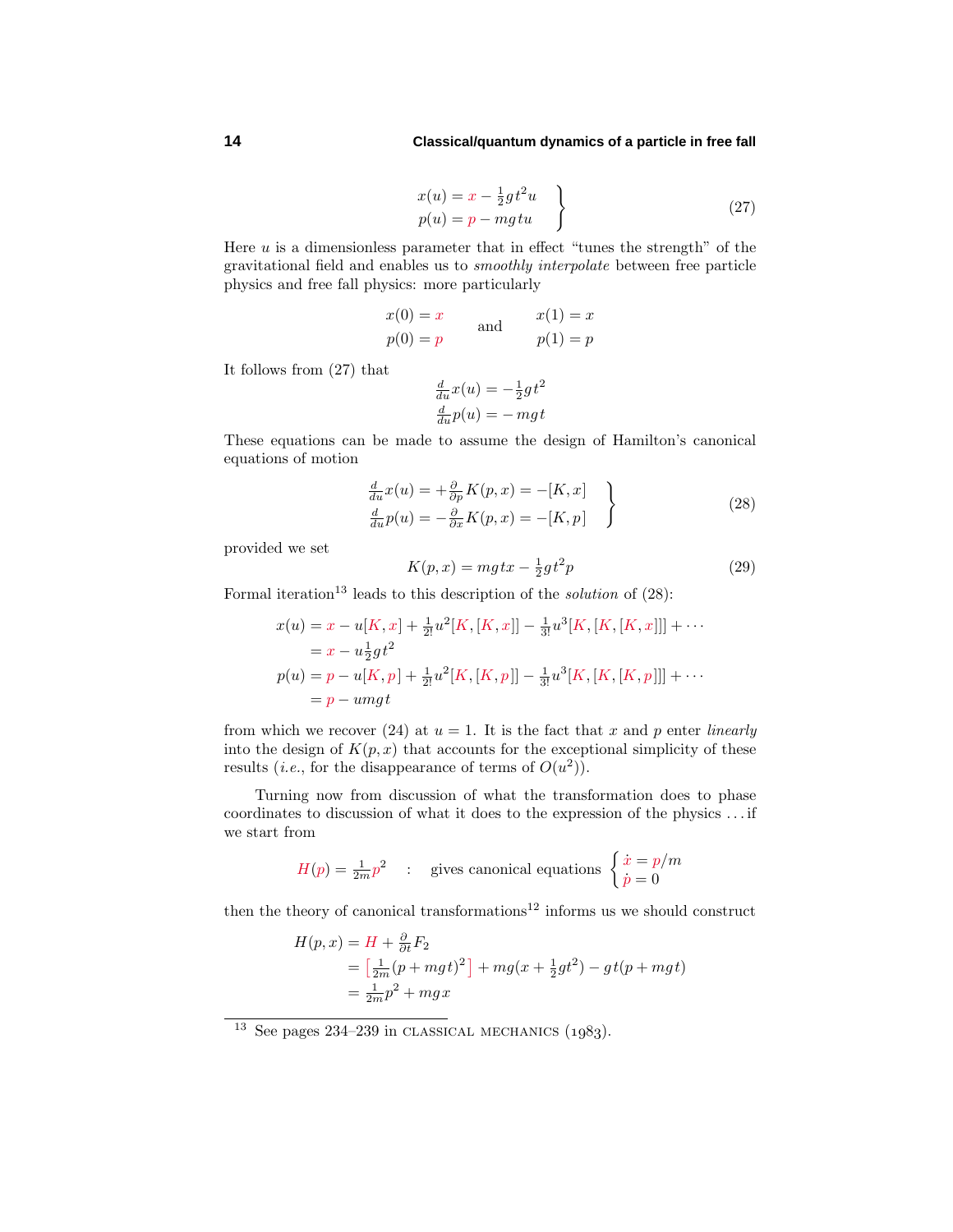$$
\left.\begin{aligned}
x(u) &= x - \tfrac{1}{2}gt^2u\\
p(u) &= p - mgtu
\end{aligned}\right\} \tag{27}
$$

Here $u$ is a dimensionless parameter that in effect "tunes the strength" of the gravitational field and enables us to *smoothly interpolate* between free particle physics and free fall physics: more particularly

$$
\begin{aligned}
x(0) &= x\\
p(0) &= p
\end{aligned}
\qquad\text{and}\qquad
\begin{aligned}
x(1) &= x\\
p(1) &= p
\end{aligned}
$$

It follows from (27) that

$$
\begin{aligned}
\tfrac{d}{du}x(u) &= -\tfrac{1}{2}gt^2\\
\tfrac{d}{du}p(u) &= -mgt
\end{aligned}
$$

These equations can be made to assume the design of Hamilton's canonical equations of motion

$$
\left.\begin{aligned}
\tfrac{d}{du}x(u) &= +\tfrac{\partial}{\partial p}K(p,x) = -[K,x]\\
\tfrac{d}{du}p(u) &= -\tfrac{\partial}{\partial x}K(p,x) = -[K,p]
\end{aligned}\right\} \tag{28}
$$

provided we set

$$
K(p,x) = mgtx - \tfrac{1}{2}gt^2p \tag{29}
$$

Formal iteration[13] leads to this description of the *solution* of (28):

$$
\begin{aligned}
x(u) &= x - u[K,x] + \tfrac{1}{2!}u^2[K,[K,x]] - \tfrac{1}{3!}u^3[K,[K,[K,x]]] + \cdots\\
&= x - u\tfrac{1}{2}gt^2\\
p(u) &= p - u[K,p] + \tfrac{1}{2!}u^2[K,[K,p]] - \tfrac{1}{3!}u^3[K,[K,[K,p]]] + \cdots\\
&= p - umgt
\end{aligned}
$$

from which we recover (24) at $u = 1$. It is the fact that $x$ and $p$ enter *linearly* into the design of $K(p,x)$ that accounts for the exceptional simplicity of these results (*i.e.*, for the disappearance of terms of $O(u^2)$).

Turning now from discussion of what the transformation does to phase coordinates to discussion of what it does to the expression of the physics . . . if we start from

$$
H(p) = \tfrac{1}{2m}p^2 \quad : \quad \text{gives canonical equations } \begin{cases} \dot{x} = p/m\\ \dot{p} = 0 \end{cases}
$$

then the theory of canonical transformations[12] informs us we should construct

$$
\begin{aligned}
H(p,x) &= H + \tfrac{\partial}{\partial t}F_2\\
&= \left[\tfrac{1}{2m}(p+mgt)^2\right] + mg(x+\tfrac{1}{2}gt^2) - gt(p+mgt)\\
&= \tfrac{1}{2m}p^2 + mgx
\end{aligned}
$$

---

[13] See pages 234–239 in CLASSICAL MECHANICS (1983).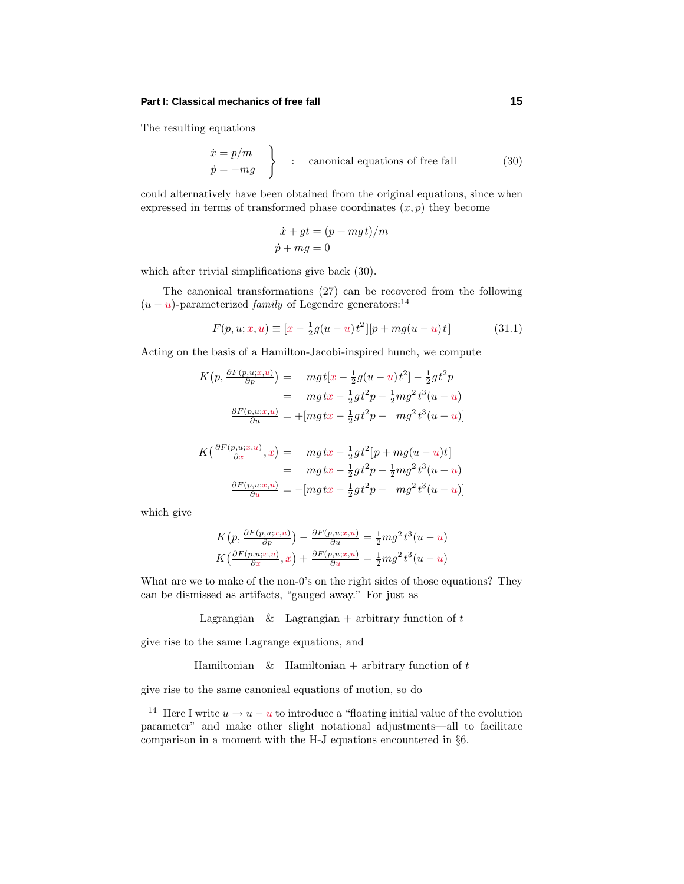The resulting equations

$$\left.\begin{aligned}\dot{x} &= p/m\\ \dot{p} &= -mg\end{aligned}\right\} \quad : \quad \text{canonical equations of free fall} \tag{30}$$

could alternatively have been obtained from the original equations, since when expressed in terms of transformed phase coordinates $(x,p)$ they become

$$\begin{aligned}\dot{x} + gt &= (p + mgt)/m\\ \dot{p} + mg &= 0\end{aligned}$$

which after trivial simplifications give back (30).

The canonical transformations (27) can be recovered from the following $(u - u)$-parameterized *family* of Legendre generators:[14]

$$F(p,u;x,u) \equiv [x - \tfrac{1}{2}g(u-u)t^2][p + mg(u-u)t] \tag{31.1}$$

Acting on the basis of a Hamilton-Jacobi-inspired hunch, we compute

$$\begin{aligned}K\big(p, \tfrac{\partial F(p,u;x,u)}{\partial p}\big) &= \quad mgt[x - \tfrac{1}{2}g(u-u)t^2] - \tfrac{1}{2}gt^2 p\\ &= \quad mgtx - \tfrac{1}{2}gt^2 p - \tfrac{1}{2}mg^2t^3(u-u)\\ \tfrac{\partial F(p,u;x,u)}{\partial u} &= +[mgtx - \tfrac{1}{2}gt^2 p - \quad mg^2t^3(u-u)]\end{aligned}$$

$$\begin{aligned}K\big(\tfrac{\partial F(p,u;x,u)}{\partial x}, x\big) &= \quad mgtx - \tfrac{1}{2}gt^2[p + mg(u-u)t]\\ &= \quad mgtx - \tfrac{1}{2}gt^2 p - \tfrac{1}{2}mg^2t^3(u-u)\\ \tfrac{\partial F(p,u;x,u)}{\partial u} &= -[mgtx - \tfrac{1}{2}gt^2 p - \quad mg^2t^3(u-u)]\end{aligned}$$

which give

$$\begin{aligned}K\big(p, \tfrac{\partial F(p,u;x,u)}{\partial p}\big) - \tfrac{\partial F(p,u;x,u)}{\partial u} &= \tfrac{1}{2}mg^2t^3(u-u)\\ K\big(\tfrac{\partial F(p,u;x,u)}{\partial x}, x\big) + \tfrac{\partial F(p,u;x,u)}{\partial u} &= \tfrac{1}{2}mg^2t^3(u-u)\end{aligned}$$

What are we to make of the non-0's on the right sides of those equations? They can be dismissed as artifacts, "gauged away." For just as

$$\text{Lagrangian} \quad \& \quad \text{Lagrangian + arbitrary function of } t$$

give rise to the same Lagrange equations, and

$$\text{Hamiltonian} \quad \& \quad \text{Hamiltonian + arbitrary function of } t$$

give rise to the same canonical equations of motion, so do

---

[14] Here I write $u \to u - u$ to introduce a "floating initial value of the evolution parameter" and make other slight notational adjustments—all to facilitate comparison in a moment with the H-J equations encountered in §6.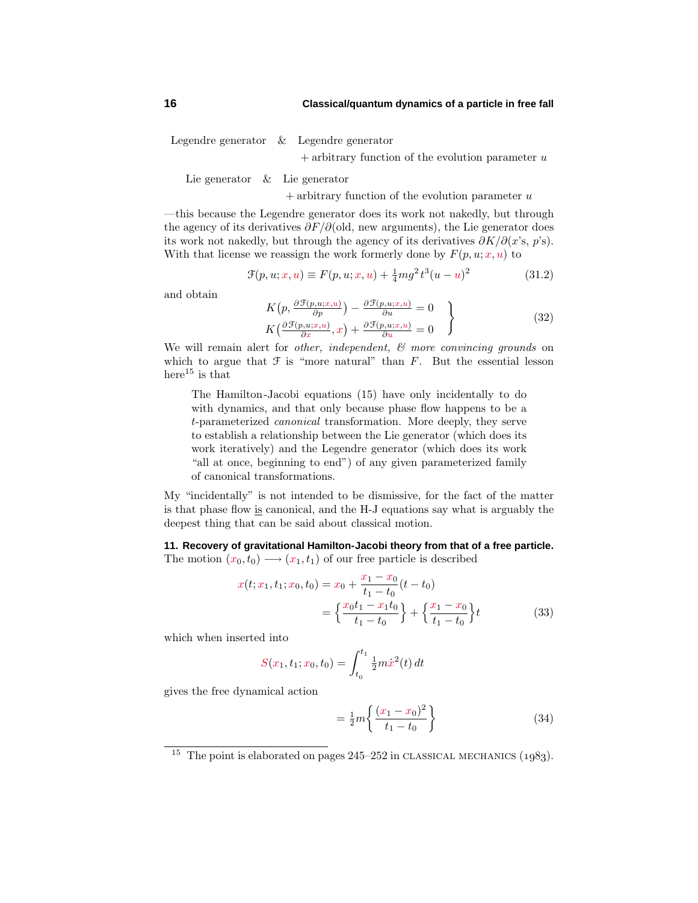Legendre generator & Legendre generator

+ arbitrary function of the evolution parameter $u$

Lie generator & Lie generator

+ arbitrary function of the evolution parameter $u$

—this because the Legendre generator does its work not nakedly, but through the agency of its derivatives $\partial F/\partial(\text{old, new arguments})$, the Lie generator does its work not nakedly, but through the agency of its derivatives $\partial K/\partial(x\text{'s}, p\text{'s})$. With that license we reassign the work formerly done by $F(p, u; x, u)$ to

$$\mathcal{F}(p, u; x, u) \equiv F(p, u; x, u) + \tfrac{1}{4}mg^2t^3(u - u)^2 \tag{31.2}$$

and obtain

$$\left.\begin{aligned} K\big(p, \tfrac{\partial \mathcal{F}(p,u;x,u)}{\partial p}\big) - \tfrac{\partial \mathcal{F}(p,u;x,u)}{\partial u} = 0 \\ K\big(\tfrac{\partial \mathcal{F}(p,u;x,u)}{\partial x}, x\big) + \tfrac{\partial \mathcal{F}(p,u;x,u)}{\partial u} = 0 \end{aligned}\right\} \tag{32}$$

We will remain alert for *other, independent, & more convincing grounds* on which to argue that $\mathcal{F}$ is "more natural" than $F$. But the essential lesson here[15] is that

> The Hamilton-Jacobi equations (15) have only incidentally to do with dynamics, and that only because phase flow happens to be a $t$-parameterized *canonical* transformation. More deeply, they serve to establish a relationship between the Lie generator (which does its work iteratively) and the Legendre generator (which does its work "all at once, beginning to end") of any given parameterized family of canonical transformations.

My "incidentally" is not intended to be dismissive, for the fact of the matter is that phase flow is canonical, and the H-J equations say what is arguably the deepest thing that can be said about classical motion.

**11. Recovery of gravitational Hamilton-Jacobi theory from that of a free particle.** The motion $(x_0, t_0) \longrightarrow (x_1, t_1)$ of our free particle is described

$$\begin{aligned} x(t; x_1, t_1; x_0, t_0) &= x_0 + \frac{x_1 - x_0}{t_1 - t_0}(t - t_0) \\ &= \left\{\frac{x_0 t_1 - x_1 t_0}{t_1 - t_0}\right\} + \left\{\frac{x_1 - x_0}{t_1 - t_0}\right\}t \end{aligned} \tag{33}$$

which when inserted into

$$S(x_1, t_1; x_0, t_0) = \int_{t_0}^{t_1} \tfrac{1}{2}m\dot{x}^2(t)\,dt$$

gives the free dynamical action

$$= \tfrac{1}{2}m\left\{\frac{(x_1 - x_0)^2}{t_1 - t_0}\right\} \tag{34}$$

---

[15] The point is elaborated on pages 245–252 in CLASSICAL MECHANICS (1983).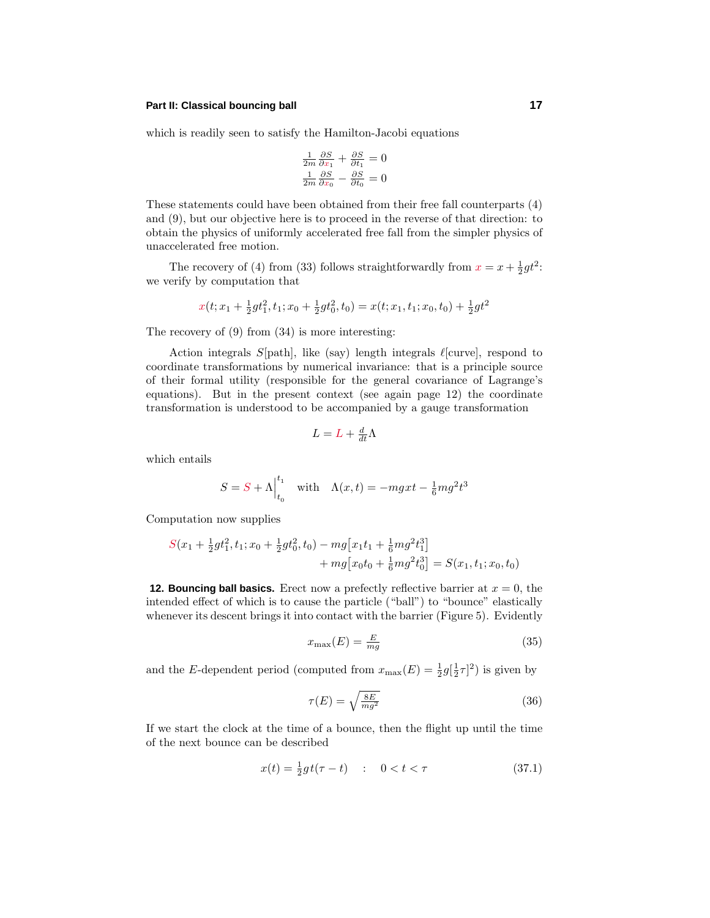which is readily seen to satisfy the Hamilton-Jacobi equations

$$\begin{aligned} \tfrac{1}{2m}\tfrac{\partial S}{\partial x_1} + \tfrac{\partial S}{\partial t_1} &= 0 \\ \tfrac{1}{2m}\tfrac{\partial S}{\partial x_0} - \tfrac{\partial S}{\partial t_0} &= 0 \end{aligned}$$

These statements could have been obtained from their free fall counterparts (4) and (9), but our objective here is to proceed in the reverse of that direction: to obtain the physics of uniformly accelerated free fall from the simpler physics of unaccelerated free motion.

The recovery of (4) from (33) follows straightforwardly from $x = x + \frac{1}{2}gt^2$: we verify by computation that

$$x(t; x_1 + \tfrac{1}{2}gt_1^2, t_1; x_0 + \tfrac{1}{2}gt_0^2, t_0) = x(t; x_1, t_1; x_0, t_0) + \tfrac{1}{2}gt^2$$

The recovery of (9) from (34) is more interesting:

Action integrals $S$[path], like (say) length integrals $\ell$[curve], respond to coordinate transformations by numerical invariance: that is a principle source of their formal utility (responsible for the general covariance of Lagrange's equations). But in the present context (see again page 12) the coordinate transformation is understood to be accompanied by a gauge transformation

$$L = L + \tfrac{d}{dt}\Lambda$$

which entails

$$S = S + \Lambda\Big|_{t_0}^{t_1} \quad \text{with} \quad \Lambda(x,t) = -mgxt - \tfrac{1}{6}mg^2t^3$$

Computation now supplies

$$\begin{aligned} S(x_1 + \tfrac{1}{2}gt_1^2, t_1; x_0 + \tfrac{1}{2}gt_0^2, t_0) - mg\big[x_1t_1 + \tfrac{1}{6}mg^2t_1^3\big] \\ + mg\big[x_0t_0 + \tfrac{1}{6}mg^2t_0^3\big] = S(x_1, t_1; x_0, t_0) \end{aligned}$$

**12. Bouncing ball basics.** Erect now a prefectly reflective barrier at $x = 0$, the intended effect of which is to cause the particle ("ball") to "bounce" elastically whenever its descent brings it into contact with the barrier (Figure 5). Evidently

$$x_{\max}(E) = \tfrac{E}{mg} \tag{35}$$

and the $E$-dependent period (computed from $x_{\max}(E) = \frac{1}{2}g[\frac{1}{2}\tau]^2$) is given by

$$\tau(E) = \sqrt{\tfrac{8E}{mg^2}} \tag{36}$$

If we start the clock at the time of a bounce, then the flight up until the time of the next bounce can be described

$$x(t) = \tfrac{1}{2}gt(\tau - t) \quad : \quad 0 < t < \tau \tag{37.1}$$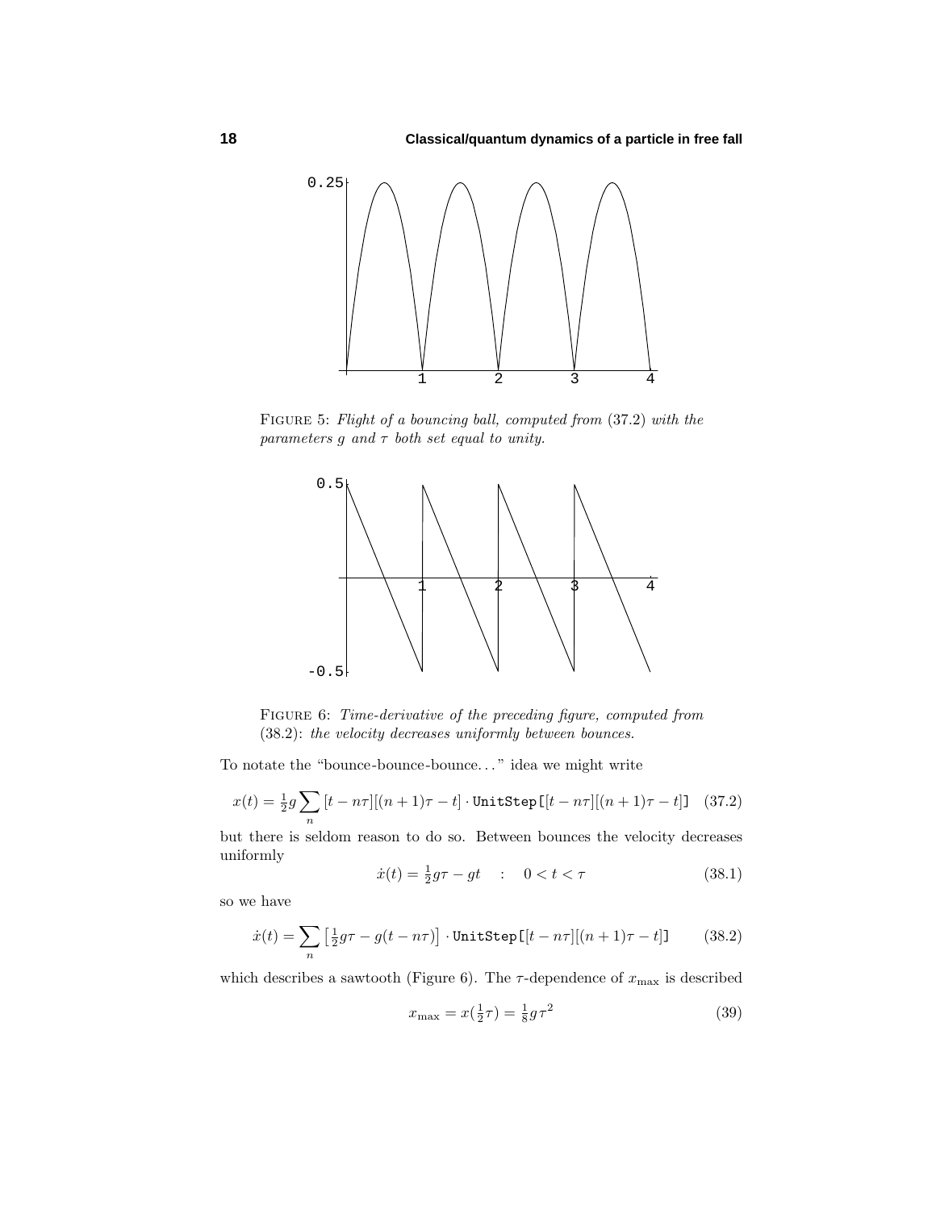FIGURE 5: *Flight of a bouncing ball, computed from* (37.2) *with the parameters* $g$ *and* $\tau$ *both set equal to unity.*

FIGURE 6: *Time-derivative of the preceding figure, computed from* (38.2): *the velocity decreases uniformly between bounces.*

To notate the "bounce-bounce-bounce..." idea we might write

$$x(t) = \tfrac{1}{2}g\sum_n\,[t - n\tau][(n+1)\tau - t]\cdot\texttt{UnitStep[}[t - n\tau][(n+1)\tau - t]\texttt{]} \tag{37.2}$$

but there is seldom reason to do so. Between bounces the velocity decreases uniformly

$$\dot{x}(t) = \tfrac{1}{2}g\tau - gt \quad : \quad 0 < t < \tau \tag{38.1}$$

so we have

$$\dot{x}(t) = \sum_n\big[\tfrac{1}{2}g\tau - g(t - n\tau)\big]\cdot\texttt{UnitStep[}[t - n\tau][(n+1)\tau - t]\texttt{]} \tag{38.2}$$

which describes a sawtooth (Figure 6). The $\tau$-dependence of $x_{\max}$ is described

$$x_{\max} = x(\tfrac{1}{2}\tau) = \tfrac{1}{8}g\tau^2 \tag{39}$$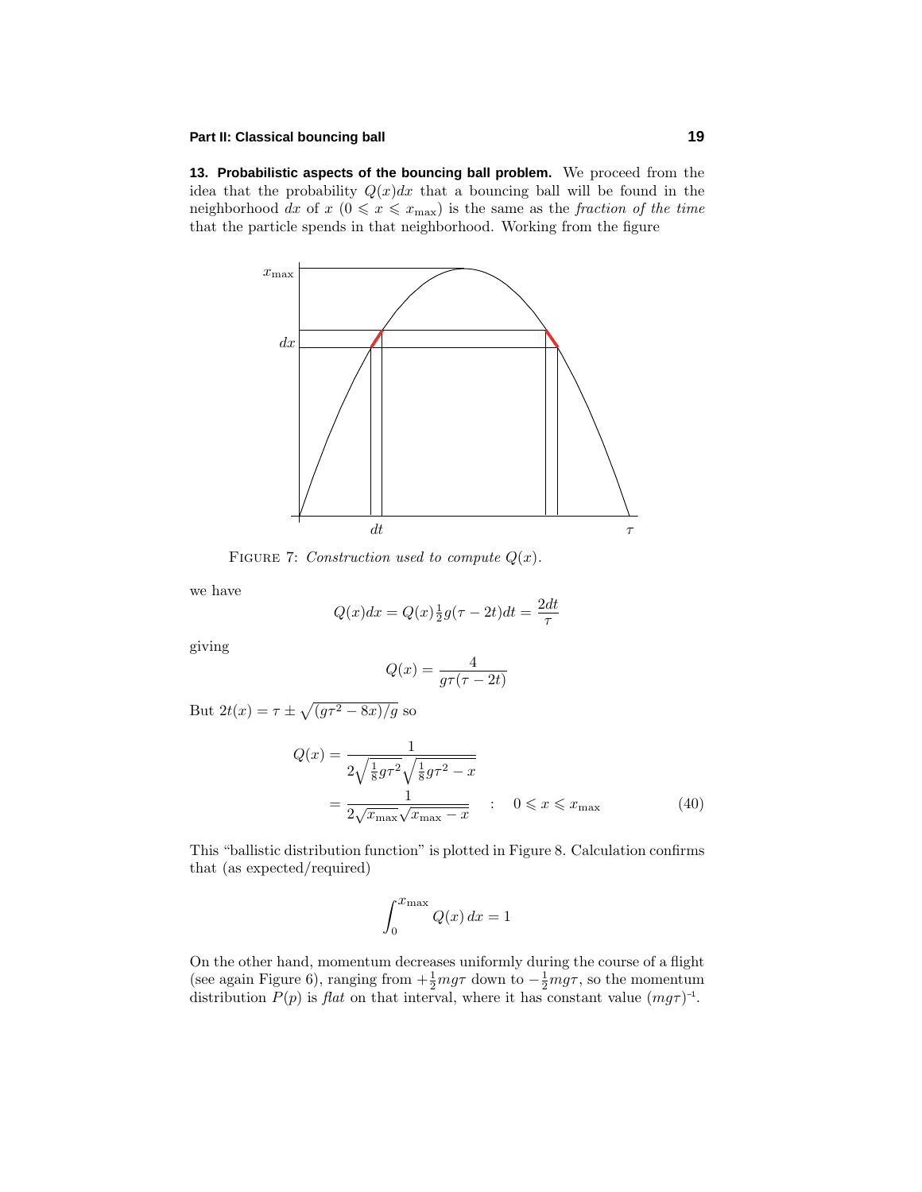**13. Probabilistic aspects of the bouncing ball problem.** We proceed from the idea that the probability $Q(x)dx$ that a bouncing ball will be found in the neighborhood $dx$ of $x$ ($0 \leqslant x \leqslant x_{\max}$) is the same as the *fraction of the time* that the particle spends in that neighborhood. Working from the figure

FIGURE 7: *Construction used to compute* $Q(x)$.

we have

$$Q(x)dx = Q(x)\tfrac{1}{2}g(\tau - 2t)dt = \frac{2dt}{\tau}$$

giving

$$Q(x) = \frac{4}{g\tau(\tau - 2t)}$$

But $2t(x) = \tau \pm \sqrt{(g\tau^2 - 8x)/g}$ so

$$\begin{aligned} Q(x) &= \frac{1}{2\sqrt{\frac{1}{8}g\tau^2}\sqrt{\frac{1}{8}g\tau^2 - x}} \\ &= \frac{1}{2\sqrt{x_{\max}}\sqrt{x_{\max} - x}} \quad : \quad 0 \leqslant x \leqslant x_{\max} \end{aligned} \tag{40}$$

This "ballistic distribution function" is plotted in Figure 8. Calculation confirms that (as expected/required)

$$\int_0^{x_{\max}} Q(x)\,dx = 1$$

On the other hand, momentum decreases uniformly during the course of a flight (see again Figure 6), ranging from $+\frac{1}{2}mg\tau$ down to $-\frac{1}{2}mg\tau$, so the momentum distribution $P(p)$ is *flat* on that interval, where it has constant value $(mg\tau)^{-1}$.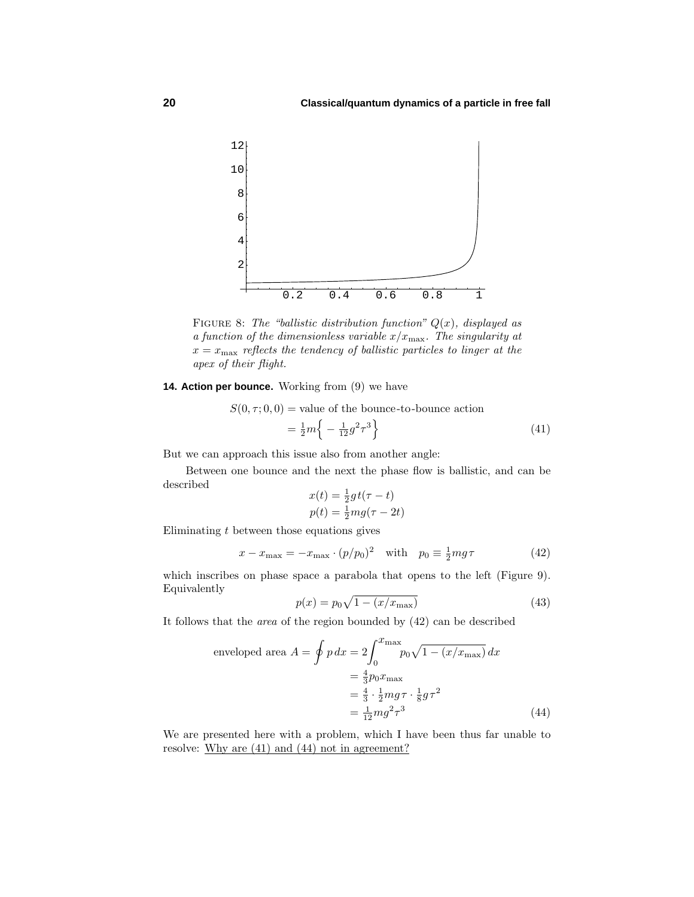FIGURE 8: *The "ballistic distribution function" $Q(x)$, displayed as a function of the dimensionless variable $x/x_{\max}$. The singularity at $x = x_{\max}$ reflects the tendency of ballistic particles to linger at the apex of their flight.*

## 14. Action per bounce.

Working from (9) we have

$$\begin{aligned} S(0,\tau;0,0) &= \text{value of the bounce-to-bounce action} \\ &= \tfrac{1}{2}m\Big\{ -\tfrac{1}{12}g^2\tau^3 \Big\} \end{aligned} \tag{41}$$

But we can approach this issue also from another angle:

Between one bounce and the next the phase flow is ballistic, and can be described

$$\begin{aligned} x(t) &= \tfrac{1}{2}g\,t(\tau - t) \\ p(t) &= \tfrac{1}{2}mg(\tau - 2t) \end{aligned}$$

Eliminating $t$ between those equations gives

$$x - x_{\max} = -x_{\max}\cdot(p/p_0)^2 \quad \text{with} \quad p_0 \equiv \tfrac{1}{2}mg\tau \tag{42}$$

which inscribes on phase space a parabola that opens to the left (Figure 9). Equivalently

$$p(x) = p_0\sqrt{1 - (x/x_{\max})} \tag{43}$$

It follows that the *area* of the region bounded by (42) can be described

$$\begin{aligned} \text{enveloped area } A = \oint p\,dx &= 2\int_0^{x_{\max}} p_0\sqrt{1 - (x/x_{\max})}\,dx \\ &= \tfrac{4}{3}p_0 x_{\max} \\ &= \tfrac{4}{3}\cdot\tfrac{1}{2}mg\tau\cdot\tfrac{1}{8}g\tau^2 \\ &= \tfrac{1}{12}mg^2\tau^3 \end{aligned} \tag{44}$$

We are presented here with a problem, which I have been thus far unable to resolve: Why are (41) and (44) not in agreement?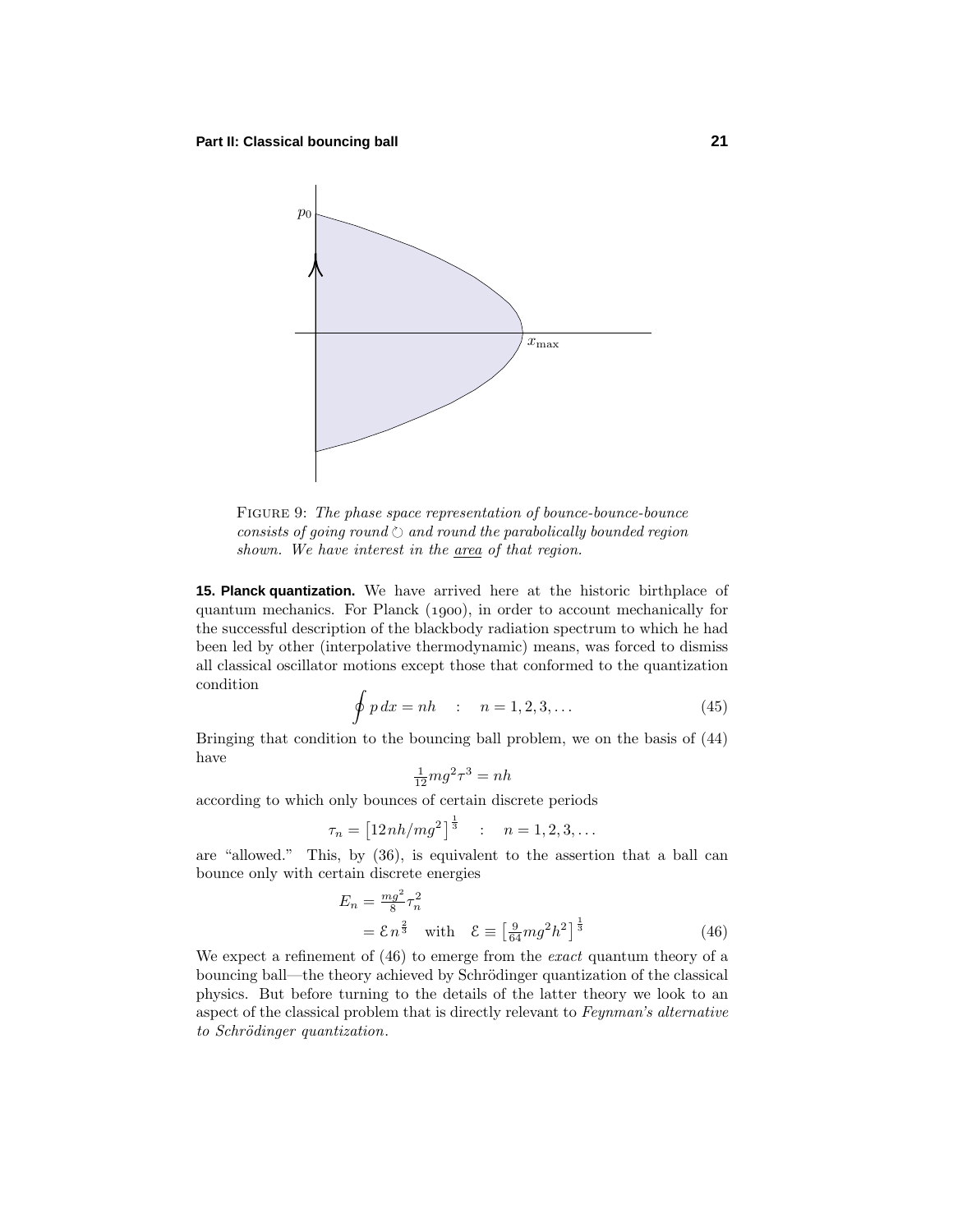FIGURE 9: *The phase space representation of bounce-bounce-bounce consists of going round ↻ and round the parabolically bounded region shown. We have interest in the* <u>area</u> *of that region.*

**15. Planck quantization.** We have arrived here at the historic birthplace of quantum mechanics. For Planck (1900), in order to account mechanically for the successful description of the blackbody radiation spectrum to which he had been led by other (interpolative thermodynamic) means, was forced to dismiss all classical oscillator motions except those that conformed to the quantization condition

$$\oint p\,dx = nh \quad : \quad n = 1, 2, 3, \ldots \tag{45}$$

Bringing that condition to the bouncing ball problem, we on the basis of (44) have

$$\tfrac{1}{12}mg^2\tau^3 = nh$$

according to which only bounces of certain discrete periods

$$\tau_n = \left[12nh/mg^2\right]^{\frac{1}{3}} \quad : \quad n = 1, 2, 3, \ldots$$

are "allowed." This, by (36), is equivalent to the assertion that a ball can bounce only with certain discrete energies

$$\begin{aligned} E_n &= \tfrac{mg^2}{8}\tau_n^2 \\ &= \mathcal{E}\, n^{\frac{2}{3}} \quad \text{with} \quad \mathcal{E} \equiv \left[\tfrac{9}{64}mg^2h^2\right]^{\frac{1}{3}} \end{aligned} \tag{46}$$

We expect a refinement of (46) to emerge from the *exact* quantum theory of a bouncing ball—the theory achieved by Schrödinger quantization of the classical physics. But before turning to the details of the latter theory we look to an aspect of the classical problem that is directly relevant to *Feynman's alternative to Schrödinger quantization*.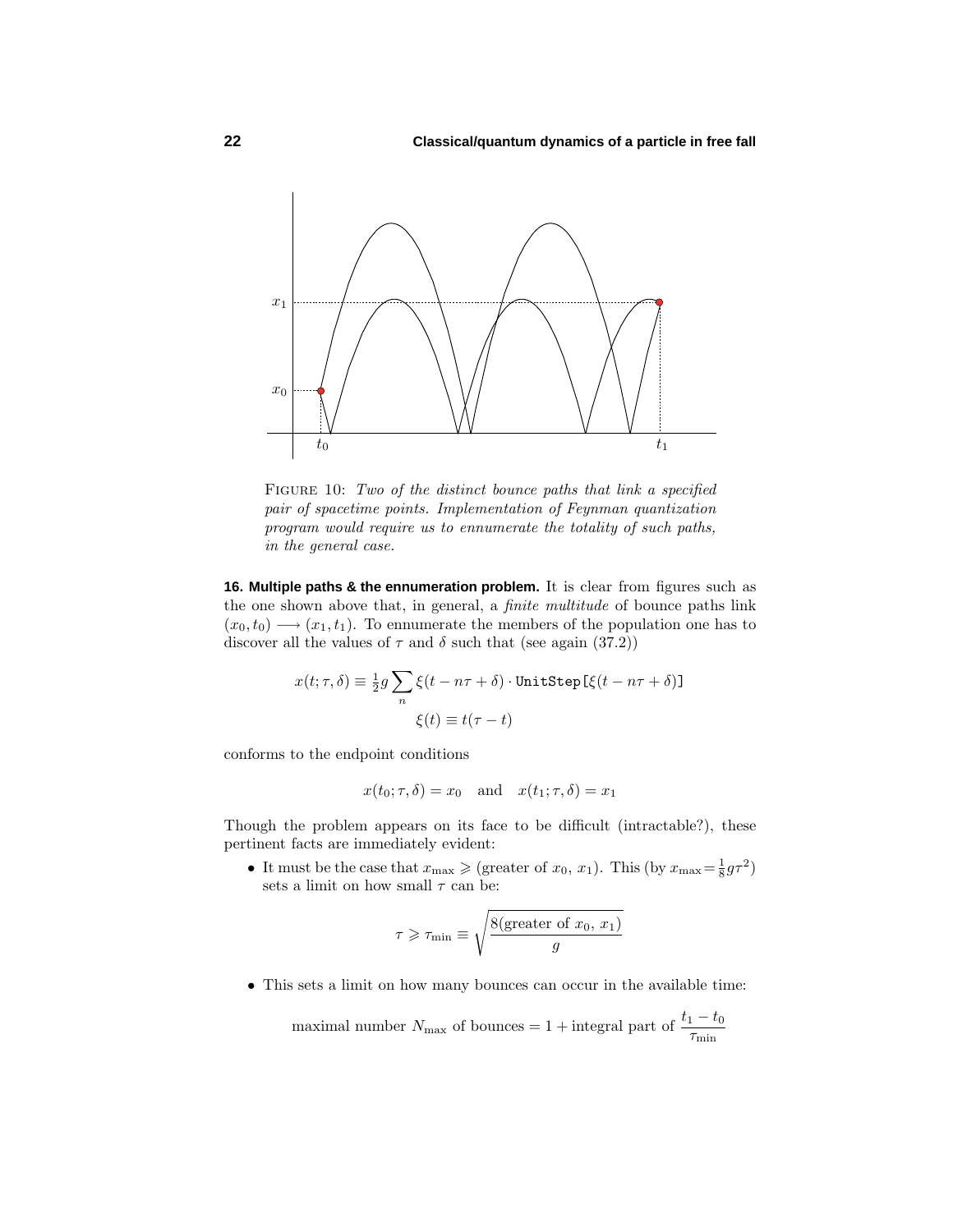FIGURE 10: *Two of the distinct bounce paths that link a specified pair of spacetime points. Implementation of Feynman quantization program would require us to ennumerate the totality of such paths, in the general case.*

**16. Multiple paths & the ennumeration problem.** It is clear from figures such as the one shown above that, in general, a *finite multitude* of bounce paths link $(x_0, t_0) \longrightarrow (x_1, t_1)$. To ennumerate the members of the population one has to discover all the values of $\tau$ and $\delta$ such that (see again (37.2))

$$x(t; \tau, \delta) \equiv \tfrac{1}{2}g \sum_n \xi(t - n\tau + \delta) \cdot \texttt{UnitStep}[\xi(t - n\tau + \delta)]$$

$$\xi(t) \equiv t(\tau - t)$$

conforms to the endpoint conditions

$$x(t_0; \tau, \delta) = x_0 \quad \text{and} \quad x(t_1; \tau, \delta) = x_1$$

Though the problem appears on its face to be difficult (intractable?), these pertinent facts are immediately evident:

- It must be the case that $x_{\max} \geqslant$ (greater of $x_0$, $x_1$). This (by $x_{\max} = \frac{1}{8}g\tau^2$) sets a limit on how small $\tau$ can be:

$$\tau \geqslant \tau_{\min} \equiv \sqrt{\frac{8(\text{greater of } x_0,\, x_1)}{g}}$$

- This sets a limit on how many bounces can occur in the available time:

$$\text{maximal number } N_{\max} \text{ of bounces} = 1 + \text{integral part of } \frac{t_1 - t_0}{\tau_{\min}}$$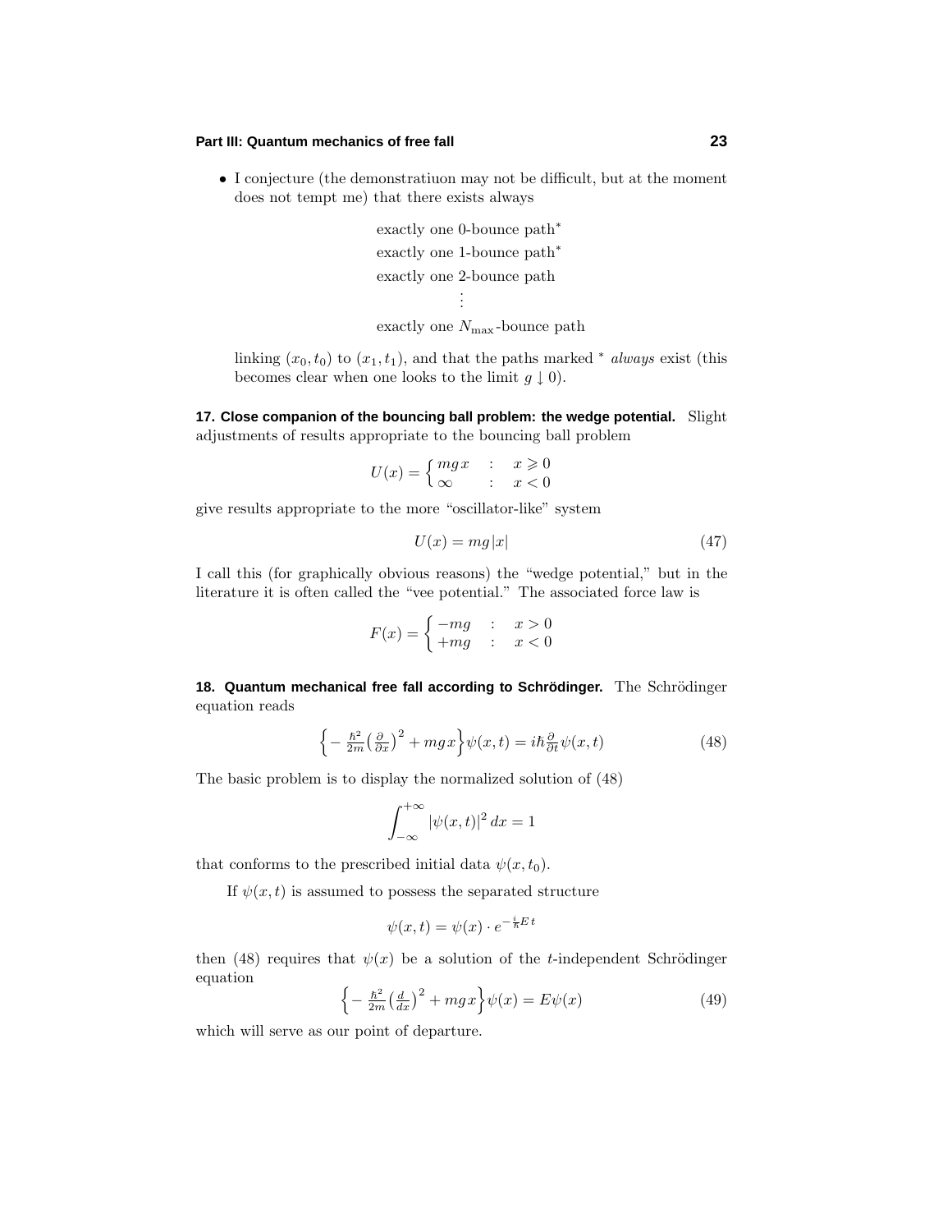- I conjecture (the demonstratiuon may not be difficult, but at the moment does not tempt me) that there exists always

  exactly one 0-bounce path*
  exactly one 1-bounce path*
  exactly one 2-bounce path
  ⋮
  exactly one $N_{\text{max}}$-bounce path

  linking $(x_0, t_0)$ to $(x_1, t_1)$, and that the paths marked * *always* exist (this becomes clear when one looks to the limit $g \downarrow 0$).

**17. Close companion of the bouncing ball problem: the wedge potential.** Slight adjustments of results appropriate to the bouncing ball problem

$$U(x) = \begin{cases} mgx & : \quad x \geqslant 0 \\ \infty & : \quad x < 0 \end{cases}$$

give results appropriate to the more "oscillator-like" system

$$U(x) = mg|x| \tag{47}$$

I call this (for graphically obvious reasons) the "wedge potential," but in the literature it is often called the "vee potential." The associated force law is

$$F(x) = \begin{cases} -mg & : \quad x > 0 \\ +mg & : \quad x < 0 \end{cases}$$

**18. Quantum mechanical free fall according to Schrödinger.** The Schrödinger equation reads

$$\Big\{-\tfrac{\hbar^2}{2m}\big(\tfrac{\partial}{\partial x}\big)^2 + mgx\Big\}\psi(x,t) = i\hbar\tfrac{\partial}{\partial t}\psi(x,t) \tag{48}$$

The basic problem is to display the normalized solution of (48)

$$\int_{-\infty}^{+\infty} |\psi(x,t)|^2\,dx = 1$$

that conforms to the prescribed initial data $\psi(x, t_0)$.

If $\psi(x,t)$ is assumed to possess the separated structure

$$\psi(x,t) = \psi(x)\cdot e^{-\frac{i}{\hbar}Et}$$

then (48) requires that $\psi(x)$ be a solution of the $t$-independent Schrödinger equation

$$\Big\{-\tfrac{\hbar^2}{2m}\big(\tfrac{d}{dx}\big)^2 + mgx\Big\}\psi(x) = E\psi(x) \tag{49}$$

which will serve as our point of departure.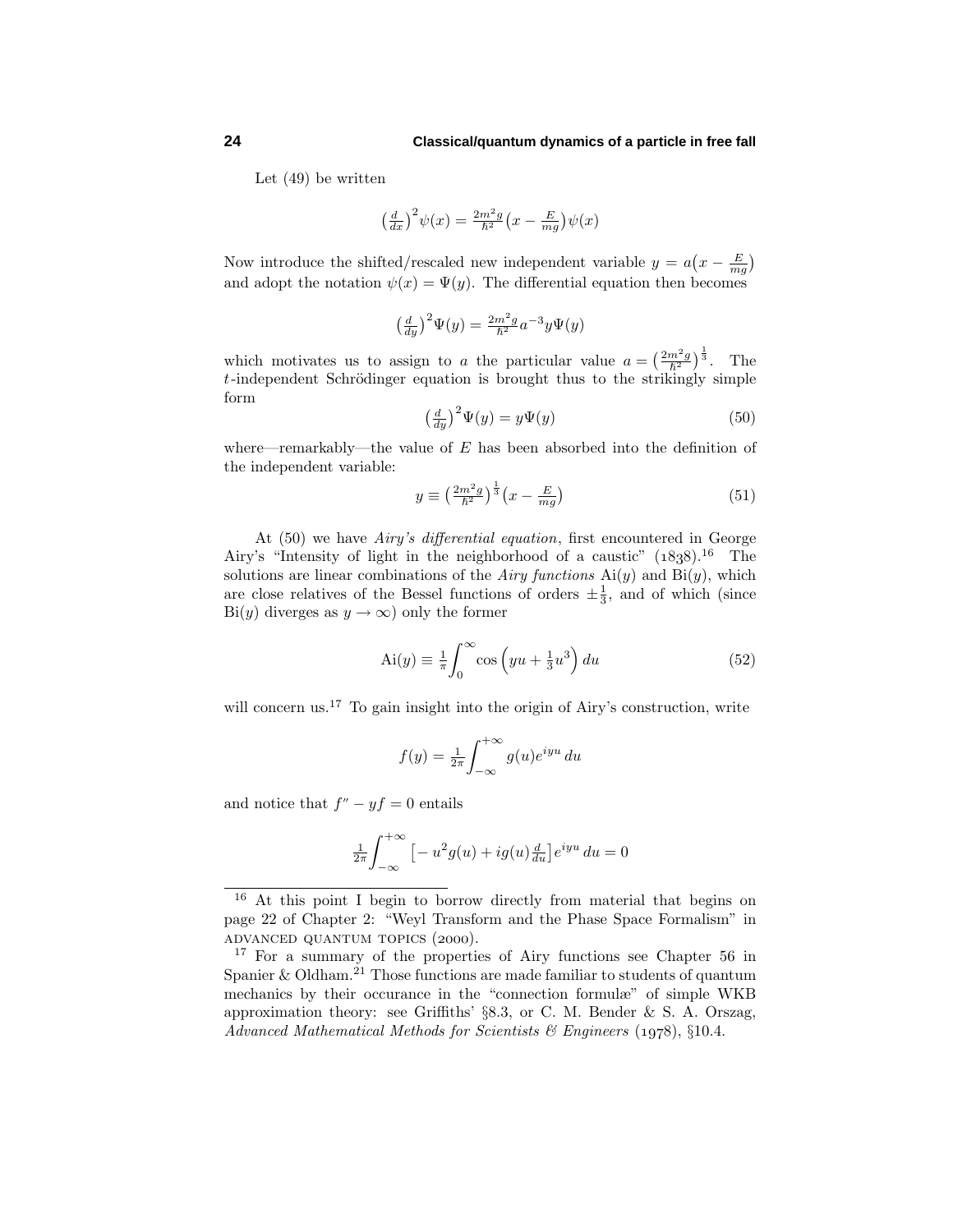Let (49) be written

$$\left(\tfrac{d}{dx}\right)^2\psi(x) = \tfrac{2m^2g}{\hbar^2}\left(x - \tfrac{E}{mg}\right)\psi(x)$$

Now introduce the shifted/rescaled new independent variable $y = a\left(x - \frac{E}{mg}\right)$ and adopt the notation $\psi(x) = \Psi(y)$. The differential equation then becomes

$$\left(\tfrac{d}{dy}\right)^2\Psi(y) = \tfrac{2m^2g}{\hbar^2}a^{-3}y\Psi(y)$$

which motivates us to assign to $a$ the particular value $a = \left(\frac{2m^2g}{\hbar^2}\right)^{\frac{1}{3}}$. The $t$-independent Schrödinger equation is brought thus to the strikingly simple form

$$\left(\tfrac{d}{dy}\right)^2\Psi(y) = y\Psi(y) \tag{50}$$

where—remarkably—the value of $E$ has been absorbed into the definition of the independent variable:

$$y \equiv \left(\tfrac{2m^2g}{\hbar^2}\right)^{\frac{1}{3}}\left(x - \tfrac{E}{mg}\right) \tag{51}$$

At (50) we have *Airy's differential equation*, first encountered in George Airy's "Intensity of light in the neighborhood of a caustic" (1838).[16] The solutions are linear combinations of the *Airy functions* $\text{Ai}(y)$ and $\text{Bi}(y)$, which are close relatives of the Bessel functions of orders $\pm\frac{1}{3}$, and of which (since $\text{Bi}(y)$ diverges as $y \to \infty$) only the former

$$\text{Ai}(y) \equiv \tfrac{1}{\pi}\int_0^\infty \cos\left(yu + \tfrac{1}{3}u^3\right)du \tag{52}$$

will concern us.[17] To gain insight into the origin of Airy's construction, write

$$f(y) = \tfrac{1}{2\pi}\int_{-\infty}^{+\infty} g(u)e^{iyu}\,du$$

and notice that $f'' - yf = 0$ entails

$$\tfrac{1}{2\pi}\int_{-\infty}^{+\infty}\left[-u^2g(u) + ig(u)\tfrac{d}{du}\right]e^{iyu}\,du = 0$$

---

[16] At this point I begin to borrow directly from material that begins on page 22 of Chapter 2: "Weyl Transform and the Phase Space Formalism" in ADVANCED QUANTUM TOPICS (2000).

[17] For a summary of the properties of Airy functions see Chapter 56 in Spanier & Oldham.[21] Those functions are made familiar to students of quantum mechanics by their occurance in the "connection formulæ" of simple WKB approximation theory: see Griffiths' §8.3, or C. M. Bender & S. A. Orszag, *Advanced Mathematical Methods for Scientists & Engineers* (1978), §10.4.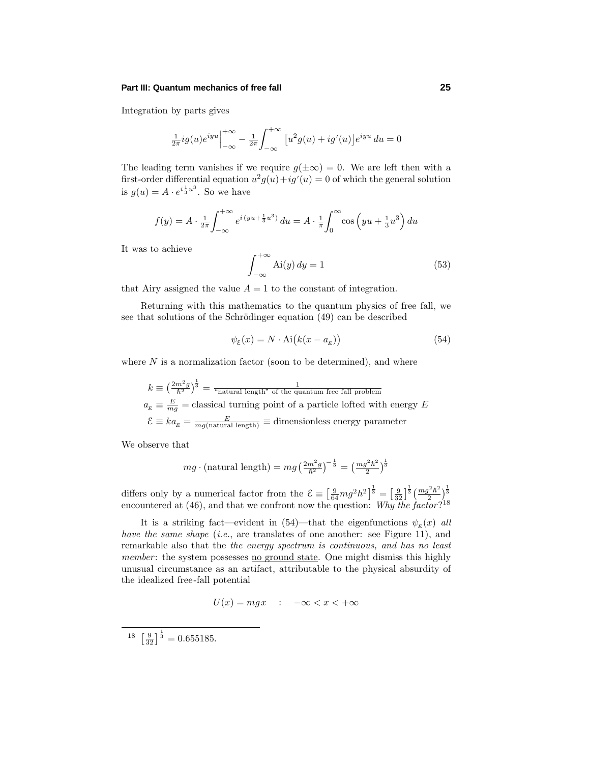Integration by parts gives

$$\tfrac{1}{2\pi} i g(u) e^{iyu}\Big|_{-\infty}^{+\infty} - \tfrac{1}{2\pi}\int_{-\infty}^{+\infty}\big[u^2 g(u) + i g'(u)\big] e^{iyu}\, du = 0$$

The leading term vanishes if we require $g(\pm\infty) = 0$. We are left then with a first-order differential equation $u^2 g(u) + i g'(u) = 0$ of which the general solution is $g(u) = A\cdot e^{i\frac{1}{3}u^3}$. So we have

$$f(y) = A\cdot \tfrac{1}{2\pi}\int_{-\infty}^{+\infty} e^{i\left(yu+\frac{1}{3}u^3\right)}\, du = A\cdot \tfrac{1}{\pi}\int_0^{\infty}\cos\Big(yu + \tfrac{1}{3}u^3\Big)\, du$$

It was to achieve

$$\int_{-\infty}^{+\infty} \text{Ai}(y)\, dy = 1 \tag{53}$$

that Airy assigned the value $A = 1$ to the constant of integration.

Returning with this mathematics to the quantum physics of free fall, we see that solutions of the Schrödinger equation (49) can be described

$$\psi_{\mathcal{E}}(x) = N\cdot \text{Ai}\big(k(x - a_E)\big) \tag{54}$$

where $N$ is a normalization factor (soon to be determined), and where

$$\begin{aligned}
k &\equiv \big(\tfrac{2m^2 g}{\hbar^2}\big)^{\frac{1}{3}} = \tfrac{1}{\text{“natural length” of the quantum free fall problem}}\\
a_E &\equiv \tfrac{E}{mg} = \text{classical turning point of a particle lofted with energy } E\\
\mathcal{E} &\equiv k a_E = \tfrac{E}{mg(\text{natural length})} \equiv \text{dimensionless energy parameter}
\end{aligned}$$

We observe that

$$mg\cdot(\text{natural length}) = mg\big(\tfrac{2m^2 g}{\hbar^2}\big)^{-\frac{1}{3}} = \big(\tfrac{mg^2\hbar^2}{2}\big)^{\frac{1}{3}}$$

differs only by a numerical factor from the $\mathcal{E} \equiv \big[\frac{9}{64}mg^2h^2\big]^{\frac{1}{3}} = \big[\frac{9}{32}\big]^{\frac{1}{3}}\big(\frac{mg^2\hbar^2}{2}\big)^{\frac{1}{3}}$ encountered at (46), and that we confront now the question: *Why the factor?*[18]

It is a striking fact—evident in (54)—that the eigenfunctions $\psi_E(x)$ *all have the same shape* (*i.e.*, are translates of one another: see Figure 11), and remarkable also that the *the energy spectrum is continuous, and has no least member*: the system possesses no ground state. One might dismiss this highly unusual circumstance as an artifact, attributable to the physical absurdity of the idealized free-fall potential

$$U(x) = mgx \quad : \quad -\infty < x < +\infty$$

---

[18] $\big[\frac{9}{32}\big]^{\frac{1}{3}} = 0.655185.$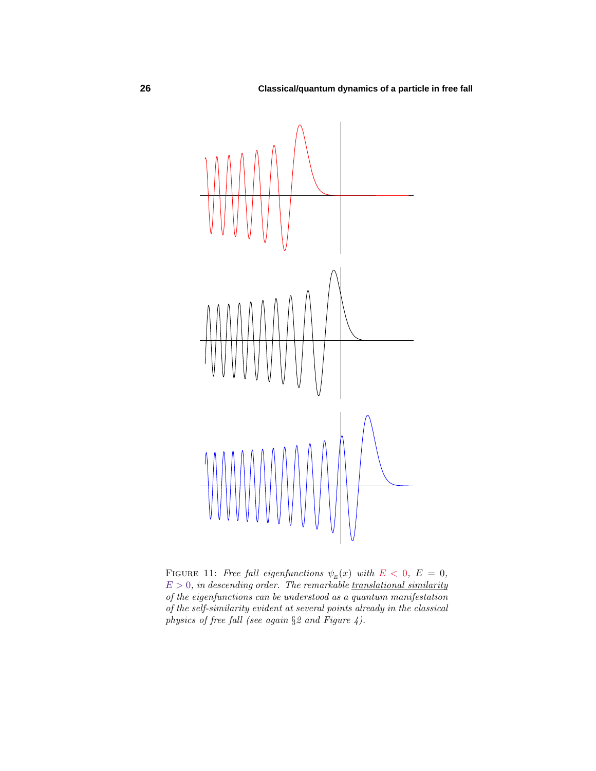FIGURE 11: *Free fall eigenfunctions $\psi_{E}(x)$ with $E < 0$, $E = 0$, $E > 0$, in descending order. The remarkable* <u>*translational similarity*</u> *of the eigenfunctions can be understood as a quantum manifestation of the self-similarity evident at several points already in the classical physics of free fall (see again §2 and Figure 4).*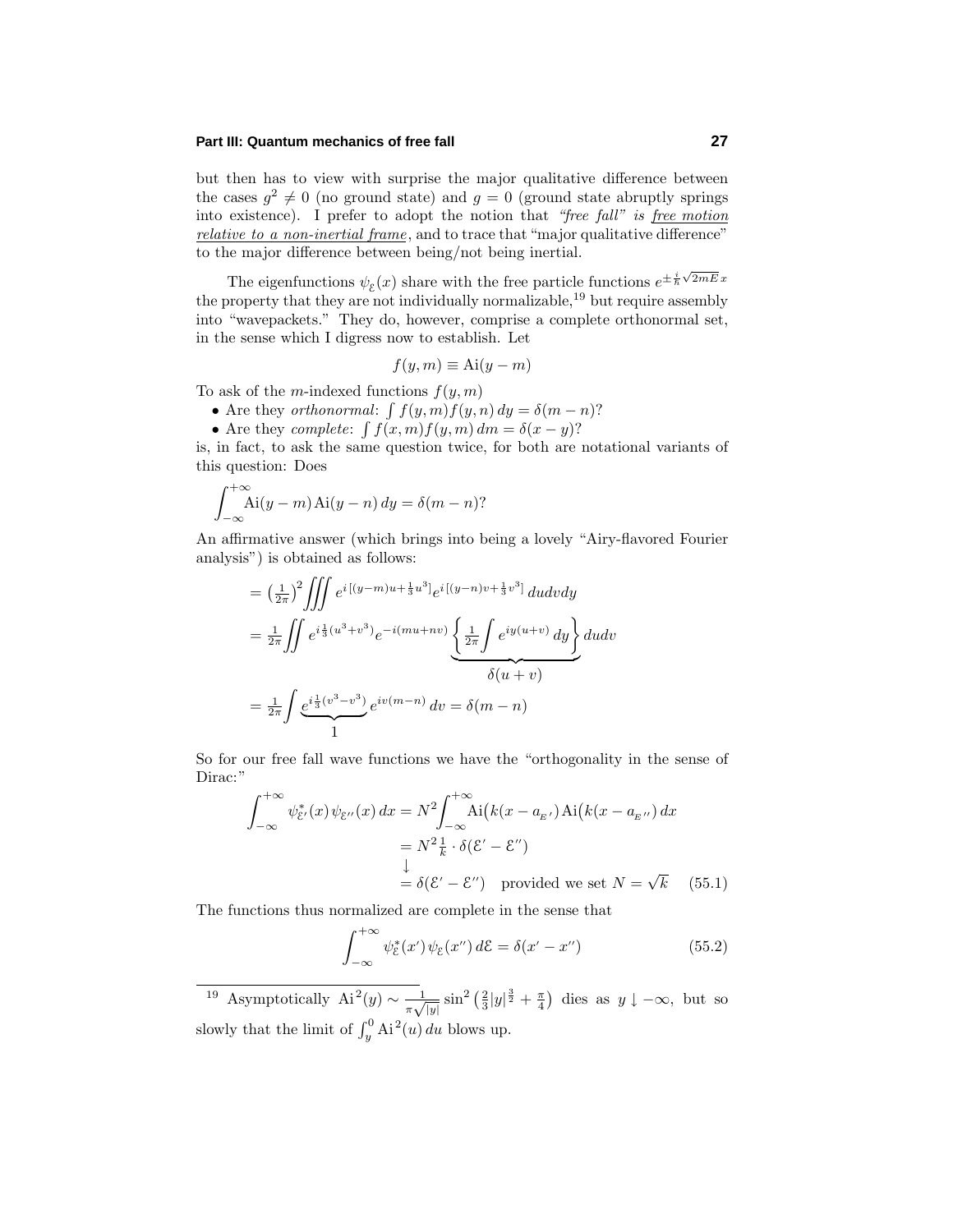but then has to view with surprise the major qualitative difference between the cases $g^2 \neq 0$ (no ground state) and $g = 0$ (ground state abruptly springs into existence). I prefer to adopt the notion that *"free fall" is* <u>*free motion relative to a non-inertial frame*</u>, and to trace that "major qualitative difference" to the major difference between being/not being inertial.

The eigenfunctions $\psi_{\mathcal{E}}(x)$ share with the free particle functions $e^{\pm \frac{i}{\hbar}\sqrt{2mE}\,x}$ the property that they are not individually normalizable,[19] but require assembly into "wavepackets." They do, however, comprise a complete orthonormal set, in the sense which I digress now to establish. Let

$$f(y,m) \equiv \text{Ai}(y-m)$$

To ask of the $m$-indexed functions $f(y,m)$

- Are they *orthonormal*: $\int f(y,m)f(y,n)\,dy = \delta(m-n)$?
- Are they *complete*: $\int f(x,m)f(y,m)\,dm = \delta(x-y)$?

is, in fact, to ask the same question twice, for both are notational variants of this question: Does

$$\int_{-\infty}^{+\infty} \text{Ai}(y-m)\,\text{Ai}(y-n)\,dy = \delta(m-n)?$$

An affirmative answer (which brings into being a lovely "Airy-flavored Fourier analysis") is obtained as follows:

$$
\begin{aligned}
&= \left(\tfrac{1}{2\pi}\right)^2 \iiint e^{i\,[(y-m)u+\frac{1}{3}u^3]} e^{i\,[(y-n)v+\frac{1}{3}v^3]}\,dudvdy \\
&= \tfrac{1}{2\pi} \iint e^{i\frac{1}{3}(u^3+v^3)} e^{-i(mu+nv)} \underbrace{\left\{ \tfrac{1}{2\pi}\int e^{iy(u+v)}\,dy \right\}}_{\delta(u+v)} dudv \\
&= \tfrac{1}{2\pi}\int \underbrace{e^{i\frac{1}{3}(v^3-v^3)}}_{1} e^{iv(m-n)}\,dv = \delta(m-n)
\end{aligned}
$$

So for our free fall wave functions we have the "orthogonality in the sense of Dirac:"

$$
\begin{aligned}
\int_{-\infty}^{+\infty} \psi^*_{\mathcal{E}'}(x)\,\psi_{\mathcal{E}''}(x)\,dx &= N^2 \int_{-\infty}^{+\infty} \text{Ai}\big(k(x-a_{E'}\big)\,\text{Ai}\big(k(x-a_{E''}\big)\,dx \\
&= N^2 \tfrac{1}{k} \cdot \delta(\mathcal{E}'-\mathcal{E}'') \\
&\downarrow \\
&= \delta(\mathcal{E}'-\mathcal{E}'') \quad \text{provided we set } N = \sqrt{k} \qquad (55.1)
\end{aligned}
$$

The functions thus normalized are complete in the sense that

$$\int_{-\infty}^{+\infty} \psi^*_{\mathcal{E}}(x')\,\psi_{\mathcal{E}}(x'')\,d\mathcal{E} = \delta(x'-x'') \qquad (55.2)$$

---

[19] Asymptotically $\text{Ai}^2(y) \sim \frac{1}{\pi\sqrt{|y|}} \sin^2\left(\frac{2}{3}|y|^{\frac{3}{2}} + \frac{\pi}{4}\right)$ dies as $y \downarrow -\infty$, but so slowly that the limit of $\int_y^0 \text{Ai}^2(u)\,du$ blows up.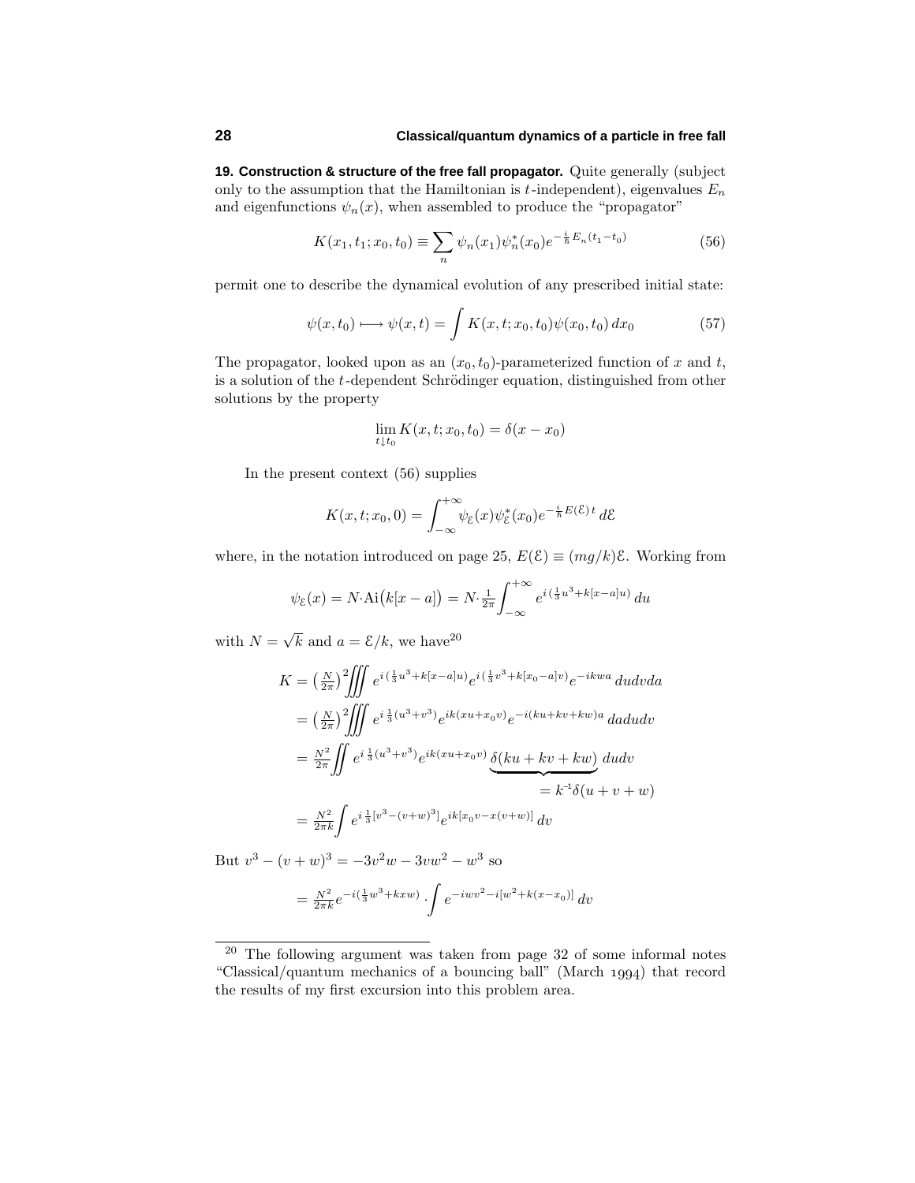**19. Construction & structure of the free fall propagator.** Quite generally (subject only to the assumption that the Hamiltonian is $t$-independent), eigenvalues $E_n$ and eigenfunctions $\psi_n(x)$, when assembled to produce the "propagator"

$$K(x_1,t_1;x_0,t_0) \equiv \sum_n \psi_n(x_1)\psi_n^*(x_0)e^{-\frac{i}{\hbar}E_n(t_1-t_0)} \tag{56}$$

permit one to describe the dynamical evolution of any prescribed initial state:

$$\psi(x,t_0) \longmapsto \psi(x,t) = \int K(x,t;x_0,t_0)\psi(x_0,t_0)\,dx_0 \tag{57}$$

The propagator, looked upon as an $(x_0,t_0)$-parameterized function of $x$ and $t$, is a solution of the $t$-dependent Schrödinger equation, distinguished from other solutions by the property

$$\lim_{t\downarrow t_0} K(x,t;x_0,t_0) = \delta(x-x_0)$$

In the present context (56) supplies

$$K(x,t;x_0,0) = \int_{-\infty}^{+\infty} \psi_{\mathcal{E}}(x)\psi_{\mathcal{E}}^*(x_0)e^{-\frac{i}{\hbar}E(\mathcal{E})\,t}\,d\mathcal{E}$$

where, in the notation introduced on page 25, $E(\mathcal{E}) \equiv (mg/k)\mathcal{E}$. Working from

$$\psi_{\mathcal{E}}(x) = N\!\cdot\!\text{Ai}\big(k[x-a]\big) = N\!\cdot\!\tfrac{1}{2\pi}\int_{-\infty}^{+\infty} e^{i\,(\frac{1}{3}u^3+k[x-a]u)}\,du$$

with $N = \sqrt{k}$ and $a = \mathcal{E}/k$, we have[20]

$$\begin{aligned}
K &= \big(\tfrac{N}{2\pi}\big)^2 \iiint e^{i\,(\frac{1}{3}u^3+k[x-a]u)}e^{i\,(\frac{1}{3}v^3+k[x_0-a]v)}e^{-ikwa}\,dudvda \\
&= \big(\tfrac{N}{2\pi}\big)^2 \iiint e^{i\,\frac{1}{3}(u^3+v^3)}e^{ik(xu+x_0v)}e^{-i(ku+kv+kw)a}\,dadudv \\
&= \tfrac{N^2}{2\pi}\iint e^{i\,\frac{1}{3}(u^3+v^3)}e^{ik(xu+x_0v)}\underbrace{\delta(ku+kv+kw)}_{=\,k^{-1}\delta(u+v+w)}\,dudv \\
&= \tfrac{N^2}{2\pi k}\int e^{i\,\frac{1}{3}[v^3-(v+w)^3]}e^{ik[x_0v-x(v+w)]}\,dv
\end{aligned}$$

But $v^3-(v+w)^3 = -3v^2w-3vw^2-w^3$ so

$$= \tfrac{N^2}{2\pi k}e^{-i(\frac{1}{3}w^3+kxw)}\cdot\int e^{-iwv^2-i[w^2+k(x-x_0)]}\,dv$$

---

[20] The following argument was taken from page 32 of some informal notes "Classical/quantum mechanics of a bouncing ball" (March 1994) that record the results of my first excursion into this problem area.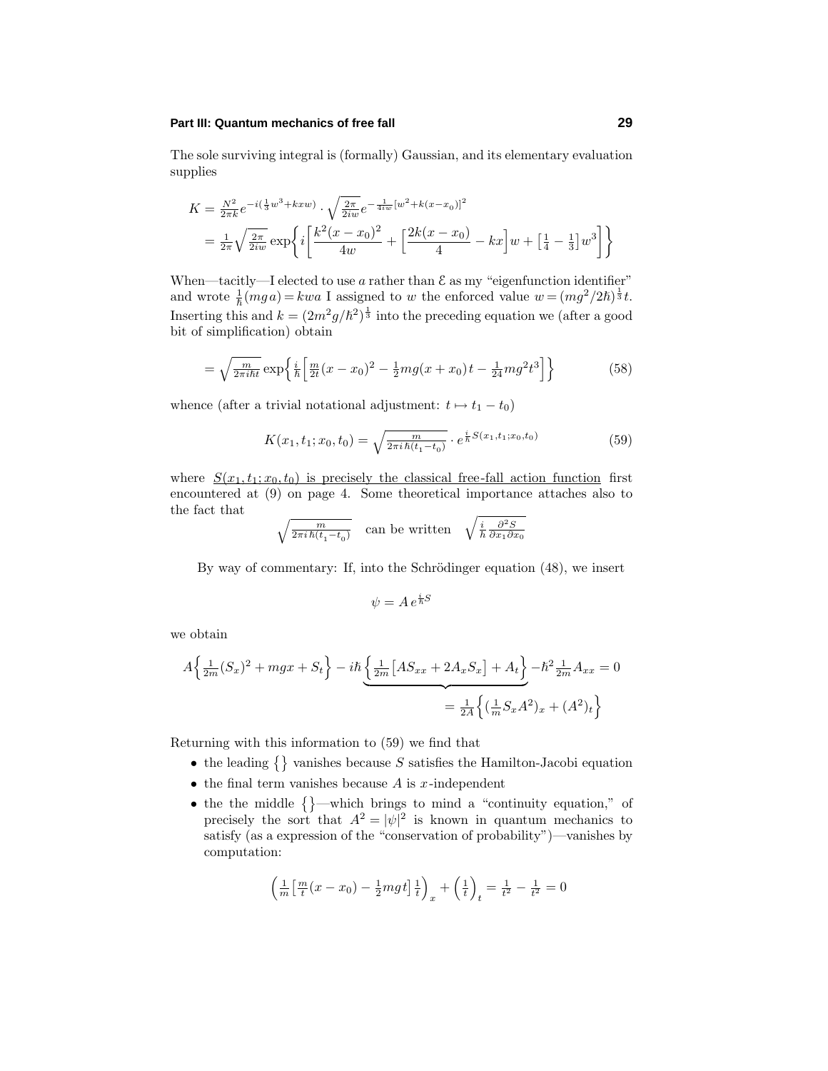The sole surviving integral is (formally) Gaussian, and its elementary evaluation supplies

$$
\begin{aligned}
K &= \tfrac{N^2}{2\pi k} e^{-i(\frac{1}{3}w^3 + kxw)} \cdot \sqrt{\tfrac{2\pi}{2iw}}\, e^{-\frac{1}{4iw}[w^2 + k(x-x_0)]^2} \\
&= \tfrac{1}{2\pi}\sqrt{\tfrac{2\pi}{2iw}} \exp\Big\{ i\Big[ \frac{k^2(x-x_0)^2}{4w} + \Big[\frac{2k(x-x_0)}{4} - kx\Big]w + \big[\tfrac{1}{4}-\tfrac{1}{3}\big]w^3 \Big]\Big\}
\end{aligned}
$$

When—tacitly—I elected to use $a$ rather than $\mathcal{E}$ as my "eigenfunction identifier" and wrote $\frac{1}{\hbar}(mga) = kwa$ I assigned to $w$ the enforced value $w = (mg^2/2\hbar)^{\frac{1}{3}}t$. Inserting this and $k = (2m^2g/\hbar^2)^{\frac{1}{3}}$ into the preceding equation we (after a good bit of simplification) obtain

$$
= \sqrt{\tfrac{m}{2\pi i\hbar t}} \exp\Big\{ \tfrac{i}{\hbar}\Big[ \tfrac{m}{2t}(x-x_0)^2 - \tfrac{1}{2}mg(x+x_0)t - \tfrac{1}{24}mg^2t^3 \Big]\Big\} \tag{58}
$$

whence (after a trivial notational adjustment: $t \mapsto t_1 - t_0$)

$$
K(x_1, t_1; x_0, t_0) = \sqrt{\tfrac{m}{2\pi i\hbar(t_1-t_0)}} \cdot e^{\frac{i}{\hbar}S(x_1,t_1;x_0,t_0)} \tag{59}
$$

where <u>$S(x_1, t_1; x_0, t_0)$ is precisely the classical free-fall action function</u> first encountered at (9) on page 4. Some theoretical importance attaches also to the fact that

$$
\sqrt{\tfrac{m}{2\pi i\hbar(t_1-t_0)}} \quad \text{can be written} \quad \sqrt{\tfrac{i}{h}\tfrac{\partial^2 S}{\partial x_1 \partial x_0}}
$$

By way of commentary: If, into the Schrödinger equation (48), we insert

$$
\psi = A\, e^{\frac{i}{\hbar}S}
$$

we obtain

$$
A\Big\{\tfrac{1}{2m}(S_x)^2 + mgx + S_t\Big\} - i\hbar\underbrace{\Big\{\tfrac{1}{2m}\big[AS_{xx} + 2A_xS_x\big] + A_t\Big\}}_{=\frac{1}{2A}\left\{(\frac{1}{m}S_xA^2)_x + (A^2)_t\right\}} - \hbar^2\tfrac{1}{2m}A_{xx} = 0
$$

Returning with this information to (59) we find that

- the leading $\{\}$ vanishes because $S$ satisfies the Hamilton-Jacobi equation
- the final term vanishes because $A$ is $x$-independent
- the the middle $\{\}$—which brings to mind a "continuity equation," of precisely the sort that $A^2 = |\psi|^2$ is known in quantum mechanics to satisfy (as a expression of the "conservation of probability")—vanishes by computation:

$$
\Big(\tfrac{1}{m}\big[\tfrac{m}{t}(x-x_0) - \tfrac{1}{2}mgt\big]\tfrac{1}{t}\Big)_x + \Big(\tfrac{1}{t}\Big)_t = \tfrac{1}{t^2} - \tfrac{1}{t^2} = 0
$$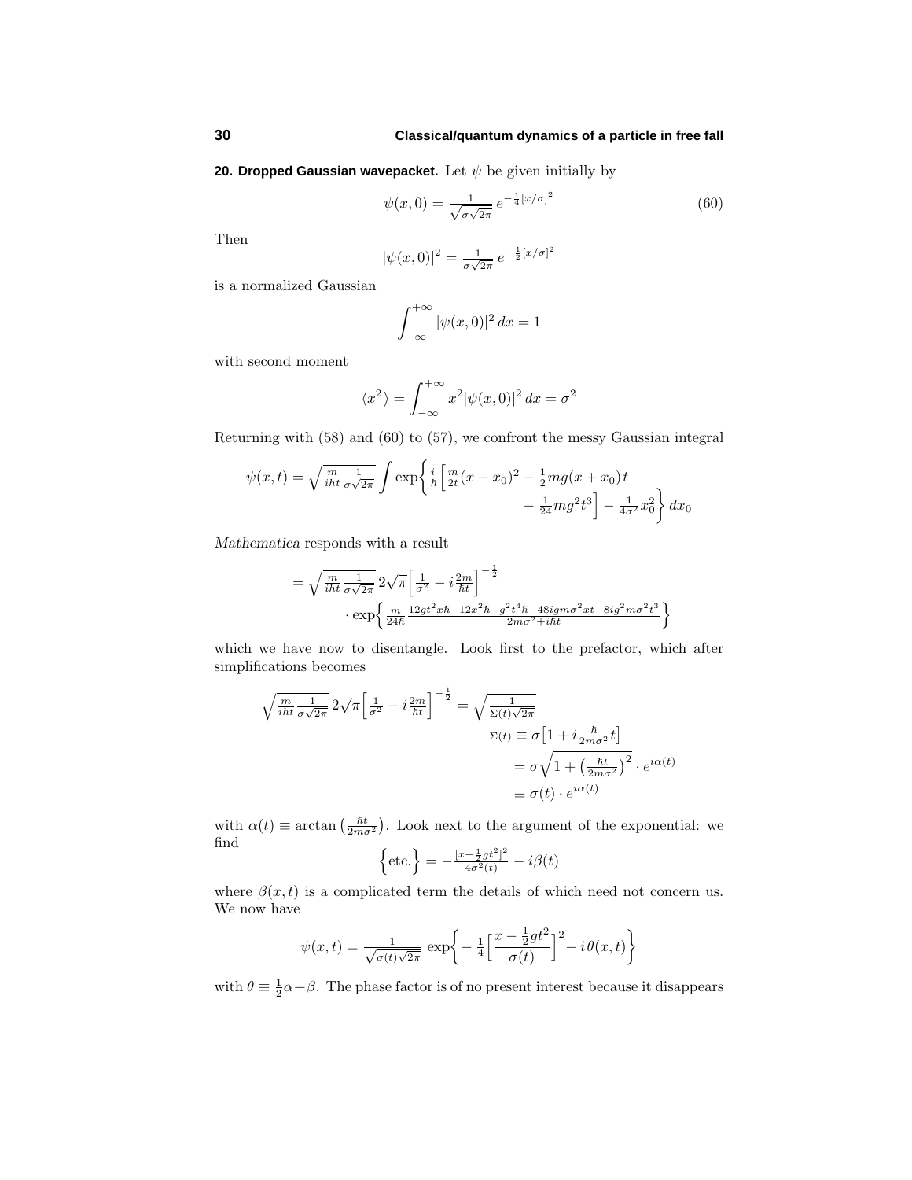**20. Dropped Gaussian wavepacket.** Let $\psi$ be given initially by

$$\psi(x,0) = \frac{1}{\sqrt{\sigma\sqrt{2\pi}}}\, e^{-\frac{1}{4}[x/\sigma]^2} \tag{60}$$

Then

$$|\psi(x,0)|^2 = \frac{1}{\sigma\sqrt{2\pi}}\, e^{-\frac{1}{2}[x/\sigma]^2}$$

is a normalized Gaussian

$$\int_{-\infty}^{+\infty} |\psi(x,0)|^2\,dx = 1$$

with second moment

$$\langle x^2 \rangle = \int_{-\infty}^{+\infty} x^2 |\psi(x,0)|^2\,dx = \sigma^2$$

Returning with (58) and (60) to (57), we confront the messy Gaussian integral

$$\psi(x,t) = \sqrt{\tfrac{m}{iht}\tfrac{1}{\sigma\sqrt{2\pi}}}\int \exp\Big\{\tfrac{i}{\hbar}\Big[\tfrac{m}{2t}(x-x_0)^2 - \tfrac{1}{2}mg(x+x_0)\,t - \tfrac{1}{24}mg^2t^3\Big] - \tfrac{1}{4\sigma^2}x_0^2\Big\}\,dx_0$$

*Mathematica* responds with a result

$$= \sqrt{\tfrac{m}{iht}\tfrac{1}{\sigma\sqrt{2\pi}}}\,2\sqrt{\pi}\Big[\tfrac{1}{\sigma^2} - i\tfrac{2m}{\hbar t}\Big]^{-\frac{1}{2}} \cdot \exp\Big\{\tfrac{m}{24\hbar}\tfrac{12gt^2x\hbar - 12x^2\hbar + g^2t^4\hbar - 48igm\sigma^2xt - 8ig^2m\sigma^2t^3}{2m\sigma^2 + i\hbar t}\Big\}$$

which we have now to disentangle. Look first to the prefactor, which after simplifications becomes

$$\sqrt{\tfrac{m}{iht}\tfrac{1}{\sigma\sqrt{2\pi}}}\,2\sqrt{\pi}\Big[\tfrac{1}{\sigma^2} - i\tfrac{2m}{\hbar t}\Big]^{-\frac{1}{2}} = \sqrt{\tfrac{1}{\Sigma(t)\sqrt{2\pi}}}$$

$$\begin{aligned}
\Sigma(t) &\equiv \sigma\big[1 + i\tfrac{\hbar}{2m\sigma^2}t\big] \\
&= \sigma\sqrt{1 + \big(\tfrac{\hbar t}{2m\sigma^2}\big)^2}\cdot e^{i\alpha(t)} \\
&\equiv \sigma(t)\cdot e^{i\alpha(t)}
\end{aligned}$$

with $\alpha(t) \equiv \arctan\big(\frac{\hbar t}{2m\sigma^2}\big)$. Look next to the argument of the exponential: we find

$$\Big\{\text{etc.}\Big\} = -\tfrac{[x - \frac{1}{2}gt^2]^2}{4\sigma^2(t)} - i\beta(t)$$

where $\beta(x,t)$ is a complicated term the details of which need not concern us. We now have

$$\psi(x,t) = \frac{1}{\sqrt{\sigma(t)\sqrt{2\pi}}}\,\exp\Big\{-\tfrac{1}{4}\Big[\frac{x - \frac{1}{2}gt^2}{\sigma(t)}\Big]^2 - i\,\theta(x,t)\Big\}$$

with $\theta \equiv \frac{1}{2}\alpha + \beta$. The phase factor is of no present interest because it disappears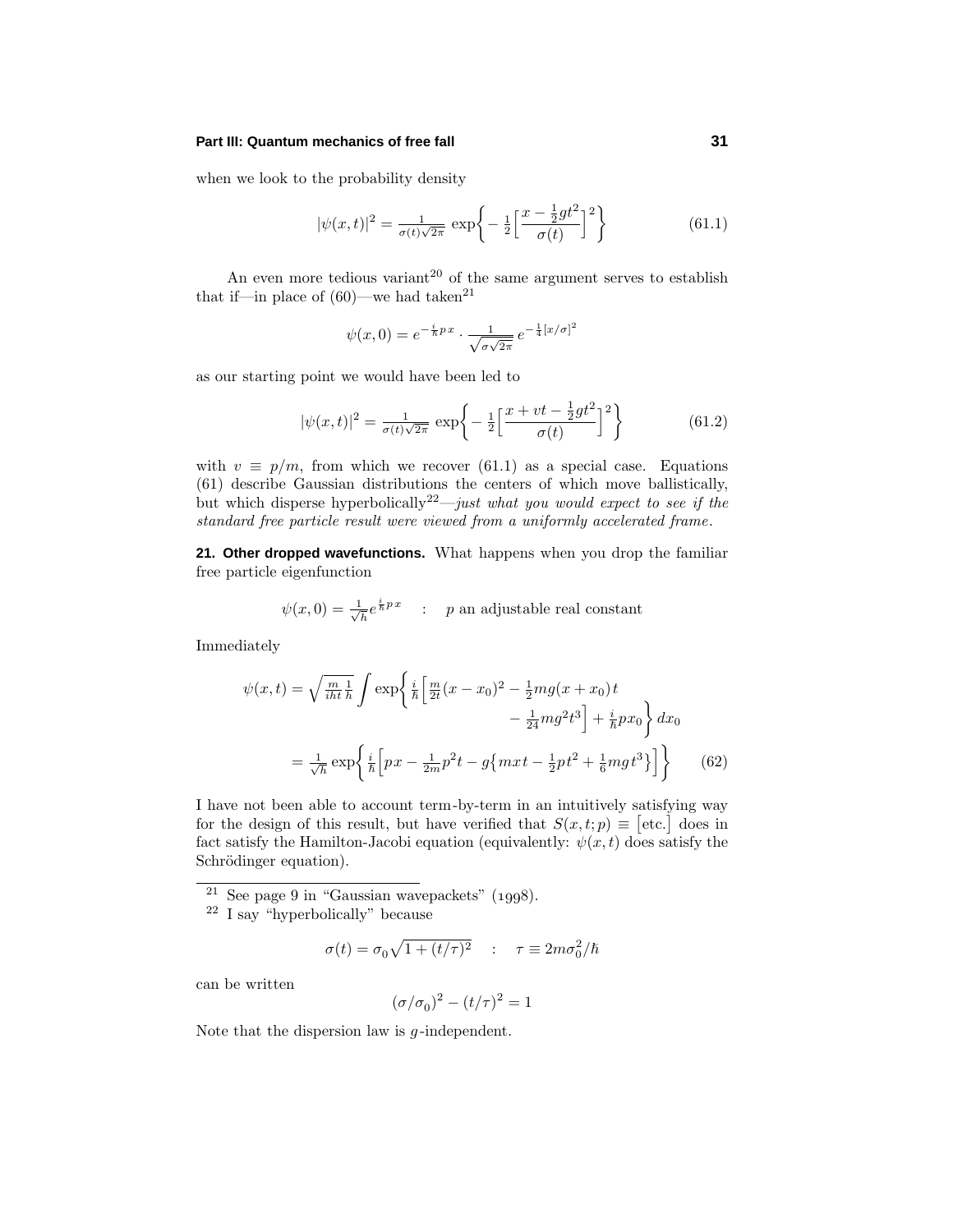when we look to the probability density

$$|\psi(x,t)|^2 = \tfrac{1}{\sigma(t)\sqrt{2\pi}}\,\exp\Big\{-\tfrac{1}{2}\Big[\frac{x-\frac{1}{2}gt^2}{\sigma(t)}\Big]^2\Big\} \tag{61.1}$$

An even more tedious variant[20] of the same argument serves to establish that if—in place of (60)—we had taken[21]

$$\psi(x,0) = e^{-\frac{i}{\hbar}p\,x}\cdot\tfrac{1}{\sqrt{\sigma\sqrt{2\pi}}}\,e^{-\frac{1}{4}[x/\sigma]^2}$$

as our starting point we would have been led to

$$|\psi(x,t)|^2 = \tfrac{1}{\sigma(t)\sqrt{2\pi}}\,\exp\Big\{-\tfrac{1}{2}\Big[\frac{x+vt-\frac{1}{2}gt^2}{\sigma(t)}\Big]^2\Big\} \tag{61.2}$$

with $v \equiv p/m$, from which we recover (61.1) as a special case. Equations (61) describe Gaussian distributions the centers of which move ballistically, but which disperse hyperbolically[22]—*just what you would expect to see if the standard free particle result were viewed from a uniformly accelerated frame*.

**21. Other dropped wavefunctions.** What happens when you drop the familiar free particle eigenfunction

$$\psi(x,0) = \tfrac{1}{\sqrt{h}}e^{\frac{i}{\hbar}p\,x} \quad : \quad p \text{ an adjustable real constant}$$

Immediately

$$\begin{aligned}\psi(x,t) &= \sqrt{\tfrac{m}{iht}\tfrac{1}{h}}\int \exp\Big\{\tfrac{i}{\hbar}\Big[\tfrac{m}{2t}(x-x_0)^2 - \tfrac{1}{2}mg(x+x_0)\,t \\ &\qquad\qquad - \tfrac{1}{24}mg^2t^3\Big] + \tfrac{i}{\hbar}px_0\Big\}\,dx_0 \\ &= \tfrac{1}{\sqrt{h}}\exp\Big\{\tfrac{i}{\hbar}\Big[px - \tfrac{1}{2m}p^2t - g\big\{mxt - \tfrac{1}{2}pt^2 + \tfrac{1}{6}mgt^3\big\}\Big]\Big\}\end{aligned} \tag{62}$$

I have not been able to account term-by-term in an intuitively satisfying way for the design of this result, but have verified that $S(x,t;p) \equiv \big[\text{etc.}\big]$ does in fact satisfy the Hamilton-Jacobi equation (equivalently: $\psi(x,t)$ does satisfy the Schrödinger equation).

---

[21] See page 9 in "Gaussian wavepackets" (1998).

[22] I say "hyperbolically" because

$$\sigma(t) = \sigma_0\sqrt{1+(t/\tau)^2} \quad : \quad \tau \equiv 2m\sigma_0^2/\hbar$$

can be written

$$(\sigma/\sigma_0)^2 - (t/\tau)^2 = 1$$

Note that the dispersion law is $g$-independent.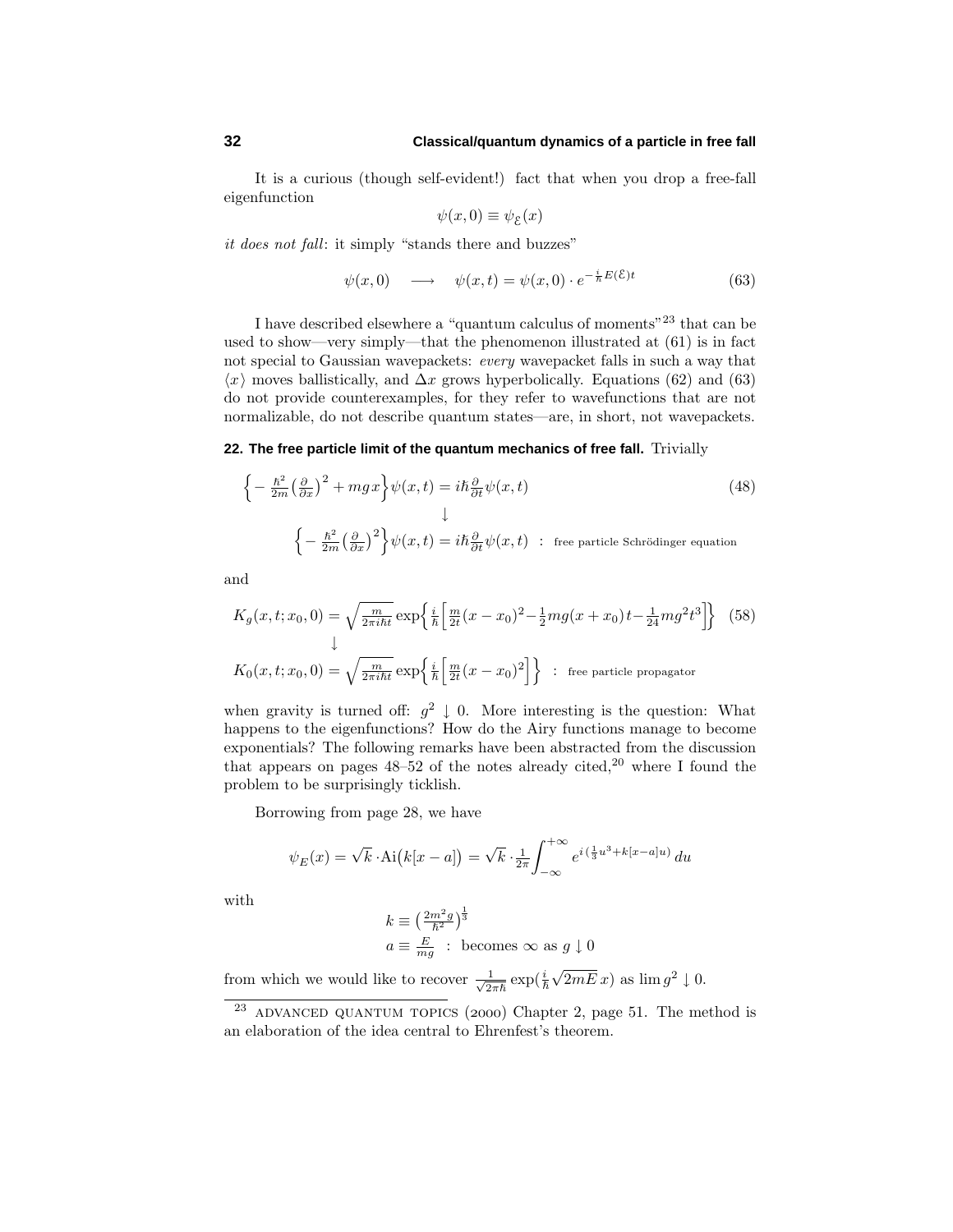It is a curious (though self-evident!) fact that when you drop a free-fall eigenfunction

$$\psi(x,0) \equiv \psi_{\mathcal{E}}(x)$$

*it does not fall*: it simply "stands there and buzzes"

$$\psi(x,0) \quad \longrightarrow \quad \psi(x,t) = \psi(x,0)\cdot e^{-\frac{i}{\hbar}E(\mathcal{E})t} \tag{63}$$

I have described elsewhere a "quantum calculus of moments"[23] that can be used to show—very simply—that the phenomenon illustrated at (61) is in fact not special to Gaussian wavepackets: *every* wavepacket falls in such a way that $\langle x\rangle$ moves ballistically, and $\Delta x$ grows hyperbolically. Equations (62) and (63) do not provide counterexamples, for they refer to wavefunctions that are not normalizable, do not describe quantum states—are, in short, not wavepackets.

## 22. The free particle limit of the quantum mechanics of free fall.

Trivially

$$\Big\{-\tfrac{\hbar^2}{2m}\big(\tfrac{\partial}{\partial x}\big)^2 + mgx\Big\}\psi(x,t) = i\hbar\tfrac{\partial}{\partial t}\psi(x,t) \tag{48}$$

$$\downarrow$$

$$\Big\{-\tfrac{\hbar^2}{2m}\big(\tfrac{\partial}{\partial x}\big)^2\Big\}\psi(x,t) = i\hbar\tfrac{\partial}{\partial t}\psi(x,t) \quad : \text{ free particle Schrödinger equation}$$

and

$$K_g(x,t;x_0,0) = \sqrt{\tfrac{m}{2\pi i\hbar t}}\exp\Big\{\tfrac{i}{\hbar}\Big[\tfrac{m}{2t}(x-x_0)^2 - \tfrac{1}{2}mg(x+x_0)t - \tfrac{1}{24}mg^2t^3\Big]\Big\} \tag{58}$$

$$\downarrow$$

$$K_0(x,t;x_0,0) = \sqrt{\tfrac{m}{2\pi i\hbar t}}\exp\Big\{\tfrac{i}{\hbar}\Big[\tfrac{m}{2t}(x-x_0)^2\Big]\Big\} \quad : \text{ free particle propagator}$$

when gravity is turned off: $g^2 \downarrow 0$. More interesting is the question: What happens to the eigenfunctions? How do the Airy functions manage to become exponentials? The following remarks have been abstracted from the discussion that appears on pages 48–52 of the notes already cited,[20] where I found the problem to be surprisingly ticklish.

Borrowing from page 28, we have

$$\psi_E(x) = \sqrt{k}\cdot\text{Ai}\big(k[x-a]\big) = \sqrt{k}\cdot\tfrac{1}{2\pi}\int_{-\infty}^{+\infty} e^{i\,(\frac{1}{3}u^3 + k[x-a]u)}\,du$$

with

$$k \equiv \big(\tfrac{2m^2g}{\hbar^2}\big)^{\frac{1}{3}}$$

$$a \equiv \tfrac{E}{mg} \;\;:\;\text{ becomes } \infty \text{ as } g\downarrow 0$$

from which we would like to recover $\frac{1}{\sqrt{2\pi\hbar}}\exp(\frac{i}{\hbar}\sqrt{2mE}\,x)$ as $\lim g^2\downarrow 0$.

---

[23] ADVANCED QUANTUM TOPICS (2000) Chapter 2, page 51. The method is an elaboration of the idea central to Ehrenfest's theorem.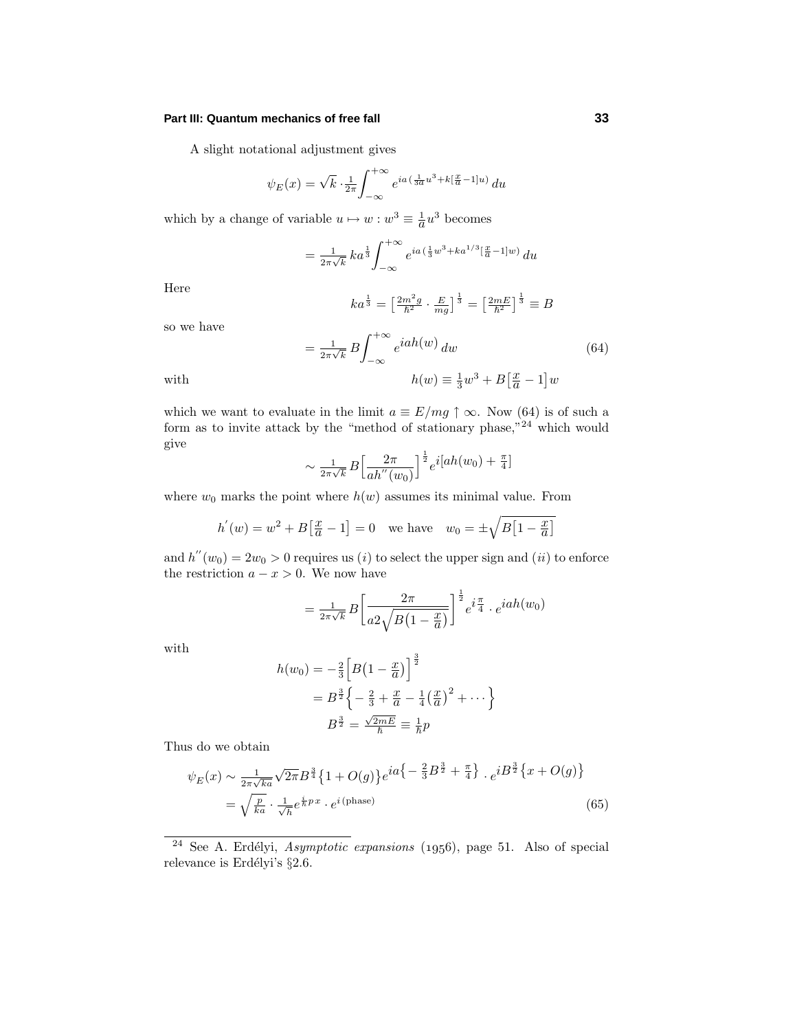A slight notational adjustment gives

$$\psi_E(x) = \sqrt{k}\cdot\tfrac{1}{2\pi}\int_{-\infty}^{+\infty} e^{ia\,(\frac{1}{3a}u^3 + k[\frac{x}{a}-1]u)}\,du$$

which by a change of variable $u \mapsto w : w^3 \equiv \frac{1}{a}u^3$ becomes

$$= \tfrac{1}{2\pi\sqrt{k}}\,ka^{\frac{1}{3}}\int_{-\infty}^{+\infty} e^{ia\,(\frac{1}{3}w^3 + ka^{1/3}[\frac{x}{a}-1]w)}\,du$$

Here

$$ka^{\frac{1}{3}} = \left[\tfrac{2m^2g}{\hbar^2}\cdot\tfrac{E}{mg}\right]^{\frac{1}{3}} = \left[\tfrac{2mE}{\hbar^2}\right]^{\frac{1}{3}} \equiv B$$

so we have

$$= \tfrac{1}{2\pi\sqrt{k}}\,B\int_{-\infty}^{+\infty} e^{iah(w)}\,dw \tag{64}$$

with

$$h(w) \equiv \tfrac{1}{3}w^3 + B\left[\tfrac{x}{a}-1\right]w$$

which we want to evaluate in the limit $a \equiv E/mg \uparrow \infty$. Now (64) is of such a form as to invite attack by the "method of stationary phase,"[24] which would give

$$\sim \tfrac{1}{2\pi\sqrt{k}}\,B\Big[\frac{2\pi}{ah''(w_0)}\Big]^{\frac{1}{2}} e^{i[ah(w_0)\,+\,\frac{\pi}{4}]}$$

where $w_0$ marks the point where $h(w)$ assumes its minimal value. From

$$h'(w) = w^2 + B\left[\tfrac{x}{a}-1\right] = 0 \quad\text{we have}\quad w_0 = \pm\sqrt{B\left[1-\tfrac{x}{a}\right]}$$

and $h''(w_0) = 2w_0 > 0$ requires us $(i)$ to select the upper sign and $(ii)$ to enforce the restriction $a - x > 0$. We now have

$$= \tfrac{1}{2\pi\sqrt{k}}\,B\left[\frac{2\pi}{a2\sqrt{B\left(1-\frac{x}{a}\right)}}\right]^{\frac{1}{2}} e^{i\frac{\pi}{4}}\cdot e^{iah(w_0)}$$

with

$$\begin{aligned}
h(w_0) &= -\tfrac{2}{3}\Big[B\big(1-\tfrac{x}{a}\big)\Big]^{\frac{3}{2}}\\
&= B^{\frac{3}{2}}\Big\{-\tfrac{2}{3} + \tfrac{x}{a} - \tfrac{1}{4}\big(\tfrac{x}{a}\big)^2 + \cdots\Big\}\\
B^{\frac{3}{2}} &= \tfrac{\sqrt{2mE}}{\hbar} \equiv \tfrac{1}{\hbar}p
\end{aligned}$$

Thus do we obtain

$$\begin{aligned}
\psi_E(x) &\sim \tfrac{1}{2\pi\sqrt{ka}}\sqrt{2\pi}B^{\frac{3}{4}}\big\{1+O(g)\big\}e^{ia\left\{-\frac{2}{3}B^{\frac{3}{2}}+\frac{\pi}{4}\right\}}\cdot e^{iB^{\frac{3}{2}}\left\{x+O(g)\right\}}\\
&= \sqrt{\tfrac{p}{ka}}\cdot\tfrac{1}{\sqrt{h}}e^{\frac{i}{\hbar}p\,x}\cdot e^{i\,(\text{phase})}
\end{aligned} \tag{65}$$

---

[24] See A. Erdélyi, *Asymptotic expansions* (1956), page 51. Also of special relevance is Erdélyi's §2.6.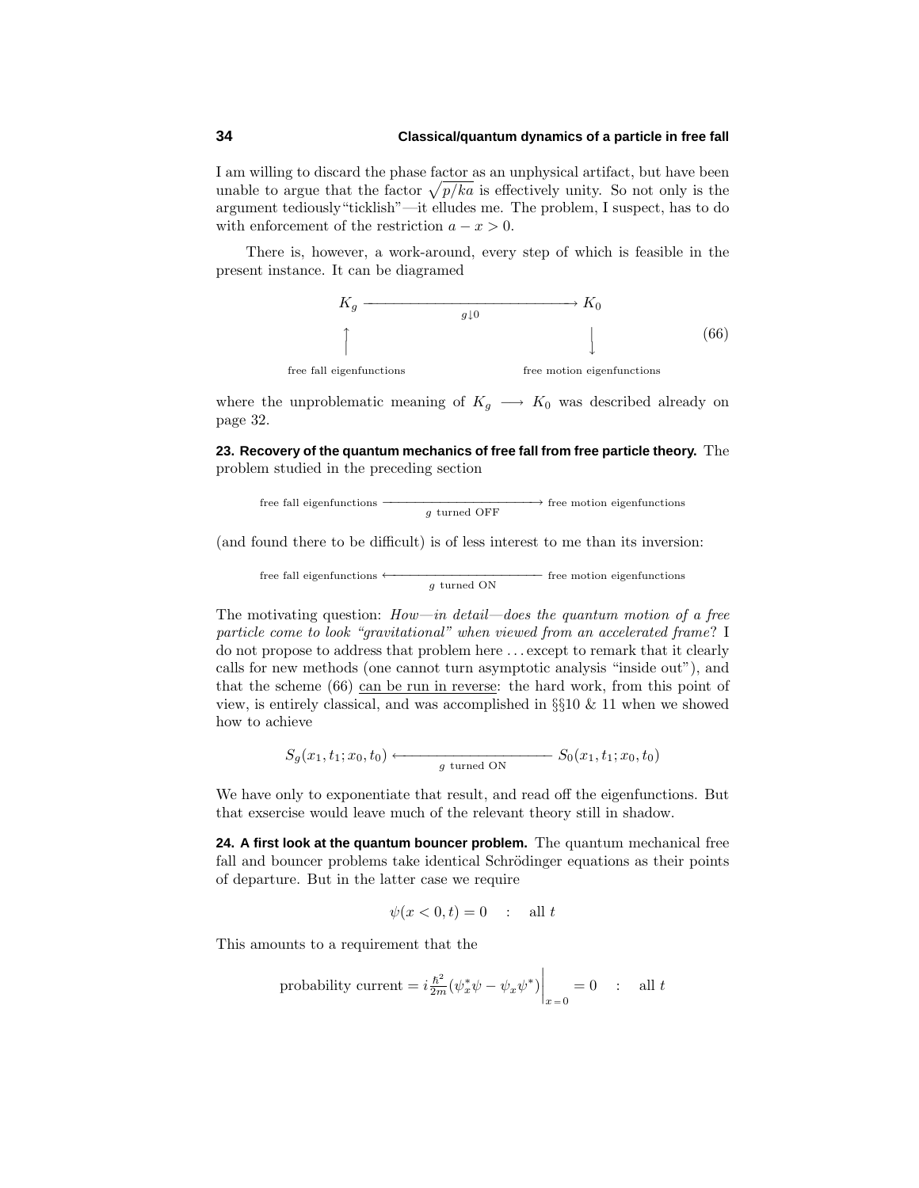I am willing to discard the phase factor as an unphysical artifact, but have been unable to argue that the factor $\sqrt{p/ka}$ is effectively unity. So not only is the argument tediously"ticklish"—it elludes me. The problem, I suspect, has to do with enforcement of the restriction $a - x > 0$.

There is, however, a work-around, every step of which is feasible in the present instance. It can be diagramed

$$
\begin{array}{ccc}
K_g & \xrightarrow[g\downarrow 0]{\hspace{4cm}} & K_0 \\
\uparrow & & \downarrow \\
\text{free fall eigenfunctions} & & \text{free motion eigenfunctions}
\end{array}
\tag{66}
$$

where the unproblematic meaning of $K_g \longrightarrow K_0$ was described already on page 32.

**23. Recovery of the quantum mechanics of free fall from free particle theory.** The problem studied in the preceding section

$$
\text{free fall eigenfunctions} \xrightarrow[g \text{ turned OFF}]{\hspace{3cm}} \text{free motion eigenfunctions}
$$

(and found there to be difficult) is of less interest to me than its inversion:

$$
\text{free fall eigenfunctions} \xleftarrow[g \text{ turned ON}]{\hspace{3cm}} \text{free motion eigenfunctions}
$$

The motivating question: *How—in detail—does the quantum motion of a free particle come to look "gravitational" when viewed from an accelerated frame*? I do not propose to address that problem here ... except to remark that it clearly calls for new methods (one cannot turn asymptotic analysis "inside out"), and that the scheme (66) <u>can be run in reverse</u>: the hard work, from this point of view, is entirely classical, and was accomplished in §§10 & 11 when we showed how to achieve

$$
S_g(x_1, t_1; x_0, t_0) \xleftarrow[g \text{ turned ON}]{\hspace{3cm}} S_0(x_1, t_1; x_0, t_0)
$$

We have only to exponentiate that result, and read off the eigenfunctions. But that exsercise would leave much of the relevant theory still in shadow.

**24. A first look at the quantum bouncer problem.** The quantum mechanical free fall and bouncer problems take identical Schrödinger equations as their points of departure. But in the latter case we require

$$
\psi(x < 0, t) = 0 \quad : \quad \text{all } t
$$

This amounts to a requirement that the

$$
\text{probability current} = i\tfrac{\hbar^2}{2m}(\psi_x^*\psi - \psi_x\psi^*)\Big|_{x=0} = 0 \quad : \quad \text{all } t
$$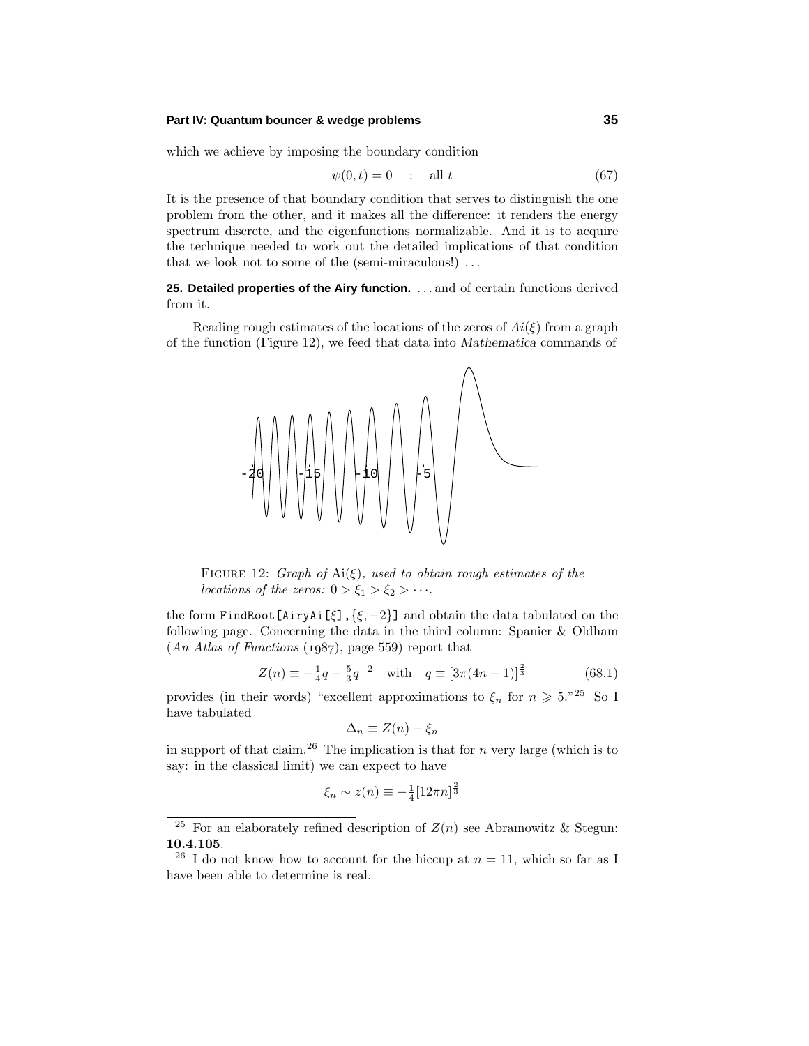which we achieve by imposing the boundary condition

$$\psi(0,t) = 0 \quad : \quad \text{all } t \tag{67}$$

It is the presence of that boundary condition that serves to distinguish the one problem from the other, and it makes all the difference: it renders the energy spectrum discrete, and the eigenfunctions normalizable. And it is to acquire the technique needed to work out the detailed implications of that condition that we look not to some of the (semi-miraculous!) ...

**25. Detailed properties of the Airy function.** ... and of certain functions derived from it.

Reading rough estimates of the locations of the zeros of $Ai(\xi)$ from a graph of the function (Figure 12), we feed that data into *Mathematica* commands of

FIGURE 12: *Graph of* $\mathrm{Ai}(\xi)$*, used to obtain rough estimates of the locations of the zeros:* $0 > \xi_1 > \xi_2 > \cdots$.

the form `FindRoot[AiryAi[ξ],{ξ,−2}]` and obtain the data tabulated on the following page. Concerning the data in the third column: Spanier & Oldham (*An Atlas of Functions* (1987), page 559) report that

$$Z(n) \equiv -\tfrac{1}{4}q - \tfrac{5}{3}q^{-2} \quad \text{with} \quad q \equiv [3\pi(4n-1)]^{\frac{2}{3}} \tag{68.1}$$

provides (in their words) "excellent approximations to $\xi_n$ for $n \geqslant 5$."[25] So I have tabulated

$$\Delta_n \equiv Z(n) - \xi_n$$

in support of that claim.[26] The implication is that for $n$ very large (which is to say: in the classical limit) we can expect to have

$$\xi_n \sim z(n) \equiv -\tfrac{1}{4}[12\pi n]^{\frac{2}{3}}$$

---

[25] For an elaborately refined description of $Z(n)$ see Abramowitz & Stegun: **10.4.105**.

[26] I do not know how to account for the hiccup at $n = 11$, which so far as I have been able to determine is real.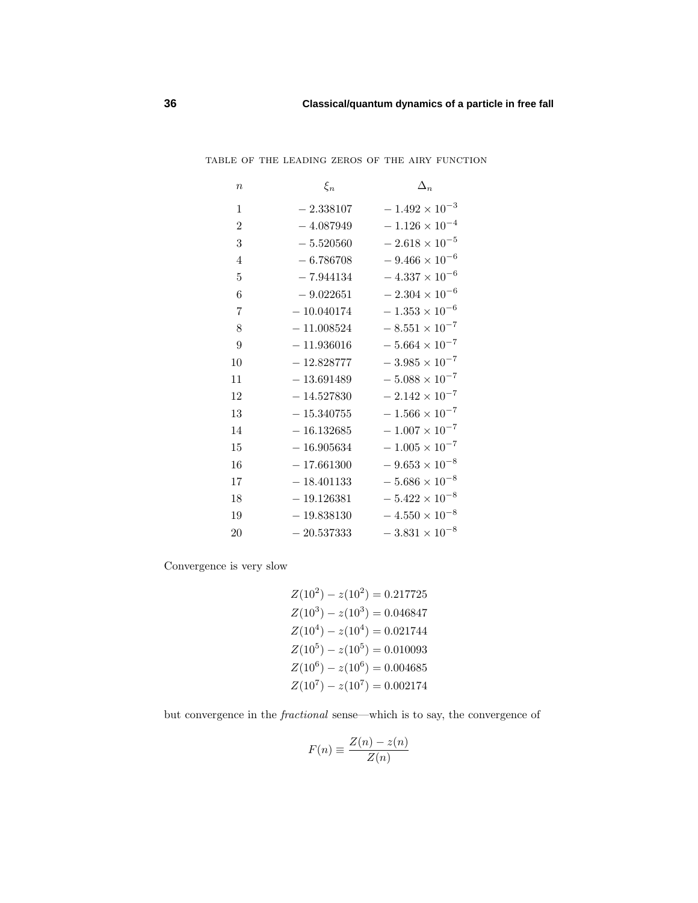TABLE OF THE LEADING ZEROS OF THE AIRY FUNCTION

| $n$ | $\xi_n$ | $\Delta_n$ |
|---|---|---|
| 1 | $-2.338107$ | $-1.492\times10^{-3}$ |
| 2 | $-4.087949$ | $-1.126\times10^{-4}$ |
| 3 | $-5.520560$ | $-2.618\times10^{-5}$ |
| 4 | $-6.786708$ | $-9.466\times10^{-6}$ |
| 5 | $-7.944134$ | $-4.337\times10^{-6}$ |
| 6 | $-9.022651$ | $-2.304\times10^{-6}$ |
| 7 | $-10.040174$ | $-1.353\times10^{-6}$ |
| 8 | $-11.008524$ | $-8.551\times10^{-7}$ |
| 9 | $-11.936016$ | $-5.664\times10^{-7}$ |
| 10 | $-12.828777$ | $-3.985\times10^{-7}$ |
| 11 | $-13.691489$ | $-5.088\times10^{-7}$ |
| 12 | $-14.527830$ | $-2.142\times10^{-7}$ |
| 13 | $-15.340755$ | $-1.566\times10^{-7}$ |
| 14 | $-16.132685$ | $-1.007\times10^{-7}$ |
| 15 | $-16.905634$ | $-1.005\times10^{-7}$ |
| 16 | $-17.661300$ | $-9.653\times10^{-8}$ |
| 17 | $-18.401133$ | $-5.686\times10^{-8}$ |
| 18 | $-19.126381$ | $-5.422\times10^{-8}$ |
| 19 | $-19.838130$ | $-4.550\times10^{-8}$ |
| 20 | $-20.537333$ | $-3.831\times10^{-8}$ |

Convergence is very slow

$$
\begin{aligned}
Z(10^2)-z(10^2)&=0.217725\\
Z(10^3)-z(10^3)&=0.046847\\
Z(10^4)-z(10^4)&=0.021744\\
Z(10^5)-z(10^5)&=0.010093\\
Z(10^6)-z(10^6)&=0.004685\\
Z(10^7)-z(10^7)&=0.002174
\end{aligned}
$$

but convergence in the *fractional* sense—which is to say, the convergence of

$$
F(n)\equiv\frac{Z(n)-z(n)}{Z(n)}
$$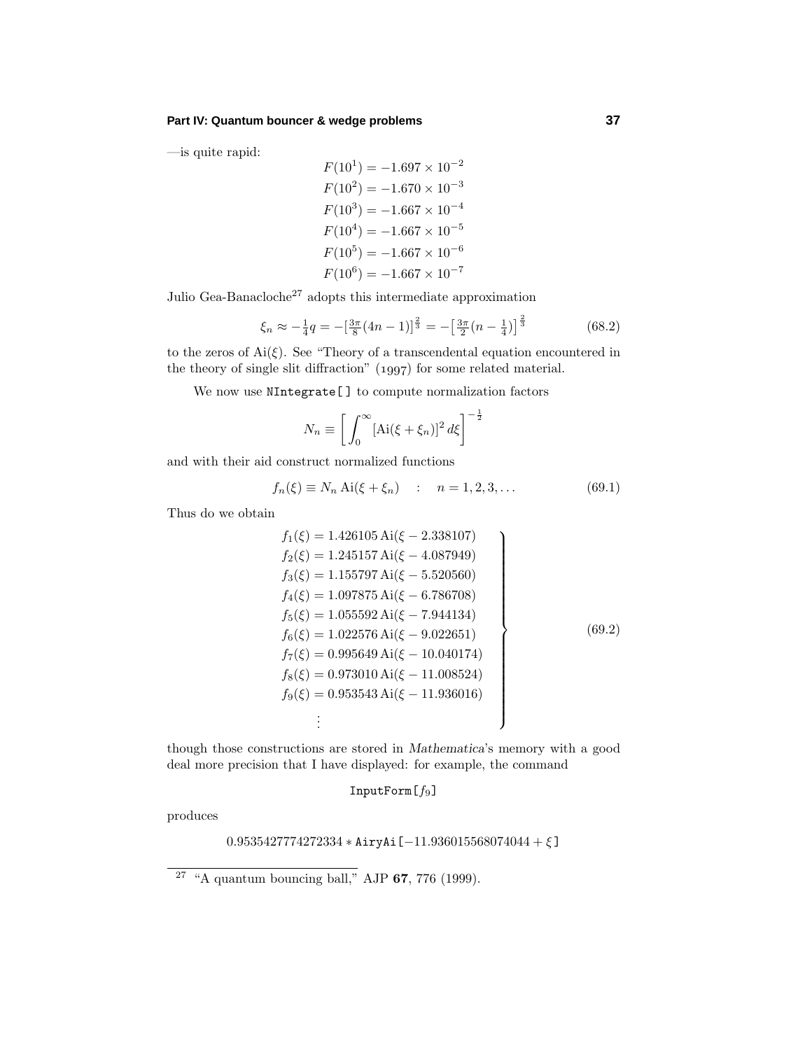—is quite rapid:

$$
\begin{aligned}
F(10^1) &= -1.697 \times 10^{-2}\\
F(10^2) &= -1.670 \times 10^{-3}\\
F(10^3) &= -1.667 \times 10^{-4}\\
F(10^4) &= -1.667 \times 10^{-5}\\
F(10^5) &= -1.667 \times 10^{-6}\\
F(10^6) &= -1.667 \times 10^{-7}
\end{aligned}
$$

Julio Gea-Banacloche[27] adopts this intermediate approximation

$$\xi_n \approx -\tfrac{1}{4}q = -\big[\tfrac{3\pi}{8}(4n-1)\big]^{\frac{2}{3}} = -\big[\tfrac{3\pi}{2}(n-\tfrac{1}{4})\big]^{\frac{2}{3}} \tag{68.2}$$

to the zeros of $\mathrm{Ai}(\xi)$. See "Theory of a transcendental equation encountered in the theory of single slit diffraction" (1997) for some related material.

We now use `NIntegrate[]` to compute normalization factors

$$N_n \equiv \left[\int_0^\infty [\mathrm{Ai}(\xi+\xi_n)]^2\,d\xi\right]^{-\frac{1}{2}}$$

and with their aid construct normalized functions

$$f_n(\xi) \equiv N_n\,\mathrm{Ai}(\xi+\xi_n) \quad : \quad n = 1, 2, 3, \ldots \tag{69.1}$$

Thus do we obtain

$$
\left.
\begin{aligned}
f_1(\xi) &= 1.426105\,\mathrm{Ai}(\xi - 2.338107)\\
f_2(\xi) &= 1.245157\,\mathrm{Ai}(\xi - 4.087949)\\
f_3(\xi) &= 1.155797\,\mathrm{Ai}(\xi - 5.520560)\\
f_4(\xi) &= 1.097875\,\mathrm{Ai}(\xi - 6.786708)\\
f_5(\xi) &= 1.055592\,\mathrm{Ai}(\xi - 7.944134)\\
f_6(\xi) &= 1.022576\,\mathrm{Ai}(\xi - 9.022651)\\
f_7(\xi) &= 0.995649\,\mathrm{Ai}(\xi - 10.040174)\\
f_8(\xi) &= 0.973010\,\mathrm{Ai}(\xi - 11.008524)\\
f_9(\xi) &= 0.953543\,\mathrm{Ai}(\xi - 11.936016)\\
&\;\vdots
\end{aligned}
\right\} \tag{69.2}
$$

though those constructions are stored in *Mathematica*'s memory with a good deal more precision that I have displayed: for example, the command

`InputForm[`$f_9$`]`

produces

$0.9535427774272334 *$ `AiryAi[`$-11.936015568074044 + \xi$`]`

---

[27] "A quantum bouncing ball," AJP **67**, 776 (1999).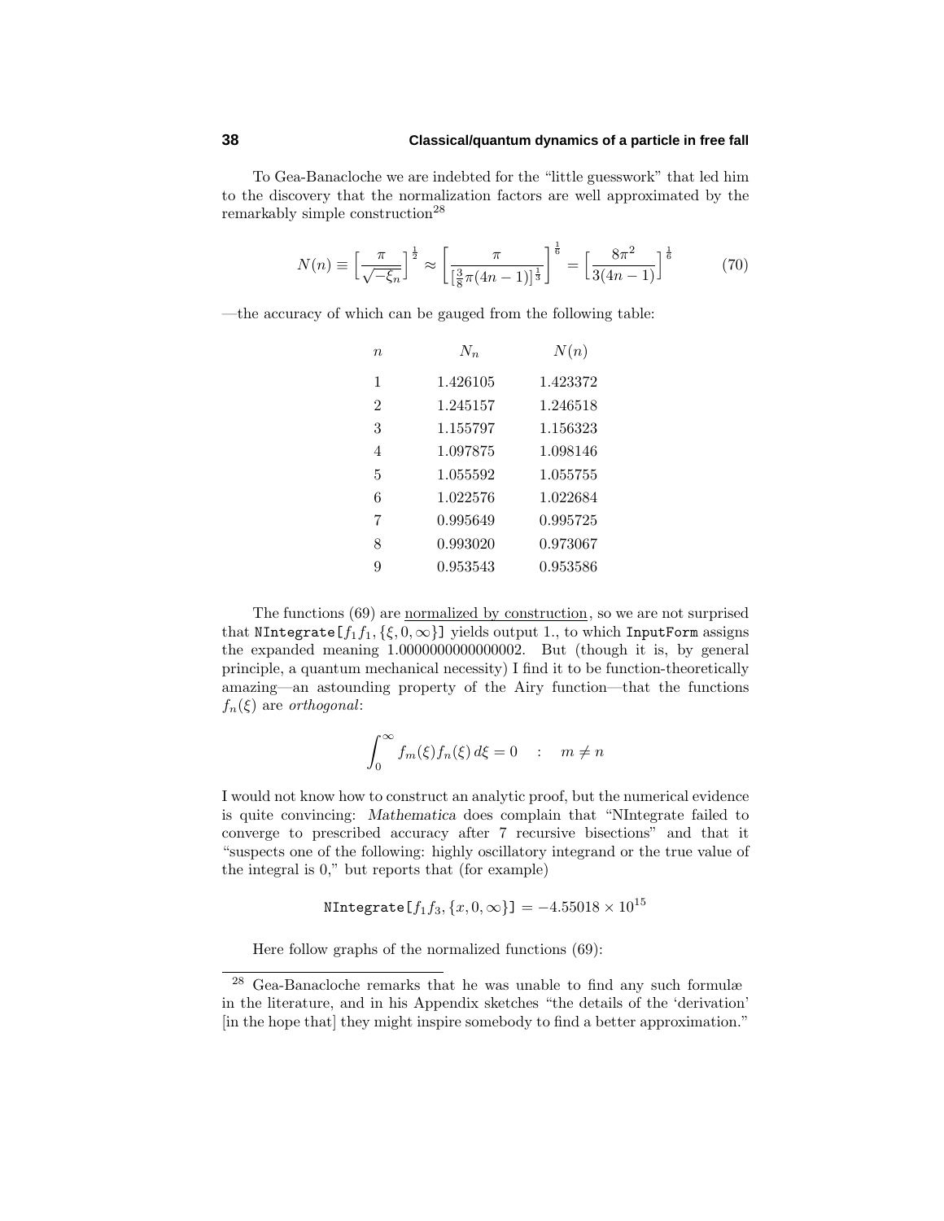To Gea-Banacloche we are indebted for the "little guesswork" that led him to the discovery that the normalization factors are well approximated by the remarkably simple construction[28]

$$N(n) \equiv \Big[\frac{\pi}{\sqrt{-\xi_n}}\Big]^{\frac{1}{2}} \approx \left[\frac{\pi}{[\frac{3}{8}\pi(4n-1)]^{\frac{1}{3}}}\right]^{\frac{1}{6}} = \Big[\frac{8\pi^2}{3(4n-1)}\Big]^{\frac{1}{6}} \tag{70}$$

—the accuracy of which can be gauged from the following table:

| $n$ | $N_n$ | $N(n)$ |
|---|---|---|
| 1 | 1.426105 | 1.423372 |
| 2 | 1.245157 | 1.246518 |
| 3 | 1.155797 | 1.156323 |
| 4 | 1.097875 | 1.098146 |
| 5 | 1.055592 | 1.055755 |
| 6 | 1.022576 | 1.022684 |
| 7 | 0.995649 | 0.995725 |
| 8 | 0.993020 | 0.973067 |
| 9 | 0.953543 | 0.953586 |

The functions (69) are <u>normalized by construction</u>, so we are not surprised that `NIntegrate[`$f_1 f_1, \{\xi, 0, \infty\}$`]` yields output 1., to which `InputForm` assigns the expanded meaning 1.0000000000000002. But (though it is, by general principle, a quantum mechanical necessity) I find it to be function-theoretically amazing—an astounding property of the Airy function—that the functions $f_n(\xi)$ are *orthogonal*:

$$\int_0^\infty f_m(\xi) f_n(\xi)\, d\xi = 0 \quad : \quad m \neq n$$

I would not know how to construct an analytic proof, but the numerical evidence is quite convincing: *Mathematica* does complain that "NIntegrate failed to converge to prescribed accuracy after 7 recursive bisections" and that it "suspects one of the following: highly oscillatory integrand or the true value of the integral is 0," but reports that (for example)

$$\texttt{NIntegrate[}f_1 f_3, \{x, 0, \infty\}\texttt{]} = -4.55018 \times 10^{15}$$

Here follow graphs of the normalized functions (69):

---

[28] Gea-Banacloche remarks that he was unable to find any such formulæ in the literature, and in his Appendix sketches "the details of the 'derivation' [in the hope that] they might inspire somebody to find a better approximation."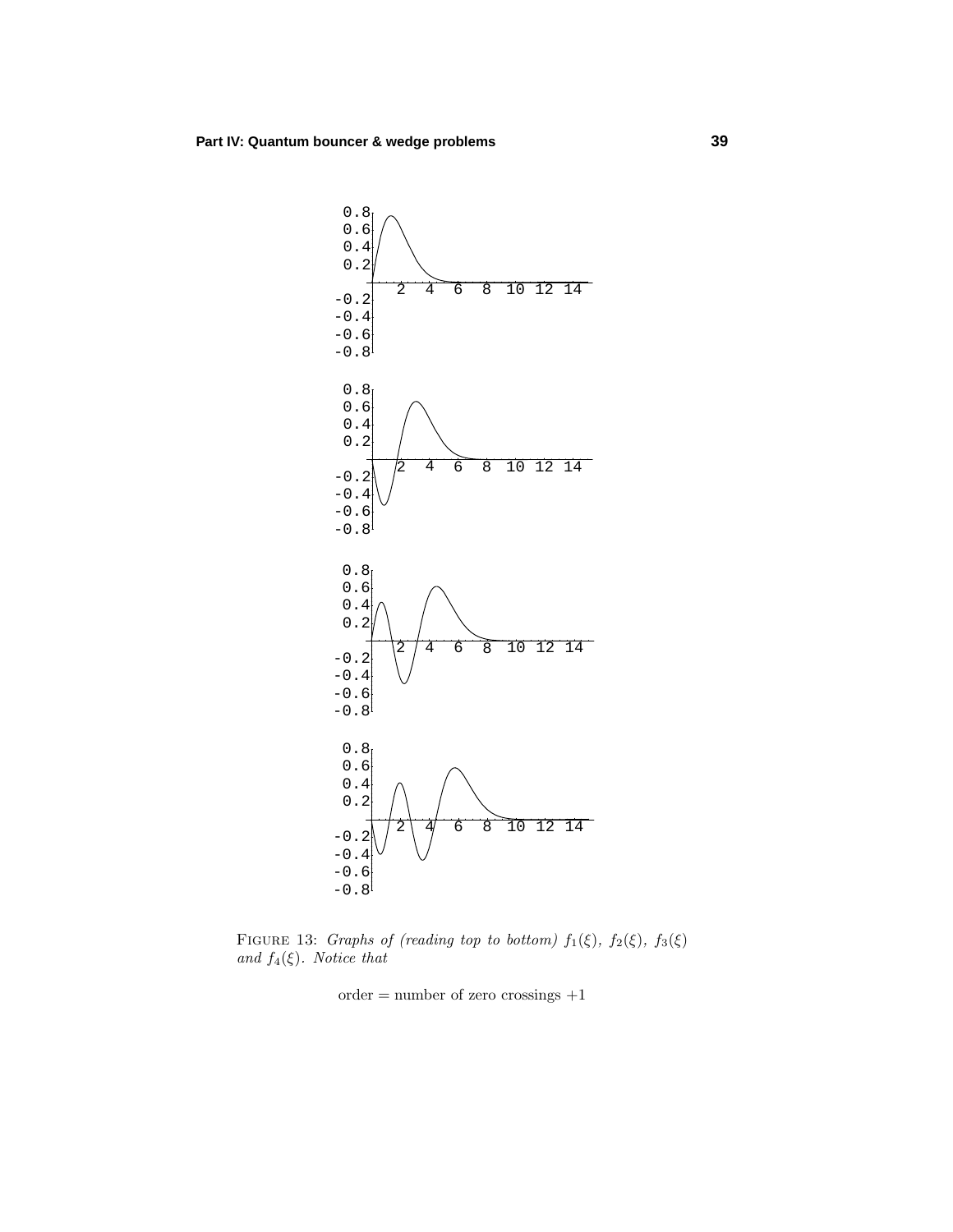FIGURE 13: *Graphs of (reading top to bottom) $f_1(\xi)$, $f_2(\xi)$, $f_3(\xi)$ and $f_4(\xi)$. Notice that*

$$\text{order} = \text{number of zero crossings} + 1$$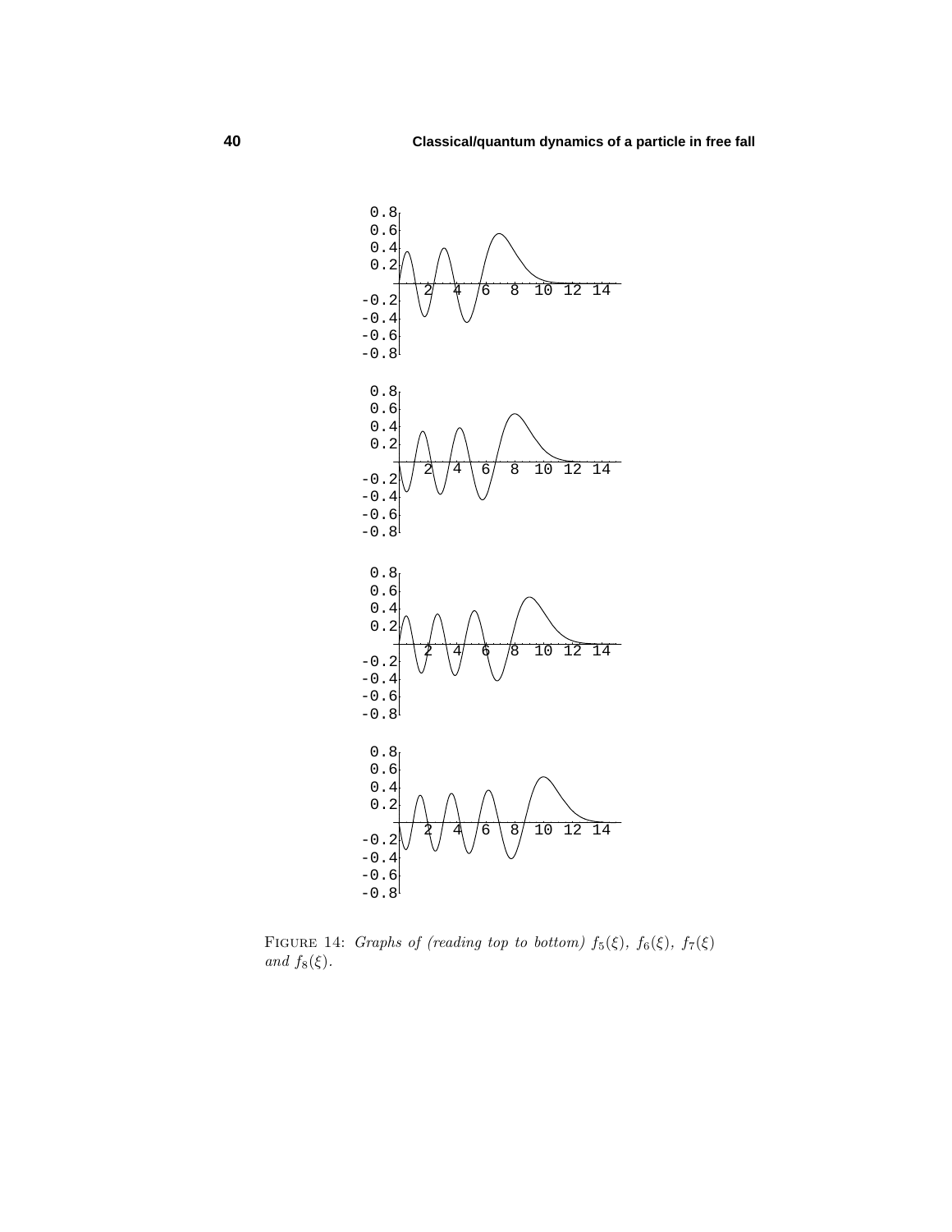FIGURE 14: *Graphs of (reading top to bottom) $f_5(\xi)$, $f_6(\xi)$, $f_7(\xi)$ and $f_8(\xi)$.*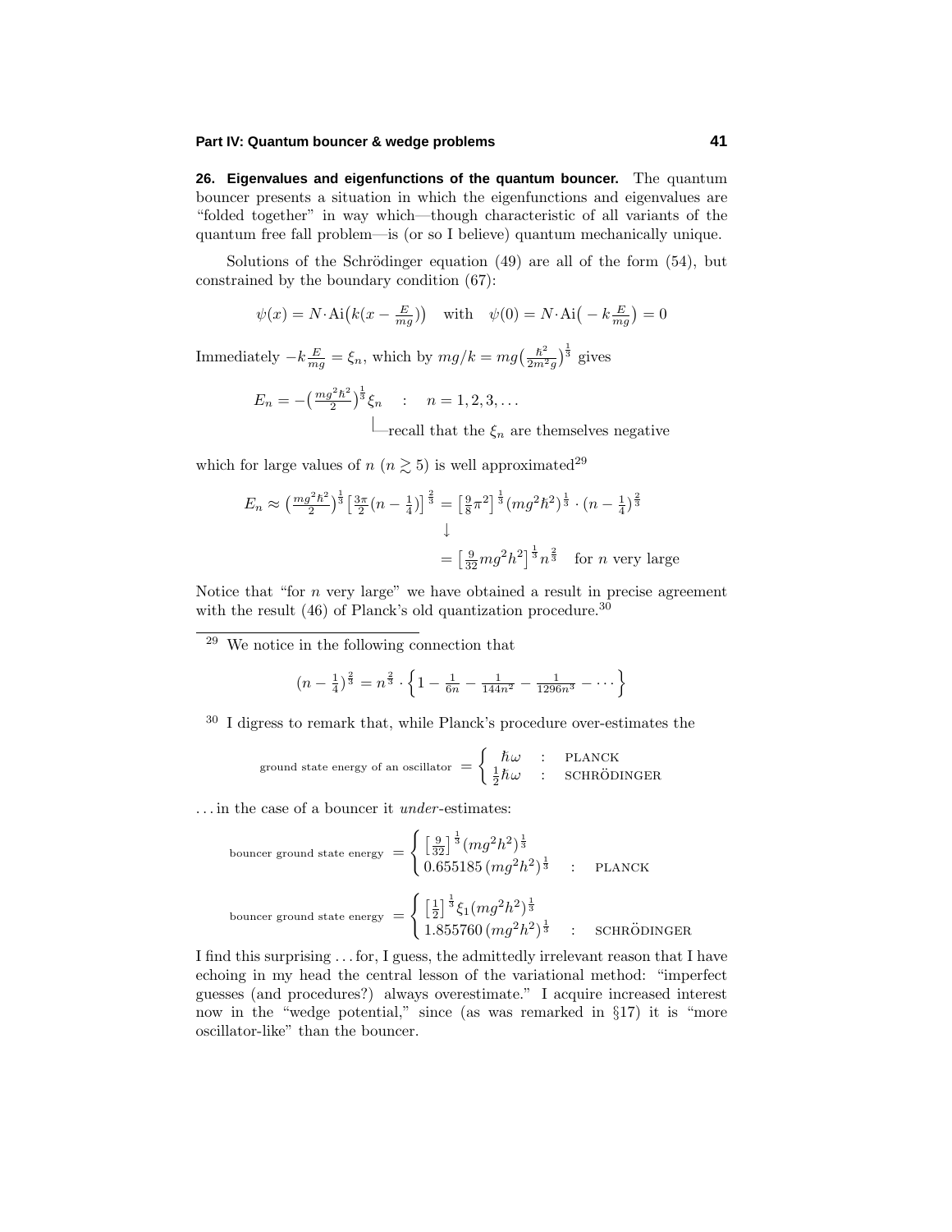**26. Eigenvalues and eigenfunctions of the quantum bouncer.** The quantum bouncer presents a situation in which the eigenfunctions and eigenvalues are "folded together" in way which—though characteristic of all variants of the quantum free fall problem—is (or so I believe) quantum mechanically unique.

Solutions of the Schrödinger equation (49) are all of the form (54), but constrained by the boundary condition (67):

$$\psi(x) = N\cdot \text{Ai}\big(k(x - \tfrac{E}{mg})\big) \quad \text{with} \quad \psi(0) = N\cdot\text{Ai}\big(-k\tfrac{E}{mg}\big) = 0$$

Immediately $-k\frac{E}{mg} = \xi_n$, which by $mg/k = mg\big(\frac{\hbar^2}{2m^2 g}\big)^{\frac{1}{3}}$ gives

$$E_n = -\big(\tfrac{mg^2\hbar^2}{2}\big)^{\frac{1}{3}}\xi_n \quad : \quad n = 1, 2, 3, \ldots$$

└─recall that the $\xi_n$ are themselves negative

which for large values of $n$ ($n \gtrsim 5$) is well approximated[29]

$$\begin{aligned}
E_n \approx \big(\tfrac{mg^2\hbar^2}{2}\big)^{\frac{1}{3}}\big[\tfrac{3\pi}{2}(n-\tfrac{1}{4})\big]^{\frac{2}{3}} &= \big[\tfrac{9}{8}\pi^2\big]^{\frac{1}{3}}(mg^2\hbar^2)^{\frac{1}{3}}\cdot(n-\tfrac{1}{4})^{\frac{2}{3}}\\
&\downarrow\\
&= \big[\tfrac{9}{32}mg^2h^2\big]^{\frac{1}{3}}n^{\frac{2}{3}} \quad \text{for } n \text{ very large}
\end{aligned}$$

Notice that "for $n$ very large" we have obtained a result in precise agreement with the result (46) of Planck's old quantization procedure.[30]

---

[29] We notice in the following connection that

$$(n - \tfrac{1}{4})^{\frac{2}{3}} = n^{\frac{2}{3}}\cdot\Big\{1 - \tfrac{1}{6n} - \tfrac{1}{144n^2} - \tfrac{1}{1296n^3} - \cdots\Big\}$$

[30] I digress to remark that, while Planck's procedure over-estimates the

$$\text{ground state energy of an oscillator } = \begin{cases} \hbar\omega & : \quad \text{PLANCK}\\ \frac{1}{2}\hbar\omega & : \quad \text{SCHRÖDINGER}\end{cases}$$

...in the case of a bouncer it *under*-estimates:

$$\text{bouncer ground state energy } = \begin{cases} \big[\frac{9}{32}\big]^{\frac{1}{3}}(mg^2h^2)^{\frac{1}{3}} \\ 0.655185\,(mg^2h^2)^{\frac{1}{3}} \quad : \quad \text{PLANCK}\end{cases}$$

$$\text{bouncer ground state energy } = \begin{cases} \big[\frac{1}{2}\big]^{\frac{1}{3}}\xi_1(mg^2h^2)^{\frac{1}{3}} \\ 1.855760\,(mg^2h^2)^{\frac{1}{3}} \quad : \quad \text{SCHRÖDINGER}\end{cases}$$

I find this surprising ...for, I guess, the admittedly irrelevant reason that I have echoing in my head the central lesson of the variational method: "imperfect guesses (and procedures?) always overestimate." I acquire increased interest now in the "wedge potential," since (as was remarked in §17) it is "more oscillator-like" than the bouncer.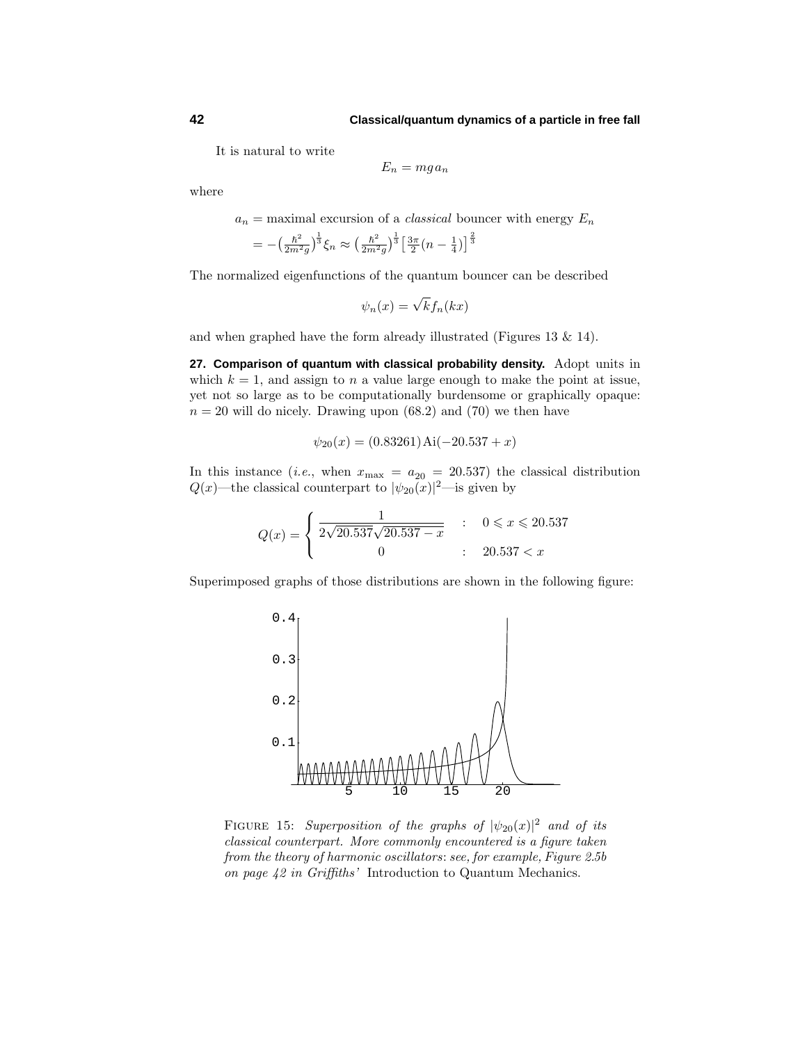It is natural to write

$$E_n = mg\,a_n$$

where

$$\begin{aligned} a_n &= \text{maximal excursion of a } \textit{classical} \text{ bouncer with energy } E_n \\ &= -\big(\tfrac{\hbar^2}{2m^2g}\big)^{\frac{1}{3}}\xi_n \approx \big(\tfrac{\hbar^2}{2m^2g}\big)^{\frac{1}{3}}\big[\tfrac{3\pi}{2}(n-\tfrac{1}{4})\big]^{\frac{2}{3}} \end{aligned}$$

The normalized eigenfunctions of the quantum bouncer can be described

$$\psi_n(x) = \sqrt{k} f_n(kx)$$

and when graphed have the form already illustrated (Figures 13 & 14).

**27. Comparison of quantum with classical probability density.** Adopt units in which $k = 1$, and assign to $n$ a value large enough to make the point at issue, yet not so large as to be computationally burdensome or graphically opaque: $n = 20$ will do nicely. Drawing upon (68.2) and (70) we then have

$$\psi_{20}(x) = (0.83261)\,\text{Ai}(-20.537 + x)$$

In this instance (*i.e.*, when $x_{\max} = a_{20} = 20.537$) the classical distribution $Q(x)$—the classical counterpart to $|\psi_{20}(x)|^2$—is given by

$$Q(x) = \begin{cases} \dfrac{1}{2\sqrt{20.537}\sqrt{20.537 - x}} & : \quad 0 \leqslant x \leqslant 20.537 \\ 0 & : \quad 20.537 < x \end{cases}$$

Superimposed graphs of those distributions are shown in the following figure:

FIGURE 15: *Superposition of the graphs of* $|\psi_{20}(x)|^2$ *and of its classical counterpart. More commonly encountered is a figure taken from the theory of harmonic oscillators: see, for example, Figure 2.5b on page 42 in Griffiths'* Introduction to Quantum Mechanics.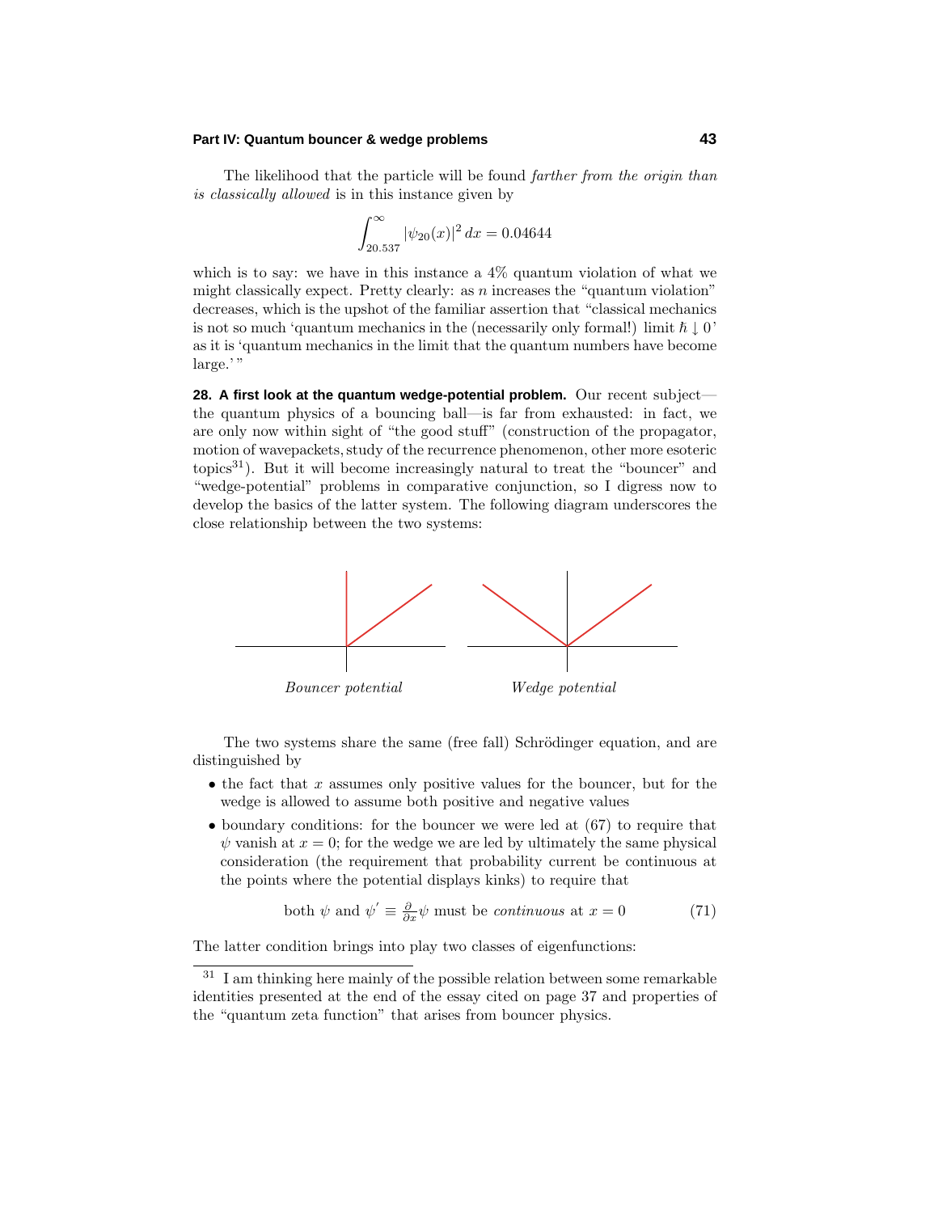The likelihood that the particle will be found *farther from the origin than is classically allowed* is in this instance given by

$$\int_{20.537}^{\infty} |\psi_{20}(x)|^2 \, dx = 0.04644$$

which is to say: we have in this instance a 4% quantum violation of what we might classically expect. Pretty clearly: as $n$ increases the "quantum violation" decreases, which is the upshot of the familiar assertion that "classical mechanics is not so much 'quantum mechanics in the (necessarily only formal!) limit $\hbar \downarrow 0$' as it is 'quantum mechanics in the limit that the quantum numbers have become large.' "

**28. A first look at the quantum wedge-potential problem.** Our recent subject—the quantum physics of a bouncing ball—is far from exhausted: in fact, we are only now within sight of "the good stuff" (construction of the propagator, motion of wavepackets, study of the recurrence phenomenon, other more esoteric topics[31]). But it will become increasingly natural to treat the "bouncer" and "wedge-potential" problems in comparative conjunction, so I digress now to develop the basics of the latter system. The following diagram underscores the close relationship between the two systems:

*Bouncer potential* *Wedge potential*

The two systems share the same (free fall) Schrödinger equation, and are distinguished by

- the fact that $x$ assumes only positive values for the bouncer, but for the wedge is allowed to assume both positive and negative values
- boundary conditions: for the bouncer we were led at (67) to require that $\psi$ vanish at $x = 0$; for the wedge we are led by ultimately the same physical consideration (the requirement that probability current be continuous at the points where the potential displays kinks) to require that

$$\text{both } \psi \text{ and } \psi' \equiv \tfrac{\partial}{\partial x}\psi \text{ must be } \textit{continuous} \text{ at } x = 0 \tag{71}$$

The latter condition brings into play two classes of eigenfunctions:

---

[31] I am thinking here mainly of the possible relation between some remarkable identities presented at the end of the essay cited on page 37 and properties of the "quantum zeta function" that arises from bouncer physics.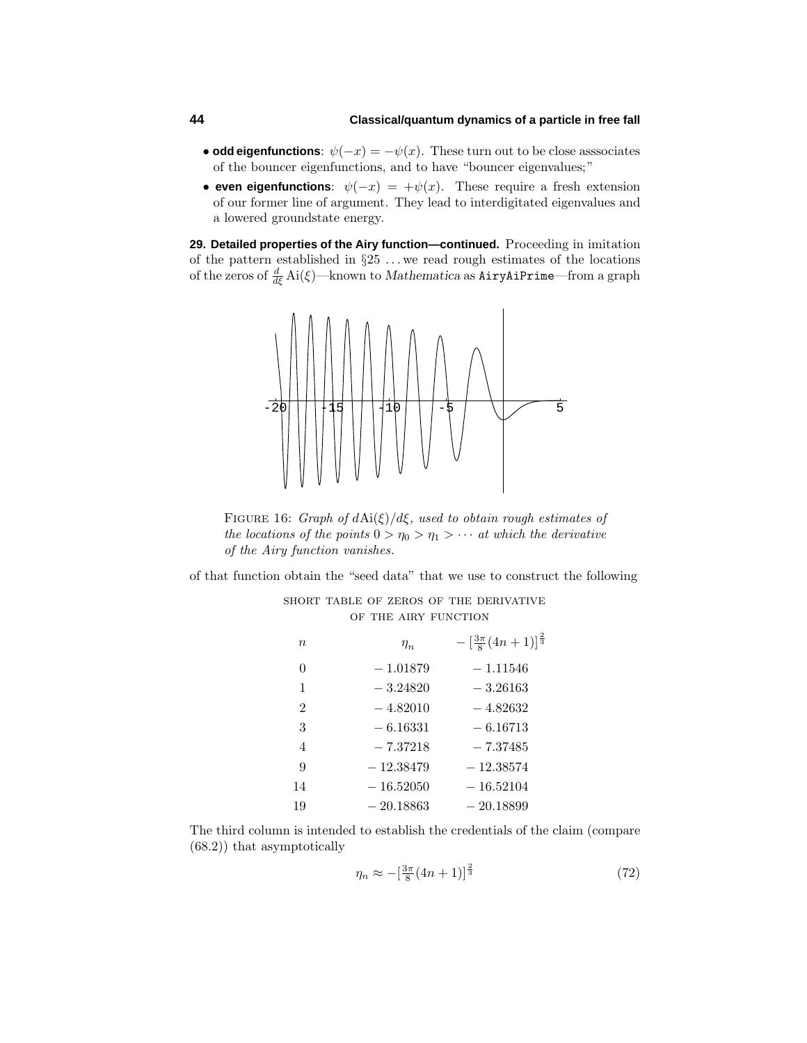- **odd eigenfunctions**: $\psi(-x) = -\psi(x)$. These turn out to be close asssociates of the bouncer eigenfunctions, and to have "bouncer eigenvalues;"
- **even eigenfunctions**: $\psi(-x) = +\psi(x)$. These require a fresh extension of our former line of argument. They lead to interdigitated eigenvalues and a lowered groundstate energy.

**29. Detailed properties of the Airy function—continued.** Proceeding in imitation of the pattern established in §25 ... we read rough estimates of the locations of the zeros of $\frac{d}{d\xi}\,\mathrm{Ai}(\xi)$—known to *Mathematica* as `AiryAiPrime`—from a graph

FIGURE 16: *Graph of $d\mathrm{Ai}(\xi)/d\xi$, used to obtain rough estimates of the locations of the points $0 > \eta_0 > \eta_1 > \cdots$ at which the derivative of the Airy function vanishes.*

of that function obtain the "seed data" that we use to construct the following

SHORT TABLE OF ZEROS OF THE DERIVATIVE OF THE AIRY FUNCTION

| $n$ | $\eta_n$ | $-\big[\frac{3\pi}{8}(4n+1)\big]^{\frac{2}{3}}$ |
|---|---|---|
| 0 | $-1.01879$ | $-1.11546$ |
| 1 | $-3.24820$ | $-3.26163$ |
| 2 | $-4.82010$ | $-4.82632$ |
| 3 | $-6.16331$ | $-6.16713$ |
| 4 | $-7.37218$ | $-7.37485$ |
| 9 | $-12.38479$ | $-12.38574$ |
| 14 | $-16.52050$ | $-16.52104$ |
| 19 | $-20.18863$ | $-20.18899$ |

The third column is intended to establish the credentials of the claim (compare (68.2)) that asymptotically

$$\eta_n \approx -\big[\tfrac{3\pi}{8}(4n+1)\big]^{\frac{2}{3}} \tag{72}$$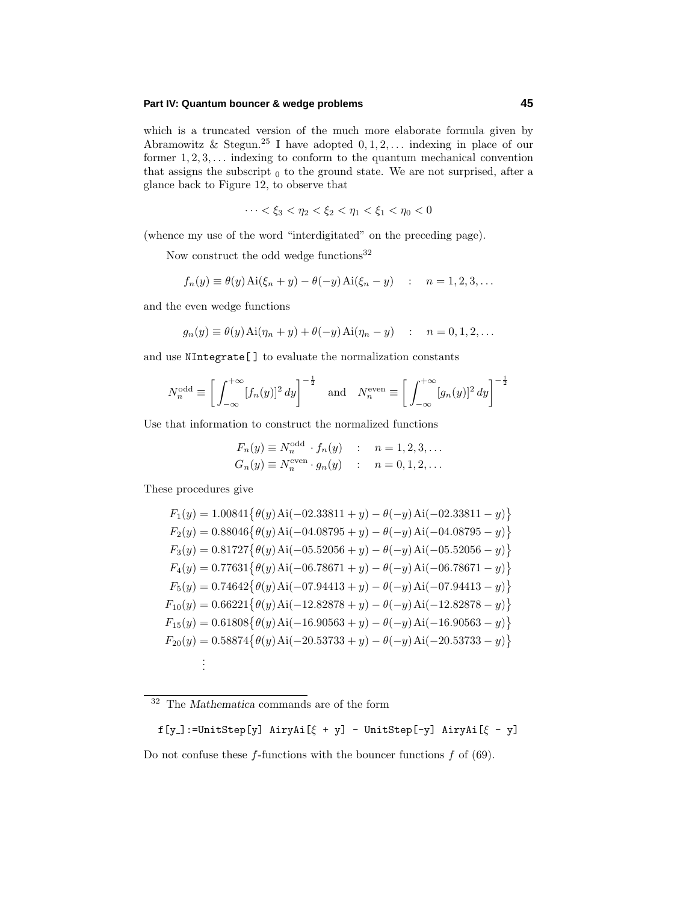which is a truncated version of the much more elaborate formula given by Abramowitz & Stegun.[25] I have adopted $0, 1, 2, \ldots$ indexing in place of our former $1, 2, 3, \ldots$ indexing to conform to the quantum mechanical convention that assigns the subscript $_0$ to the ground state. We are not surprised, after a glance back to Figure 12, to observe that

$$\cdots < \xi_3 < \eta_2 < \xi_2 < \eta_1 < \xi_1 < \eta_0 < 0$$

(whence my use of the word "interdigitated" on the preceding page).

Now construct the odd wedge functions[32]

$$f_n(y) \equiv \theta(y)\,\text{Ai}(\xi_n + y) - \theta(-y)\,\text{Ai}(\xi_n - y) \quad : \quad n = 1, 2, 3, \ldots$$

and the even wedge functions

$$g_n(y) \equiv \theta(y)\,\text{Ai}(\eta_n + y) + \theta(-y)\,\text{Ai}(\eta_n - y) \quad : \quad n = 0, 1, 2, \ldots$$

and use NIntegrate[ ] to evaluate the normalization constants

$$N_n^{\text{odd}} \equiv \left[\int_{-\infty}^{+\infty} [f_n(y)]^2\,dy\right]^{-\frac{1}{2}} \quad \text{and} \quad N_n^{\text{even}} \equiv \left[\int_{-\infty}^{+\infty} [g_n(y)]^2\,dy\right]^{-\frac{1}{2}}$$

Use that information to construct the normalized functions

$$\begin{aligned} F_n(y) &\equiv N_n^{\text{odd}} \cdot f_n(y) \quad : \quad n = 1, 2, 3, \ldots \\ G_n(y) &\equiv N_n^{\text{even}} \cdot g_n(y) \quad : \quad n = 0, 1, 2, \ldots \end{aligned}$$

These procedures give

$$\begin{aligned}
F_1(y) &= 1.00841\big\{\theta(y)\,\text{Ai}(-02.33811 + y) - \theta(-y)\,\text{Ai}(-02.33811 - y)\big\} \\
F_2(y) &= 0.88046\big\{\theta(y)\,\text{Ai}(-04.08795 + y) - \theta(-y)\,\text{Ai}(-04.08795 - y)\big\} \\
F_3(y) &= 0.81727\big\{\theta(y)\,\text{Ai}(-05.52056 + y) - \theta(-y)\,\text{Ai}(-05.52056 - y)\big\} \\
F_4(y) &= 0.77631\big\{\theta(y)\,\text{Ai}(-06.78671 + y) - \theta(-y)\,\text{Ai}(-06.78671 - y)\big\} \\
F_5(y) &= 0.74642\big\{\theta(y)\,\text{Ai}(-07.94413 + y) - \theta(-y)\,\text{Ai}(-07.94413 - y)\big\} \\
F_{10}(y) &= 0.66221\big\{\theta(y)\,\text{Ai}(-12.82878 + y) - \theta(-y)\,\text{Ai}(-12.82878 - y)\big\} \\
F_{15}(y) &= 0.61808\big\{\theta(y)\,\text{Ai}(-16.90563 + y) - \theta(-y)\,\text{Ai}(-16.90563 - y)\big\} \\
F_{20}(y) &= 0.58874\big\{\theta(y)\,\text{Ai}(-20.53733 + y) - \theta(-y)\,\text{Ai}(-20.53733 - y)\big\} \\
&\;\;\vdots
\end{aligned}$$

---

[32] The *Mathematica* commands are of the form

```
f[y_]:=UnitStep[y] AiryAi[ξ + y] - UnitStep[-y] AiryAi[ξ - y]
```

Do not confuse these $f$-functions with the bouncer functions $f$ of (69).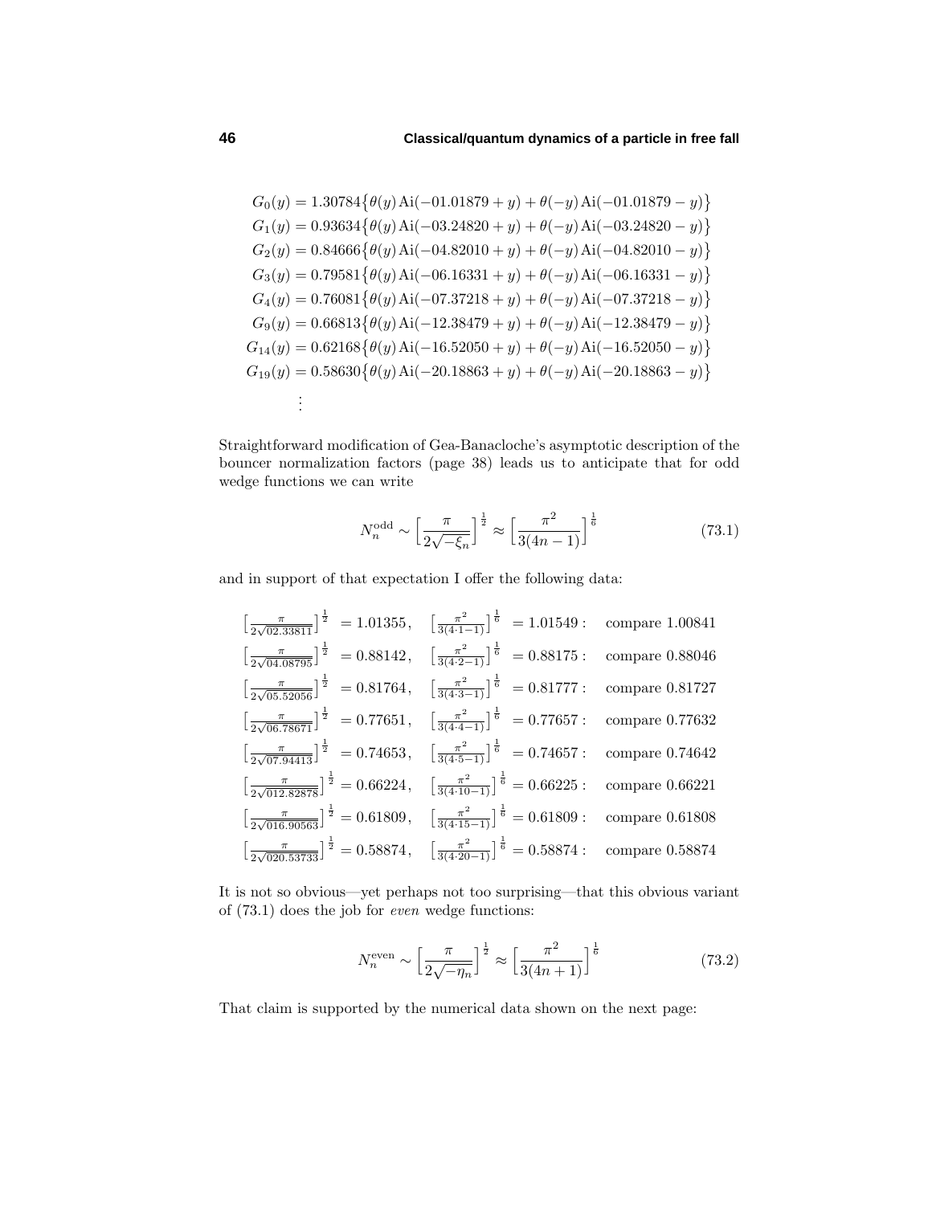$$
\begin{aligned}
G_0(y) &= 1.30784\big\{\theta(y)\,\mathrm{Ai}(-01.01879+y)+\theta(-y)\,\mathrm{Ai}(-01.01879-y)\big\}\\
G_1(y) &= 0.93634\big\{\theta(y)\,\mathrm{Ai}(-03.24820+y)+\theta(-y)\,\mathrm{Ai}(-03.24820-y)\big\}\\
G_2(y) &= 0.84666\big\{\theta(y)\,\mathrm{Ai}(-04.82010+y)+\theta(-y)\,\mathrm{Ai}(-04.82010-y)\big\}\\
G_3(y) &= 0.79581\big\{\theta(y)\,\mathrm{Ai}(-06.16331+y)+\theta(-y)\,\mathrm{Ai}(-06.16331-y)\big\}\\
G_4(y) &= 0.76081\big\{\theta(y)\,\mathrm{Ai}(-07.37218+y)+\theta(-y)\,\mathrm{Ai}(-07.37218-y)\big\}\\
G_9(y) &= 0.66813\big\{\theta(y)\,\mathrm{Ai}(-12.38479+y)+\theta(-y)\,\mathrm{Ai}(-12.38479-y)\big\}\\
G_{14}(y) &= 0.62168\big\{\theta(y)\,\mathrm{Ai}(-16.52050+y)+\theta(-y)\,\mathrm{Ai}(-16.52050-y)\big\}\\
G_{19}(y) &= 0.58630\big\{\theta(y)\,\mathrm{Ai}(-20.18863+y)+\theta(-y)\,\mathrm{Ai}(-20.18863-y)\big\}\\
&\ \,\vdots
\end{aligned}
$$

Straightforward modification of Gea-Banacloche's asymptotic description of the bouncer normalization factors (page 38) leads us to anticipate that for odd wedge functions we can write

$$
N_n^{\text{odd}} \sim \Big[\frac{\pi}{2\sqrt{-\xi_n}}\Big]^{\frac{1}{2}} \approx \Big[\frac{\pi^2}{3(4n-1)}\Big]^{\frac{1}{6}} \tag{73.1}
$$

and in support of that expectation I offer the following data:

$$
\begin{aligned}
&\big[\tfrac{\pi}{2\sqrt{02.33811}}\big]^{\frac{1}{2}} = 1.01355, &&\big[\tfrac{\pi^2}{3(4\cdot 1-1)}\big]^{\frac{1}{6}} = 1.01549: &&\text{compare } 1.00841\\
&\big[\tfrac{\pi}{2\sqrt{04.08795}}\big]^{\frac{1}{2}} = 0.88142, &&\big[\tfrac{\pi^2}{3(4\cdot 2-1)}\big]^{\frac{1}{6}} = 0.88175: &&\text{compare } 0.88046\\
&\big[\tfrac{\pi}{2\sqrt{05.52056}}\big]^{\frac{1}{2}} = 0.81764, &&\big[\tfrac{\pi^2}{3(4\cdot 3-1)}\big]^{\frac{1}{6}} = 0.81777: &&\text{compare } 0.81727\\
&\big[\tfrac{\pi}{2\sqrt{06.78671}}\big]^{\frac{1}{2}} = 0.77651, &&\big[\tfrac{\pi^2}{3(4\cdot 4-1)}\big]^{\frac{1}{6}} = 0.77657: &&\text{compare } 0.77632\\
&\big[\tfrac{\pi}{2\sqrt{07.94413}}\big]^{\frac{1}{2}} = 0.74653, &&\big[\tfrac{\pi^2}{3(4\cdot 5-1)}\big]^{\frac{1}{6}} = 0.74657: &&\text{compare } 0.74642\\
&\big[\tfrac{\pi}{2\sqrt{012.82878}}\big]^{\frac{1}{2}} = 0.66224, &&\big[\tfrac{\pi^2}{3(4\cdot 10-1)}\big]^{\frac{1}{6}} = 0.66225: &&\text{compare } 0.66221\\
&\big[\tfrac{\pi}{2\sqrt{016.90563}}\big]^{\frac{1}{2}} = 0.61809, &&\big[\tfrac{\pi^2}{3(4\cdot 15-1)}\big]^{\frac{1}{6}} = 0.61809: &&\text{compare } 0.61808\\
&\big[\tfrac{\pi}{2\sqrt{020.53733}}\big]^{\frac{1}{2}} = 0.58874, &&\big[\tfrac{\pi^2}{3(4\cdot 20-1)}\big]^{\frac{1}{6}} = 0.58874: &&\text{compare } 0.58874
\end{aligned}
$$

It is not so obvious—yet perhaps not too surprising—that this obvious variant of (73.1) does the job for *even* wedge functions:

$$
N_n^{\text{even}} \sim \Big[\frac{\pi}{2\sqrt{-\eta_n}}\Big]^{\frac{1}{2}} \approx \Big[\frac{\pi^2}{3(4n+1)}\Big]^{\frac{1}{6}} \tag{73.2}
$$

That claim is supported by the numerical data shown on the next page: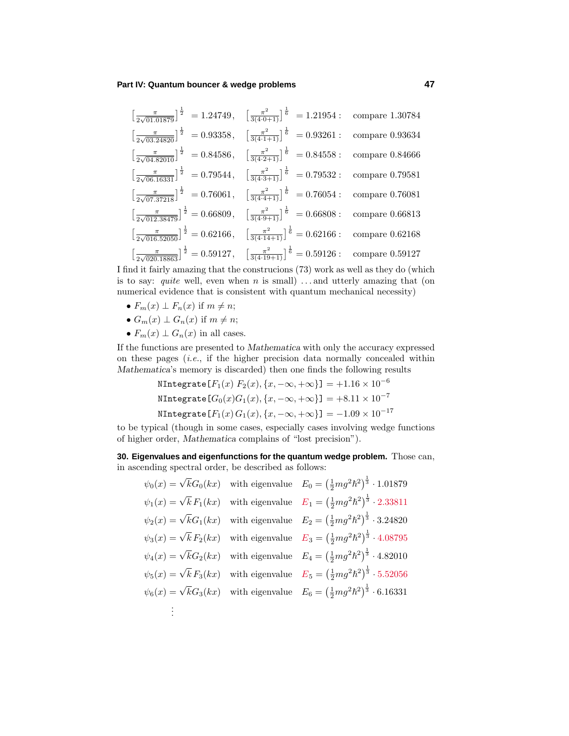$$\Big[\tfrac{\pi}{2\sqrt{01.01879}}\Big]^{\frac{1}{2}} = 1.24749, \quad \Big[\tfrac{\pi^2}{3(4\cdot 0+1)}\Big]^{\frac{1}{6}} = 1.21954: \quad \text{compare } 1.30784$$

$$\Big[\tfrac{\pi}{2\sqrt{03.24820}}\Big]^{\frac{1}{2}} = 0.93358, \quad \Big[\tfrac{\pi^2}{3(4\cdot 1+1)}\Big]^{\frac{1}{6}} = 0.93261: \quad \text{compare } 0.93634$$

$$\Big[\tfrac{\pi}{2\sqrt{04.82010}}\Big]^{\frac{1}{2}} = 0.84586, \quad \Big[\tfrac{\pi^2}{3(4\cdot 2+1)}\Big]^{\frac{1}{6}} = 0.84558: \quad \text{compare } 0.84666$$

$$\Big[\tfrac{\pi}{2\sqrt{06.16331}}\Big]^{\frac{1}{2}} = 0.79544, \quad \Big[\tfrac{\pi^2}{3(4\cdot 3+1)}\Big]^{\frac{1}{6}} = 0.79532: \quad \text{compare } 0.79581$$

$$\Big[\tfrac{\pi}{2\sqrt{07.37218}}\Big]^{\frac{1}{2}} = 0.76061, \quad \Big[\tfrac{\pi^2}{3(4\cdot 4+1)}\Big]^{\frac{1}{6}} = 0.76054: \quad \text{compare } 0.76081$$

$$\Big[\tfrac{\pi}{2\sqrt{012.38479}}\Big]^{\frac{1}{2}} = 0.66809, \quad \Big[\tfrac{\pi^2}{3(4\cdot 9+1)}\Big]^{\frac{1}{6}} = 0.66808: \quad \text{compare } 0.66813$$

$$\Big[\tfrac{\pi}{2\sqrt{016.52050}}\Big]^{\frac{1}{2}} = 0.62166, \quad \Big[\tfrac{\pi^2}{3(4\cdot 14+1)}\Big]^{\frac{1}{6}} = 0.62166: \quad \text{compare } 0.62168$$

$$\Big[\tfrac{\pi}{2\sqrt{020.18863}}\Big]^{\frac{1}{2}} = 0.59127, \quad \Big[\tfrac{\pi^2}{3(4\cdot 19+1)}\Big]^{\frac{1}{6}} = 0.59126: \quad \text{compare } 0.59127$$

I find it fairly amazing that the construcions (73) work as well as they do (which is to say: *quite* well, even when $n$ is small) ...and utterly amazing that (on numerical evidence that is consistent with quantum mechanical necessity)

- $F_m(x) \perp F_n(x)$ if $m \neq n$;
- $G_m(x) \perp G_n(x)$ if $m \neq n$;
- $F_m(x) \perp G_n(x)$ in all cases.

If the functions are presented to *Mathematica* with only the accuracy expressed on these pages (*i.e.*, if the higher precision data normally concealed within *Mathematica*'s memory is discarded) then one finds the following results

$$\texttt{NIntegrate}[F_1(x)\; F_2(x), \{x, -\infty, +\infty\}] = +1.16 \times 10^{-6}$$
$$\texttt{NIntegrate}[G_0(x) G_1(x), \{x, -\infty, +\infty\}] = +8.11 \times 10^{-7}$$
$$\texttt{NIntegrate}[F_1(x)\, G_1(x), \{x, -\infty, +\infty\}] = -1.09 \times 10^{-17}$$

to be typical (though in some cases, especially cases involving wedge functions of higher order, *Mathematica* complains of "lost precision").

**30. Eigenvalues and eigenfunctions for the quantum wedge problem.** Those can, in ascending spectral order, be described as follows:

$$\psi_0(x) = \sqrt{k}G_0(kx) \quad \text{with eigenvalue} \quad E_0 = \left(\tfrac{1}{2}mg^2\hbar^2\right)^{\frac{1}{3}} \cdot 1.01879$$
$$\psi_1(x) = \sqrt{k}\,F_1(kx) \quad \text{with eigenvalue} \quad E_1 = \left(\tfrac{1}{2}mg^2\hbar^2\right)^{\frac{1}{3}} \cdot 2.33811$$
$$\psi_2(x) = \sqrt{k}G_1(kx) \quad \text{with eigenvalue} \quad E_2 = \left(\tfrac{1}{2}mg^2\hbar^2\right)^{\frac{1}{3}} \cdot 3.24820$$
$$\psi_3(x) = \sqrt{k}\,F_2(kx) \quad \text{with eigenvalue} \quad E_3 = \left(\tfrac{1}{2}mg^2\hbar^2\right)^{\frac{1}{3}} \cdot 4.08795$$
$$\psi_4(x) = \sqrt{k}G_2(kx) \quad \text{with eigenvalue} \quad E_4 = \left(\tfrac{1}{2}mg^2\hbar^2\right)^{\frac{1}{3}} \cdot 4.82010$$
$$\psi_5(x) = \sqrt{k}\,F_3(kx) \quad \text{with eigenvalue} \quad E_5 = \left(\tfrac{1}{2}mg^2\hbar^2\right)^{\frac{1}{3}} \cdot 5.52056$$
$$\psi_6(x) = \sqrt{k}G_3(kx) \quad \text{with eigenvalue} \quad E_6 = \left(\tfrac{1}{2}mg^2\hbar^2\right)^{\frac{1}{3}} \cdot 6.16331$$
$$\vdots$$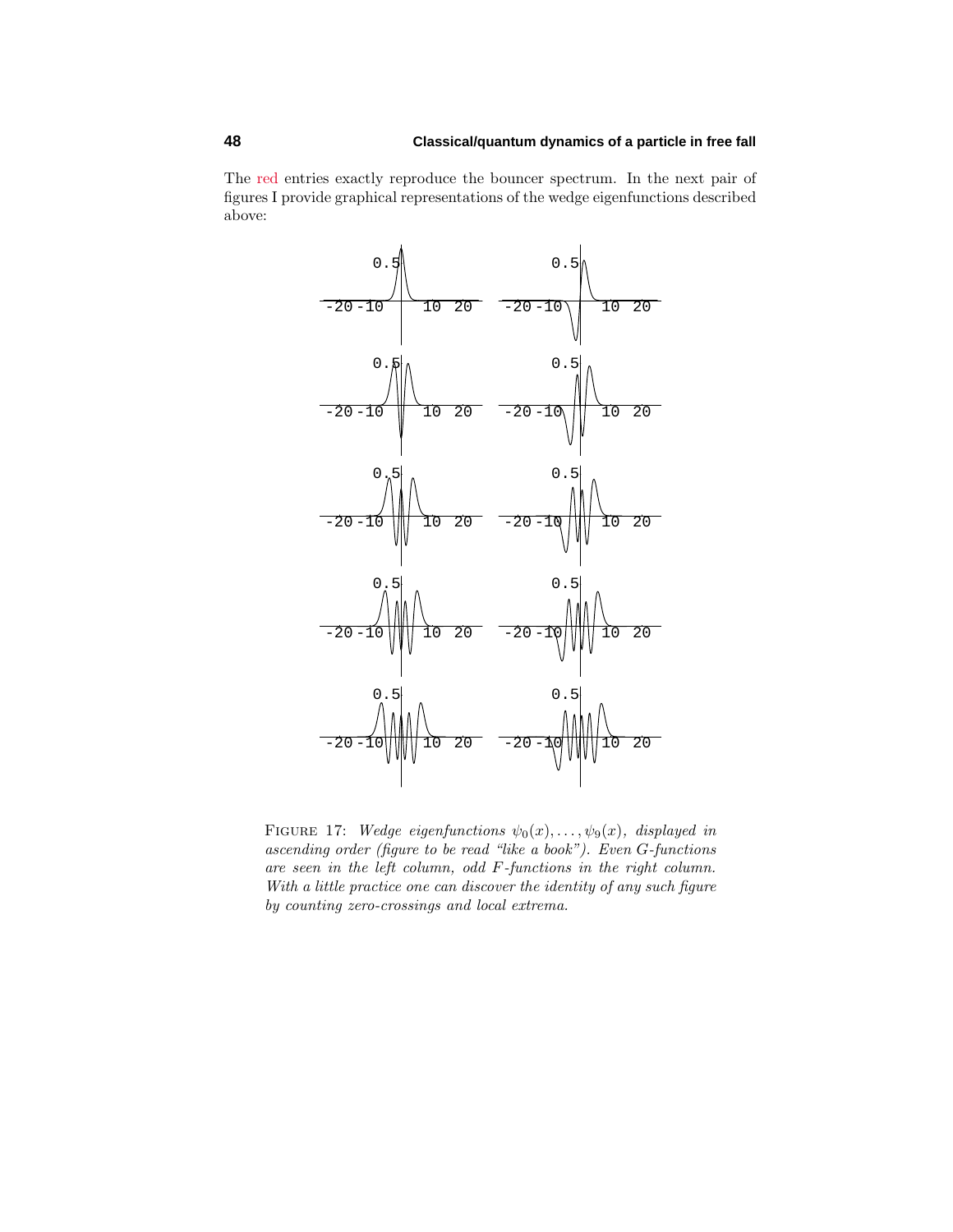The red entries exactly reproduce the bouncer spectrum. In the next pair of figures I provide graphical representations of the wedge eigenfunctions described above:

FIGURE 17: *Wedge eigenfunctions $\psi_0(x), \ldots, \psi_9(x)$, displayed in ascending order (figure to be read "like a book"). Even G-functions are seen in the left column, odd F-functions in the right column. With a little practice one can discover the identity of any such figure by counting zero-crossings and local extrema.*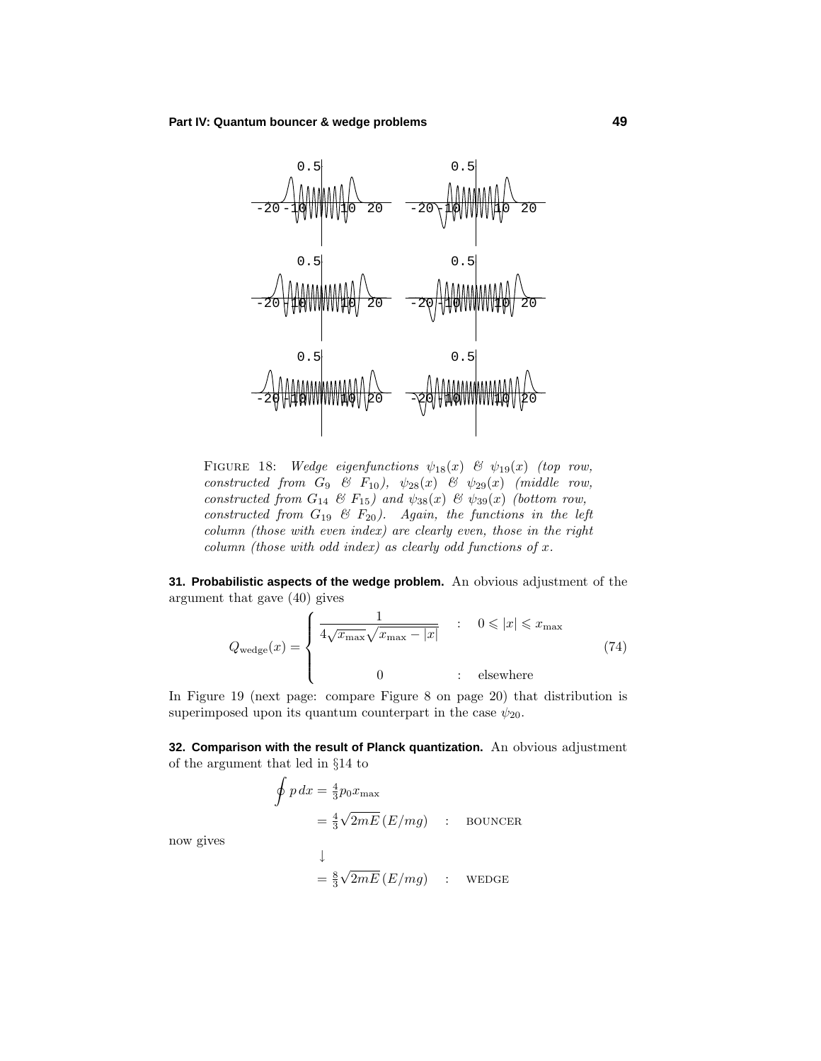FIGURE 18: *Wedge eigenfunctions $\psi_{18}(x)$ & $\psi_{19}(x)$ (top row, constructed from $G_9$ & $F_{10}$), $\psi_{28}(x)$ & $\psi_{29}(x)$ (middle row, constructed from $G_{14}$ & $F_{15}$) and $\psi_{38}(x)$ & $\psi_{39}(x)$ (bottom row, constructed from $G_{19}$ & $F_{20}$). Again, the functions in the left column (those with even index) are clearly even, those in the right column (those with odd index) as clearly odd functions of $x$.*

**31. Probabilistic aspects of the wedge problem.** An obvious adjustment of the argument that gave (40) gives

$$Q_{\text{wedge}}(x) = \begin{cases} \dfrac{1}{4\sqrt{x_{\max}}\sqrt{x_{\max}-|x|}} & : \quad 0 \leqslant |x| \leqslant x_{\max} \\[2ex] 0 & : \quad \text{elsewhere} \end{cases} \tag{74}$$

In Figure 19 (next page: compare Figure 8 on page 20) that distribution is superimposed upon its quantum counterpart in the case $\psi_{20}$.

**32. Comparison with the result of Planck quantization.** An obvious adjustment of the argument that led in §14 to

$$\begin{aligned} \oint p\,dx &= \tfrac{4}{3}p_0 x_{\max} \\ &= \tfrac{4}{3}\sqrt{2mE}\,(E/mg) \quad : \quad \text{BOUNCER} \end{aligned}$$

now gives

$$\begin{aligned} &\downarrow \\ &= \tfrac{8}{3}\sqrt{2mE}\,(E/mg) \quad : \quad \text{WEDGE} \end{aligned}$$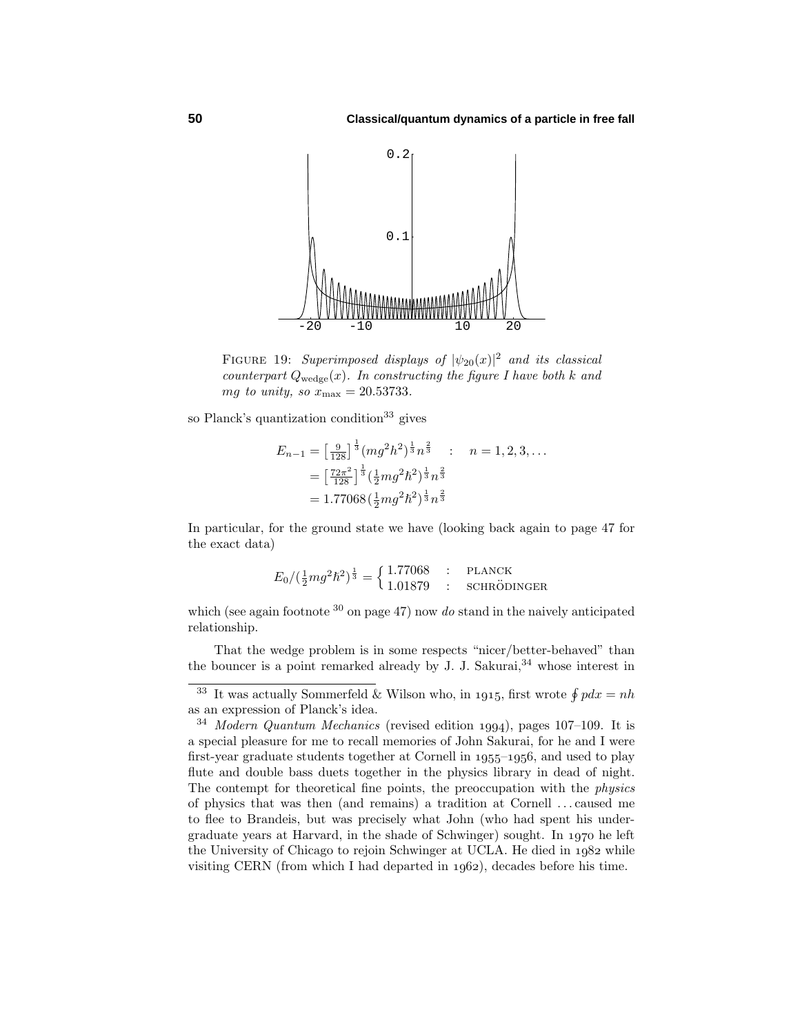FIGURE 19: *Superimposed displays of $|\psi_{20}(x)|^2$ and its classical counterpart $Q_{\text{wedge}}(x)$. In constructing the figure I have both $k$ and $mg$ to unity, so $x_{\max} = 20.53733$.*

so Planck's quantization condition[33] gives

$$
\begin{aligned}
E_{n-1} &= \left[\tfrac{9}{128}\right]^{\frac{1}{3}} (mg^2h^2)^{\frac{1}{3}} n^{\frac{2}{3}} \quad : \quad n = 1, 2, 3, \ldots \\
&= \left[\tfrac{72\pi^2}{128}\right]^{\frac{1}{3}} (\tfrac{1}{2}mg^2\hbar^2)^{\frac{1}{3}} n^{\frac{2}{3}} \\
&= 1.77068 (\tfrac{1}{2}mg^2\hbar^2)^{\frac{1}{3}} n^{\frac{2}{3}}
\end{aligned}
$$

In particular, for the ground state we have (looking back again to page 47 for the exact data)

$$
E_0/(\tfrac{1}{2}mg^2\hbar^2)^{\frac{1}{3}} = \begin{cases} 1.77068 & : \quad \text{PLANCK} \\ 1.01879 & : \quad \text{SCHRÖDINGER} \end{cases}
$$

which (see again footnote [30] on page 47) now *do* stand in the naively anticipated relationship.

That the wedge problem is in some respects "nicer/better-behaved" than the bouncer is a point remarked already by J. J. Sakurai,[34] whose interest in

---

[33] It was actually Sommerfeld & Wilson who, in 1915, first wrote $\oint p\,dx = nh$ as an expression of Planck's idea.

[34] *Modern Quantum Mechanics* (revised edition 1994), pages 107–109. It is a special pleasure for me to recall memories of John Sakurai, for he and I were first-year graduate students together at Cornell in 1955–1956, and used to play flute and double bass duets together in the physics library in dead of night. The contempt for theoretical fine points, the preoccupation with the *physics* of physics that was then (and remains) a tradition at Cornell ... caused me to flee to Brandeis, but was precisely what John (who had spent his undergraduate years at Harvard, in the shade of Schwinger) sought. In 1970 he left the University of Chicago to rejoin Schwinger at UCLA. He died in 1982 while visiting CERN (from which I had departed in 1962), decades before his time.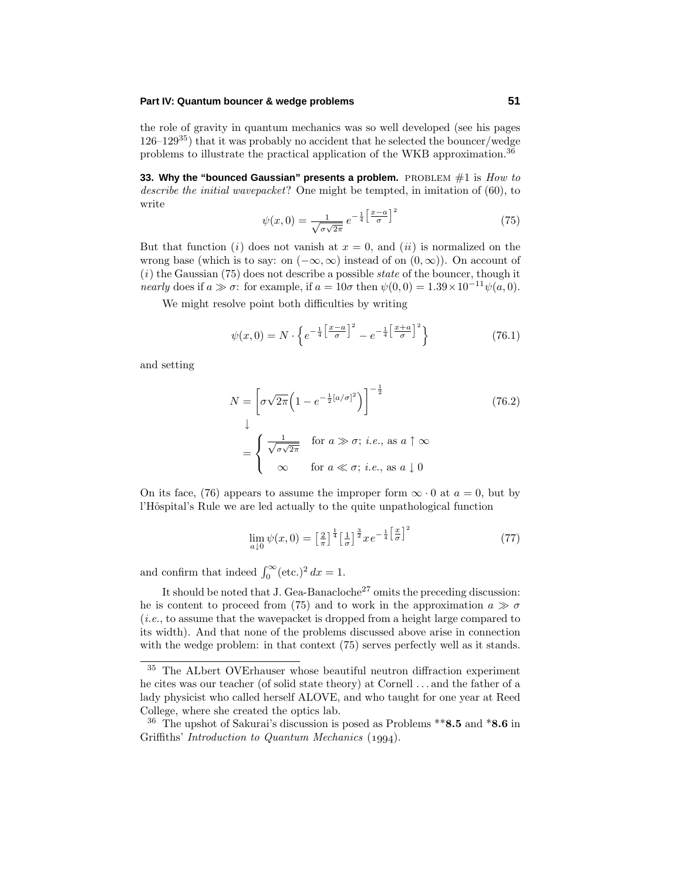the role of gravity in quantum mechanics was so well developed (see his pages 126–129[35]) that it was probably no accident that he selected the bouncer/wedge problems to illustrate the practical application of the WKB approximation.[36]

**33. Why the "bounced Gaussian" presents a problem.** PROBLEM #1 is *How to describe the initial wavepacket*? One might be tempted, in imitation of (60), to write

$$\psi(x,0) = \frac{1}{\sqrt{\sigma\sqrt{2\pi}}}\, e^{-\frac{1}{4}\left[\frac{x-a}{\sigma}\right]^2} \tag{75}$$

But that function (*i*) does not vanish at $x = 0$, and (*ii*) is normalized on the wrong base (which is to say: on $(-\infty,\infty)$ instead of on $(0,\infty)$). On account of (*i*) the Gaussian (75) does not describe a possible *state* of the bouncer, though it *nearly* does if $a \gg \sigma$: for example, if $a = 10\sigma$ then $\psi(0,0) = 1.39\times 10^{-11}\psi(a,0)$.

We might resolve point both difficulties by writing

$$\psi(x,0) = N\cdot\Big\{e^{-\frac{1}{4}\left[\frac{x-a}{\sigma}\right]^2} - e^{-\frac{1}{4}\left[\frac{x+a}{\sigma}\right]^2}\Big\} \tag{76.1}$$

and setting

$$N = \Big[\sigma\sqrt{2\pi}\Big(1 - e^{-\frac{1}{2}[a/\sigma]^2}\Big)\Big]^{-\frac{1}{2}} \tag{76.2}$$

$$\downarrow$$

$$= \begin{cases} \dfrac{1}{\sqrt{\sigma\sqrt{2\pi}}} & \text{for } a \gg \sigma;\ \textit{i.e.}\text{, as } a\uparrow\infty \\[2ex] \infty & \text{for } a \ll \sigma;\ \textit{i.e.}\text{, as } a\downarrow 0 \end{cases}$$

On its face, (76) appears to assume the improper form $\infty\cdot 0$ at $a = 0$, but by l'Hôspital's Rule we are led actually to the quite unpathological function

$$\lim_{a\downarrow 0}\psi(x,0) = \big[\tfrac{2}{\pi}\big]^{\frac{1}{4}}\big[\tfrac{1}{\sigma}\big]^{\frac{3}{2}}x\,e^{-\frac{1}{4}\left[\frac{x}{\sigma}\right]^2} \tag{77}$$

and confirm that indeed $\int_0^\infty(\text{etc.})^2\,dx = 1$.

It should be noted that J. Gea-Banacloche[27] omits the preceding discussion: he is content to proceed from (75) and to work in the approximation $a \gg \sigma$ (*i.e.*, to assume that the wavepacket is dropped from a height large compared to its width). And that none of the problems discussed above arise in connection with the wedge problem: in that context (75) serves perfectly well as it stands.

---

[35] The ALbert OVErhauser whose beautiful neutron diffraction experiment he cites was our teacher (of solid state theory) at Cornell . . . and the father of a lady physicist who called herself ALOVE, and who taught for one year at Reed College, where she created the optics lab.

[36] The upshot of Sakurai's discussion is posed as Problems **\*\*8.5** and **\*8.6** in Griffiths' *Introduction to Quantum Mechanics* (1994).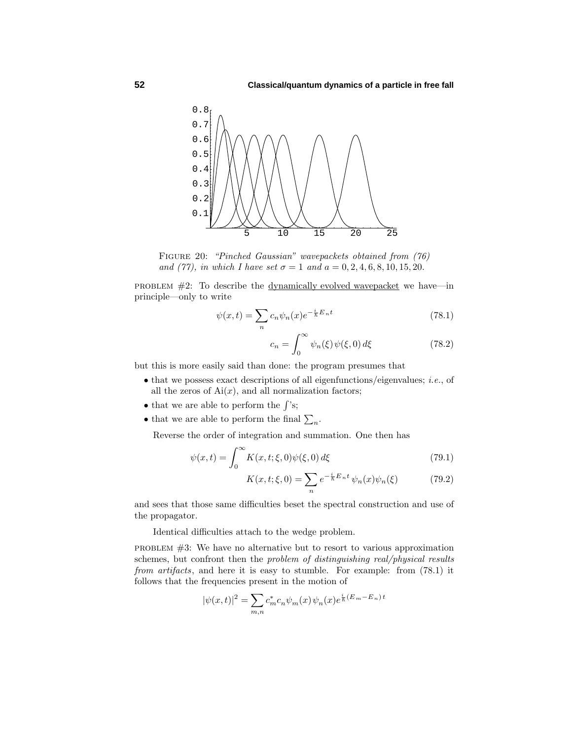FIGURE 20: *"Pinched Gaussian" wavepackets obtained from (76) and (77), in which I have set $\sigma = 1$ and $a = 0, 2, 4, 6, 8, 10, 15, 20$.*

PROBLEM #2: To describe the dynamically evolved wavepacket we have—in principle—only to write

$$\psi(x,t) = \sum_n c_n \psi_n(x) e^{-\frac{i}{\hbar}E_n t} \tag{78.1}$$

$$c_n = \int_0^\infty \psi_n(\xi)\,\psi(\xi,0)\,d\xi \tag{78.2}$$

but this is more easily said than done: the program presumes that

- that we possess exact descriptions of all eigenfunctions/eigenvalues; *i.e.*, of all the zeros of $\text{Ai}(x)$, and all normalization factors;
- that we are able to perform the $\int$'s;
- that we are able to perform the final $\sum_n$.

Reverse the order of integration and summation. One then has

$$\psi(x,t) = \int_0^\infty K(x,t;\xi,0)\psi(\xi,0)\,d\xi \tag{79.1}$$

$$K(x,t;\xi,0) = \sum_n e^{-\frac{i}{\hbar}E_n t}\,\psi_n(x)\psi_n(\xi) \tag{79.2}$$

and sees that those same difficulties beset the spectral construction and use of the propagator.

Identical difficulties attach to the wedge problem.

PROBLEM #3: We have no alternative but to resort to various approximation schemes, but confront then the *problem of distinguishing real/physical results from artifacts*, and here it is easy to stumble. For example: from (78.1) it follows that the frequencies present in the motion of

$$|\psi(x,t)|^2 = \sum_{m,n} c_m^* c_n \psi_m(x)\,\psi_n(x) e^{\frac{i}{\hbar}(E_m - E_n)t}$$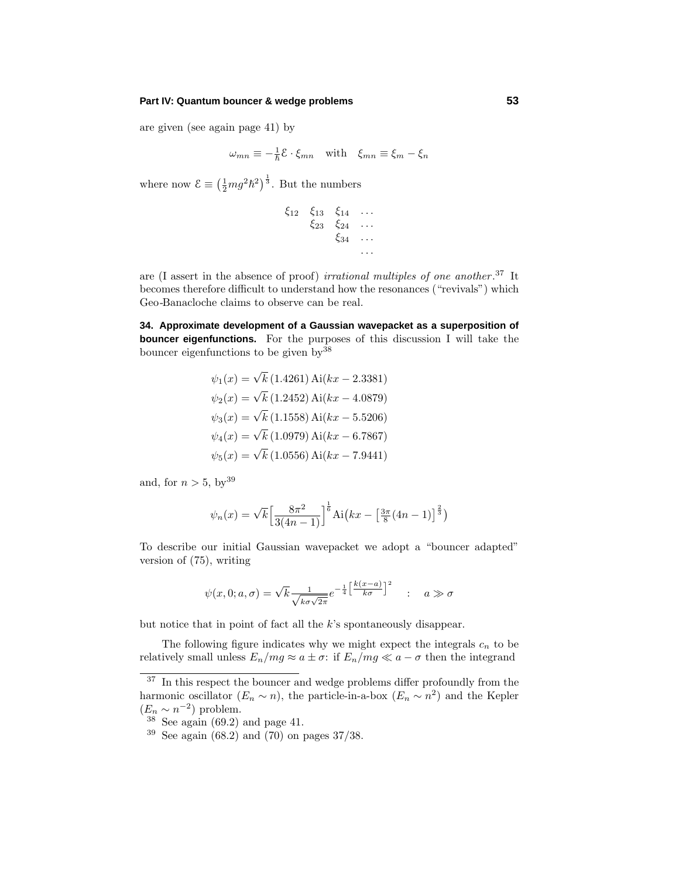are given (see again page 41) by

$$\omega_{mn} \equiv -\tfrac{1}{\hbar}\mathcal{E}\cdot\xi_{mn} \quad \text{with} \quad \xi_{mn} \equiv \xi_m - \xi_n$$

where now $\mathcal{E} \equiv \left(\frac{1}{2}mg^2\hbar^2\right)^{\frac{1}{3}}$. But the numbers

$$\begin{matrix} \xi_{12} & \xi_{13} & \xi_{14} & \ldots \\ & \xi_{23} & \xi_{24} & \ldots \\ & & \xi_{34} & \ldots \\ & & & \ldots \end{matrix}$$

are (I assert in the absence of proof) *irrational multiples of one another*.[37] It becomes therefore difficult to understand how the resonances ("revivals") which Geo-Banacloche claims to observe can be real.

**34. Approximate development of a Gaussian wavepacket as a superposition of bouncer eigenfunctions.** For the purposes of this discussion I will take the bouncer eigenfunctions to be given by[38]

$$\begin{aligned}
\psi_1(x) &= \sqrt{k}\,(1.4261)\,\mathrm{Ai}(kx - 2.3381)\\
\psi_2(x) &= \sqrt{k}\,(1.2452)\,\mathrm{Ai}(kx - 4.0879)\\
\psi_3(x) &= \sqrt{k}\,(1.1558)\,\mathrm{Ai}(kx - 5.5206)\\
\psi_4(x) &= \sqrt{k}\,(1.0979)\,\mathrm{Ai}(kx - 6.7867)\\
\psi_5(x) &= \sqrt{k}\,(1.0556)\,\mathrm{Ai}(kx - 7.9441)
\end{aligned}$$

and, for $n > 5$, by[39]

$$\psi_n(x) = \sqrt{k}\Big[\frac{8\pi^2}{3(4n-1)}\Big]^{\frac{1}{6}}\mathrm{Ai}\big(kx - \big[\tfrac{3\pi}{8}(4n-1)\big]^{\frac{2}{3}}\big)$$

To describe our initial Gaussian wavepacket we adopt a "bouncer adapted" version of (75), writing

$$\psi(x,0;a,\sigma) = \sqrt{k}\frac{1}{\sqrt{k\sigma\sqrt{2\pi}}}e^{-\frac{1}{4}\left[\frac{k(x-a)}{k\sigma}\right]^2} \quad : \quad a \gg \sigma$$

but notice that in point of fact all the $k$'s spontaneously disappear.

The following figure indicates why we might expect the integrals $c_n$ to be relatively small unless $E_n/mg \approx a \pm \sigma$: if $E_n/mg \ll a - \sigma$ then the integrand

---

[37] In this respect the bouncer and wedge problems differ profoundly from the harmonic oscillator ($E_n \sim n$), the particle-in-a-box ($E_n \sim n^2$) and the Kepler ($E_n \sim n^{-2}$) problem.

[38] See again (69.2) and page 41.

[39] See again (68.2) and (70) on pages 37/38.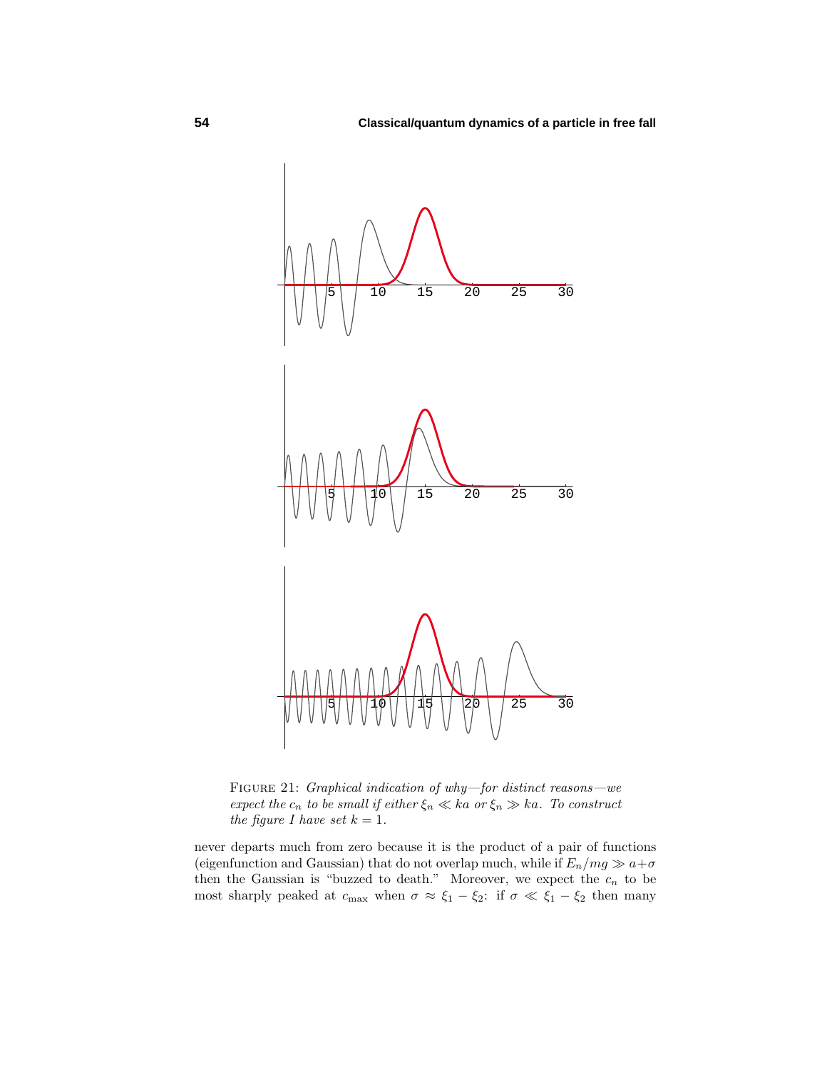FIGURE 21: *Graphical indication of why—for distinct reasons—we expect the $c_n$ to be small if either $\xi_n \ll ka$ or $\xi_n \gg ka$. To construct the figure I have set $k = 1$.*

never departs much from zero because it is the product of a pair of functions (eigenfunction and Gaussian) that do not overlap much, while if $E_n/mg \gg a+\sigma$ then the Gaussian is "buzzed to death." Moreover, we expect the $c_n$ to be most sharply peaked at $c_{\max}$ when $\sigma \approx \xi_1 - \xi_2$: if $\sigma \ll \xi_1 - \xi_2$ then many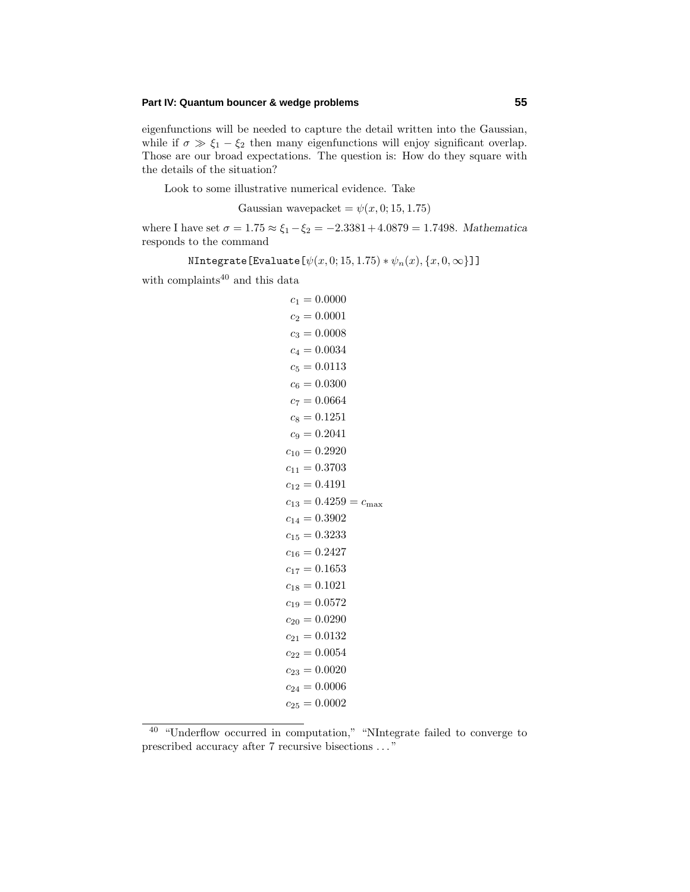eigenfunctions will be needed to capture the detail written into the Gaussian, while if $\sigma \gg \xi_1 - \xi_2$ then many eigenfunctions will enjoy significant overlap. Those are our broad expectations. The question is: How do they square with the details of the situation?

Look to some illustrative numerical evidence. Take

$$\text{Gaussian wavepacket} = \psi(x, 0; 15, 1.75)$$

where I have set $\sigma = 1.75 \approx \xi_1 - \xi_2 = -2.3381 + 4.0879 = 1.7498$. *Mathematica* responds to the command

$$\texttt{NIntegrate[Evaluate[}\psi(x, 0; 15, 1.75) * \psi_n(x), \{x, 0, \infty\}\texttt{]]}$$

with complaints[40] and this data

$$
\begin{aligned}
c_1 &= 0.0000\\
c_2 &= 0.0001\\
c_3 &= 0.0008\\
c_4 &= 0.0034\\
c_5 &= 0.0113\\
c_6 &= 0.0300\\
c_7 &= 0.0664\\
c_8 &= 0.1251\\
c_9 &= 0.2041\\
c_{10} &= 0.2920\\
c_{11} &= 0.3703\\
c_{12} &= 0.4191\\
c_{13} &= 0.4259 = c_{\text{max}}\\
c_{14} &= 0.3902\\
c_{15} &= 0.3233\\
c_{16} &= 0.2427\\
c_{17} &= 0.1653\\
c_{18} &= 0.1021\\
c_{19} &= 0.0572\\
c_{20} &= 0.0290\\
c_{21} &= 0.0132\\
c_{22} &= 0.0054\\
c_{23} &= 0.0020\\
c_{24} &= 0.0006\\
c_{25} &= 0.0002
\end{aligned}
$$

---

[40] "Underflow occurred in computation," "NIntegrate failed to converge to prescribed accuracy after 7 recursive bisections . . ."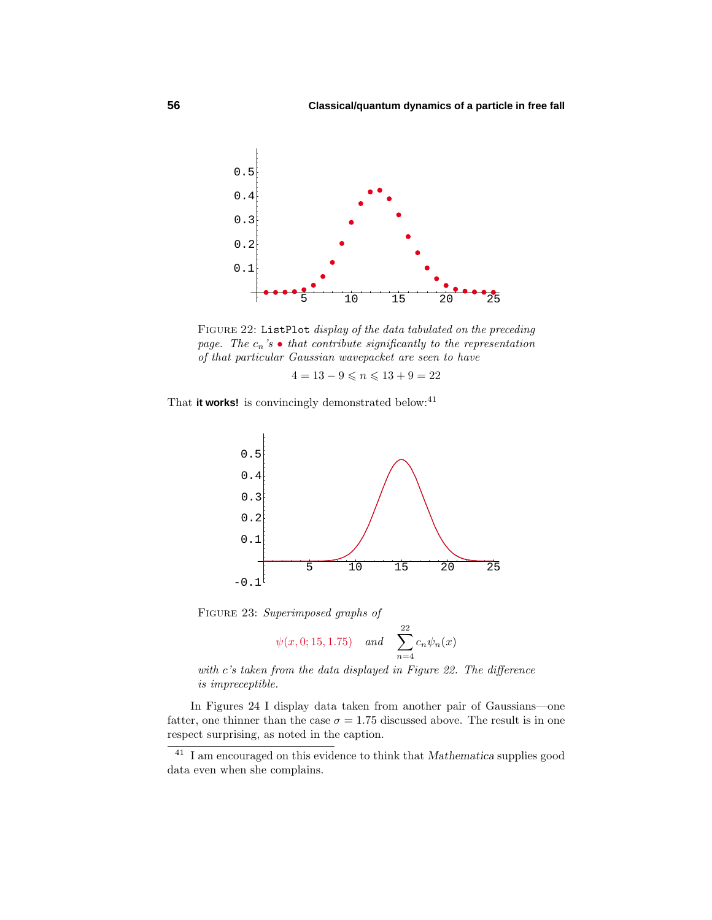FIGURE 22: `ListPlot` *display of the data tabulated on the preceding page. The $c_n$'s • that contribute significantly to the representation of that particular Gaussian wavepacket are seen to have*

$$4 = 13 - 9 \leqslant n \leqslant 13 + 9 = 22$$

That **it works!** is convincingly demonstrated below:[41]

FIGURE 23: *Superimposed graphs of*

$$\psi(x, 0; 15, 1.75) \quad \textit{and} \quad \sum_{n=4}^{22} c_n \psi_n(x)$$

*with c's taken from the data displayed in Figure 22. The difference is impreceptible.*

In Figures 24 I display data taken from another pair of Gaussians—one fatter, one thinner than the case $\sigma = 1.75$ discussed above. The result is in one respect surprising, as noted in the caption.

---

[41] I am encouraged on this evidence to think that *Mathematica* supplies good data even when she complains.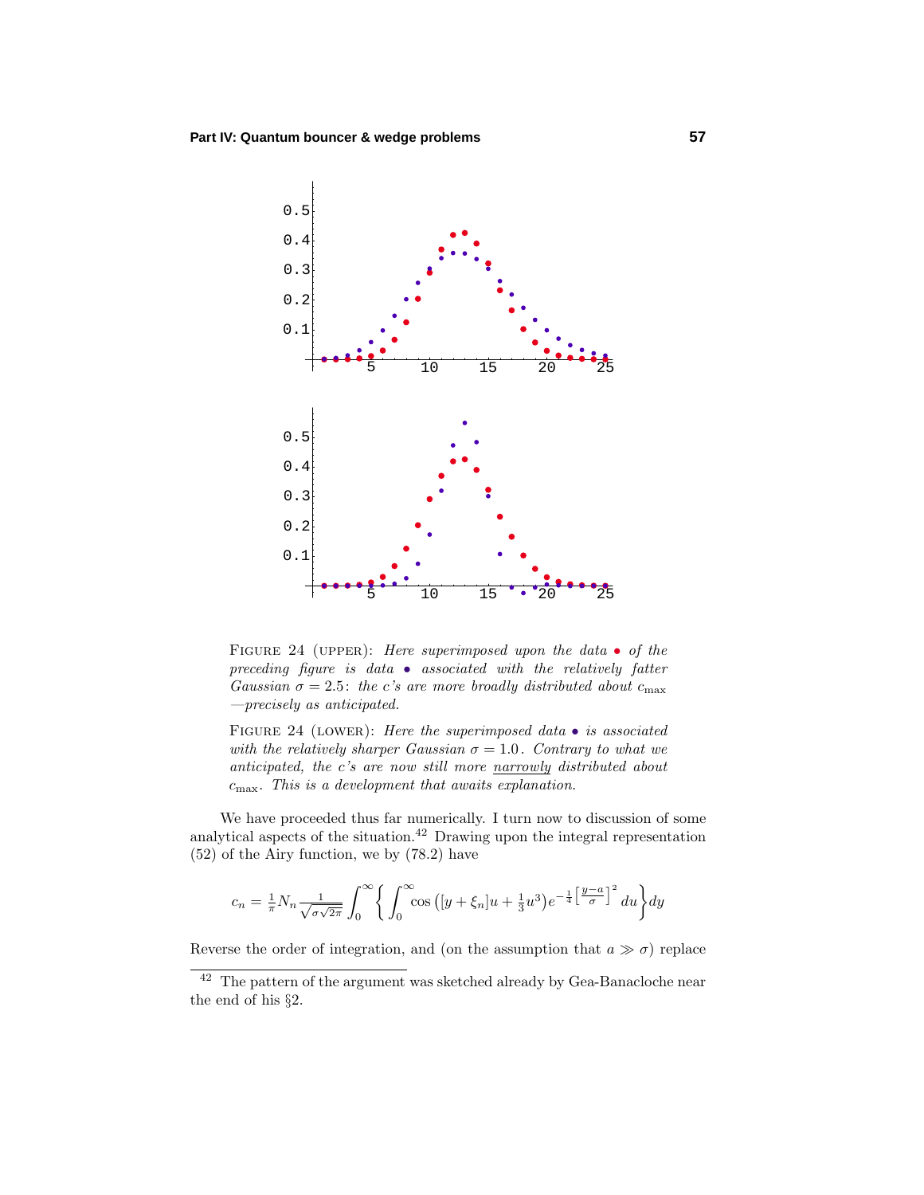FIGURE 24 (UPPER): *Here superimposed upon the data* $\bullet$ *of the preceding figure is data* $\bullet$ *associated with the relatively fatter Gaussian* $\sigma = 2.5$: *the c's are more broadly distributed about* $c_{\max}$ *—precisely as anticipated.*

FIGURE 24 (LOWER): *Here the superimposed data* $\bullet$ *is associated with the relatively sharper Gaussian* $\sigma = 1.0$. *Contrary to what we anticipated, the c's are now still more* narrowly *distributed about* $c_{\max}$. *This is a development that awaits explanation.*

We have proceeded thus far numerically. I turn now to discussion of some analytical aspects of the situation.[42] Drawing upon the integral representation (52) of the Airy function, we by (78.2) have

$$c_n = \tfrac{1}{\pi} N_n \frac{1}{\sqrt{\sigma\sqrt{2\pi}}} \int_0^\infty \left\{ \int_0^\infty \cos\left([y + \xi_n]u + \tfrac{1}{3}u^3\right) e^{-\frac{1}{4}\left[\frac{y-a}{\sigma}\right]^2} du \right\} dy$$

Reverse the order of integration, and (on the assumption that $a \gg \sigma$) replace

[42] The pattern of the argument was sketched already by Gea-Banacloche near the end of his §2.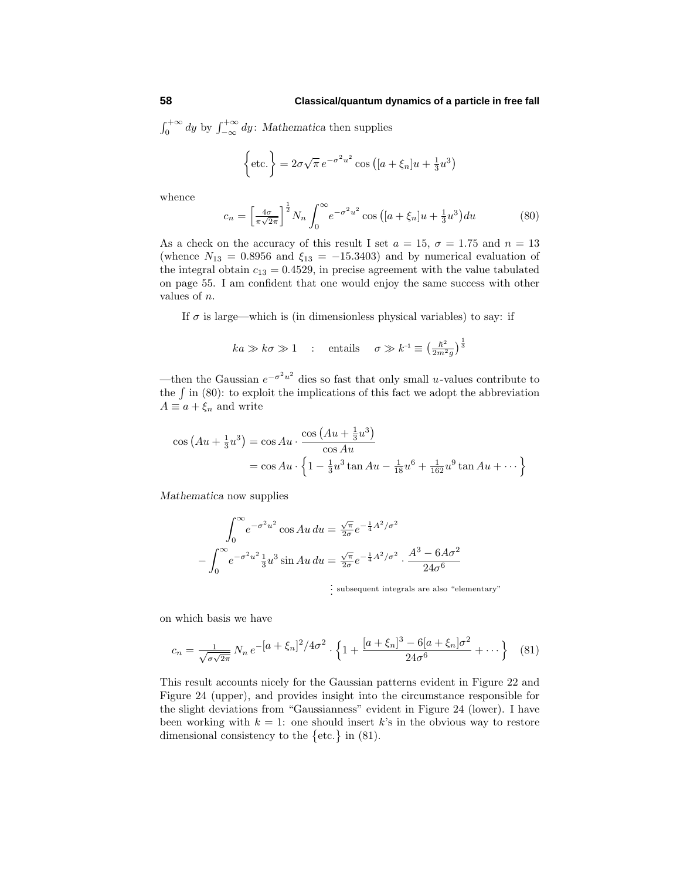$\int_0^{+\infty} dy$ by $\int_{-\infty}^{+\infty} dy$: *Mathematica* then supplies

$$\Big\{\text{etc.}\Big\} = 2\sigma\sqrt{\pi}\, e^{-\sigma^2 u^2} \cos\big([a+\xi_n]u + \tfrac{1}{3}u^3\big)$$

whence

$$c_n = \Big[\tfrac{4\sigma}{\pi\sqrt{2\pi}}\Big]^{\frac{1}{2}} N_n \int_0^\infty e^{-\sigma^2 u^2} \cos\big([a+\xi_n]u + \tfrac{1}{3}u^3\big) du \tag{80}$$

As a check on the accuracy of this result I set $a = 15$, $\sigma = 1.75$ and $n = 13$ (whence $N_{13} = 0.8956$ and $\xi_{13} = -15.3403$) and by numerical evaluation of the integral obtain $c_{13} = 0.4529$, in precise agreement with the value tabulated on page 55. I am confident that one would enjoy the same success with other values of $n$.

If $\sigma$ is large—which is (in dimensionless physical variables) to say: if

$$ka \gg k\sigma \gg 1 \quad : \quad \text{entails} \quad \sigma \gg k^{-1} \equiv \big(\tfrac{\hbar^2}{2m^2 g}\big)^{\frac{1}{3}}$$

—then the Gaussian $e^{-\sigma^2 u^2}$ dies so fast that only small $u$-values contribute to the $\int$ in (80): to exploit the implications of this fact we adopt the abbreviation $A \equiv a + \xi_n$ and write

$$\begin{aligned}
\cos\big(Au + \tfrac{1}{3}u^3\big) &= \cos Au \cdot \frac{\cos\big(Au + \tfrac{1}{3}u^3\big)}{\cos Au} \\
&= \cos Au \cdot \Big\{1 - \tfrac{1}{3}u^3 \tan Au - \tfrac{1}{18}u^6 + \tfrac{1}{162}u^9 \tan Au + \cdots\Big\}
\end{aligned}$$

*Mathematica* now supplies

$$\begin{aligned}
\int_0^\infty e^{-\sigma^2 u^2} \cos Au\, du &= \tfrac{\sqrt{\pi}}{2\sigma} e^{-\frac{1}{4}A^2/\sigma^2} \\
-\int_0^\infty e^{-\sigma^2 u^2} \tfrac{1}{3}u^3 \sin Au\, du &= \tfrac{\sqrt{\pi}}{2\sigma} e^{-\frac{1}{4}A^2/\sigma^2} \cdot \frac{A^3 - 6A\sigma^2}{24\sigma^6} \\
&\ \ \vdots \text{ subsequent integrals are also "elementary"}
\end{aligned}$$

on which basis we have

$$c_n = \tfrac{1}{\sqrt{\sigma\sqrt{2\pi}}}\, N_n\, e^{-[a+\xi_n]^2/4\sigma^2} \cdot \Big\{1 + \frac{[a+\xi_n]^3 - 6[a+\xi_n]\sigma^2}{24\sigma^6} + \cdots\Big\} \tag{81}$$

This result accounts nicely for the Gaussian patterns evident in Figure 22 and Figure 24 (upper), and provides insight into the circumstance responsible for the slight deviations from "Gaussianness" evident in Figure 24 (lower). I have been working with $k = 1$: one should insert $k$'s in the obvious way to restore dimensional consistency to the $\big\{\text{etc.}\big\}$ in (81).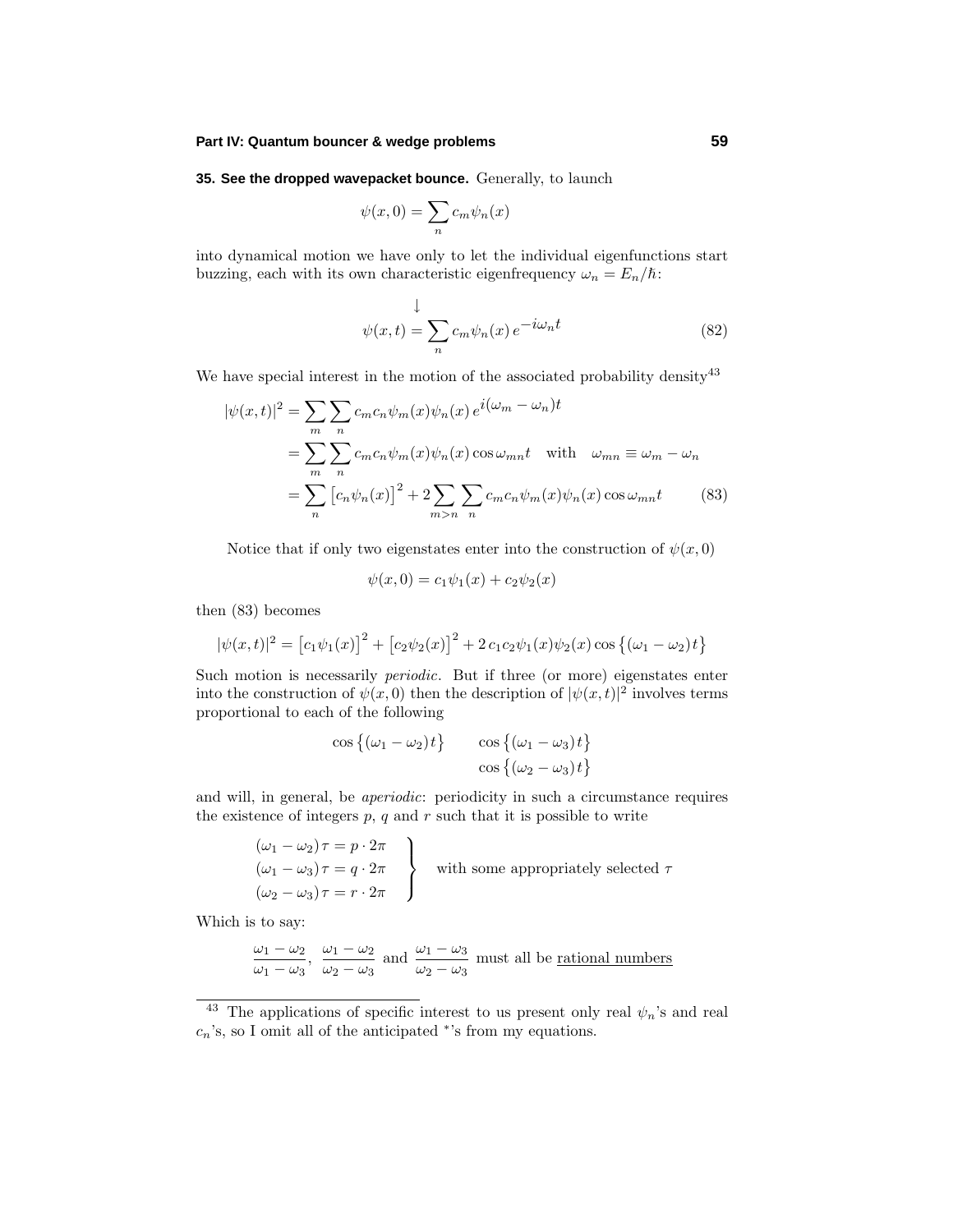**35. See the dropped wavepacket bounce.** Generally, to launch

$$\psi(x,0) = \sum_n c_m \psi_n(x)$$

into dynamical motion we have only to let the individual eigenfunctions start buzzing, each with its own characteristic eigenfrequency $\omega_n = E_n/\hbar$:

$$\downarrow$$

$$\psi(x,t) = \sum_n c_m \psi_n(x)\, e^{-i\omega_n t} \tag{82}$$

We have special interest in the motion of the associated probability density[43]

$$\begin{aligned}
|\psi(x,t)|^2 &= \sum_m \sum_n c_m c_n \psi_m(x)\psi_n(x)\, e^{i(\omega_m - \omega_n)t} \\
&= \sum_m \sum_n c_m c_n \psi_m(x)\psi_n(x) \cos\omega_{mn} t \quad \text{with} \quad \omega_{mn} \equiv \omega_m - \omega_n \\
&= \sum_n \big[c_n \psi_n(x)\big]^2 + 2\sum_{m>n}\sum_n c_m c_n \psi_m(x)\psi_n(x)\cos\omega_{mn} t
\end{aligned} \tag{83}$$

Notice that if only two eigenstates enter into the construction of $\psi(x,0)$

$$\psi(x,0) = c_1\psi_1(x) + c_2\psi_2(x)$$

then (83) becomes

$$|\psi(x,t)|^2 = \big[c_1\psi_1(x)\big]^2 + \big[c_2\psi_2(x)\big]^2 + 2\,c_1c_2\psi_1(x)\psi_2(x)\cos\big\{(\omega_1 - \omega_2)t\big\}$$

Such motion is necessarily *periodic*. But if three (or more) eigenstates enter into the construction of $\psi(x,0)$ then the description of $|\psi(x,t)|^2$ involves terms proportional to each of the following

$$\begin{array}{cc}
\cos\big\{(\omega_1 - \omega_2)t\big\} & \cos\big\{(\omega_1 - \omega_3)t\big\} \\
 & \cos\big\{(\omega_2 - \omega_3)t\big\}
\end{array}$$

and will, in general, be *aperiodic*: periodicity in such a circumstance requires the existence of integers $p$, $q$ and $r$ such that it is possible to write

$$\left.\begin{aligned}
(\omega_1 - \omega_2)\,\tau &= p\cdot 2\pi \\
(\omega_1 - \omega_3)\,\tau &= q\cdot 2\pi \\
(\omega_2 - \omega_3)\,\tau &= r\cdot 2\pi
\end{aligned}\right\} \quad \text{with some appropriately selected } \tau$$

Which is to say:

$$\frac{\omega_1 - \omega_2}{\omega_1 - \omega_3},\ \frac{\omega_1 - \omega_2}{\omega_2 - \omega_3} \text{ and } \frac{\omega_1 - \omega_3}{\omega_2 - \omega_3} \text{ must all be } \underline{\text{rational numbers}}$$

---

[43] The applications of specific interest to us present only real $\psi_n$'s and real $c_n$'s, so I omit all of the anticipated $^*$'s from my equations.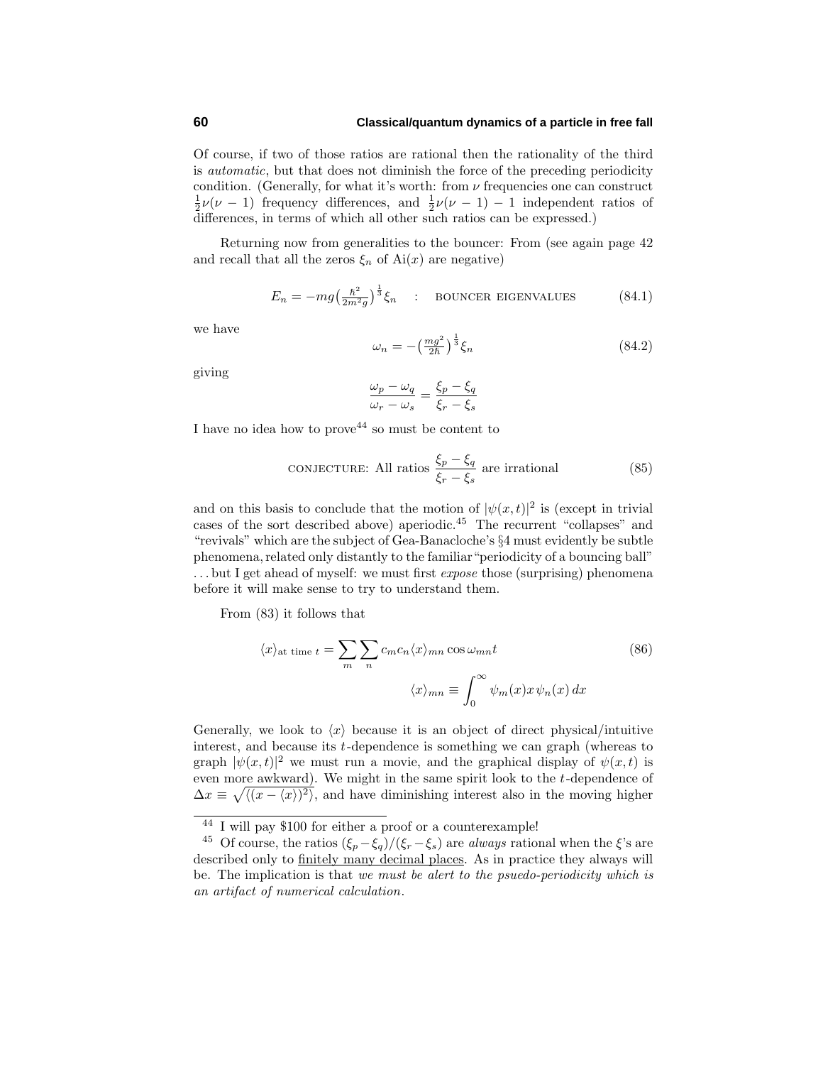Of course, if two of those ratios are rational then the rationality of the third is *automatic*, but that does not diminish the force of the preceding periodicity condition. (Generally, for what it's worth: from $\nu$ frequencies one can construct $\frac{1}{2}\nu(\nu-1)$ frequency differences, and $\frac{1}{2}\nu(\nu-1)-1$ independent ratios of differences, in terms of which all other such ratios can be expressed.)

Returning now from generalities to the bouncer: From (see again page 42 and recall that all the zeros $\xi_n$ of $\text{Ai}(x)$ are negative)

$$E_n = -mg\big(\tfrac{\hbar^2}{2m^2g}\big)^{\frac{1}{3}}\xi_n \quad : \quad \text{BOUNCER EIGENVALUES} \tag{84.1}$$

we have

$$\omega_n = -\big(\tfrac{mg^2}{2\hbar}\big)^{\frac{1}{3}}\xi_n \tag{84.2}$$

giving

$$\frac{\omega_p - \omega_q}{\omega_r - \omega_s} = \frac{\xi_p - \xi_q}{\xi_r - \xi_s}$$

I have no idea how to prove[44] so must be content to

$$\text{CONJECTURE: All ratios } \frac{\xi_p - \xi_q}{\xi_r - \xi_s} \text{ are irrational} \tag{85}$$

and on this basis to conclude that the motion of $|\psi(x,t)|^2$ is (except in trivial cases of the sort described above) aperiodic.[45] The recurrent "collapses" and "revivals" which are the subject of Gea-Banacloche's §4 must evidently be subtle phenomena, related only distantly to the familiar "periodicity of a bouncing ball" . . . but I get ahead of myself: we must first *expose* those (surprising) phenomena before it will make sense to try to understand them.

From (83) it follows that

$$\langle x\rangle_{\text{at time } t} = \sum_m \sum_n c_m c_n \langle x\rangle_{mn} \cos\omega_{mn}t \tag{86}$$

$$\langle x\rangle_{mn} \equiv \int_0^\infty \psi_m(x)x\,\psi_n(x)\,dx$$

Generally, we look to $\langle x\rangle$ because it is an object of direct physical/intuitive interest, and because its $t$-dependence is something we can graph (whereas to graph $|\psi(x,t)|^2$ we must run a movie, and the graphical display of $\psi(x,t)$ is even more awkward). We might in the same spirit look to the $t$-dependence of $\Delta x \equiv \sqrt{\langle(x-\langle x\rangle)^2\rangle}$, and have diminishing interest also in the moving higher

---

[44] I will pay \$100 for either a proof or a counterexample!

[45] Of course, the ratios $(\xi_p - \xi_q)/(\xi_r - \xi_s)$ are *always* rational when the $\xi$'s are described only to finitely many decimal places. As in practice they always will be. The implication is that *we must be alert to the pseudo-periodicity which is an artifact of numerical calculation*.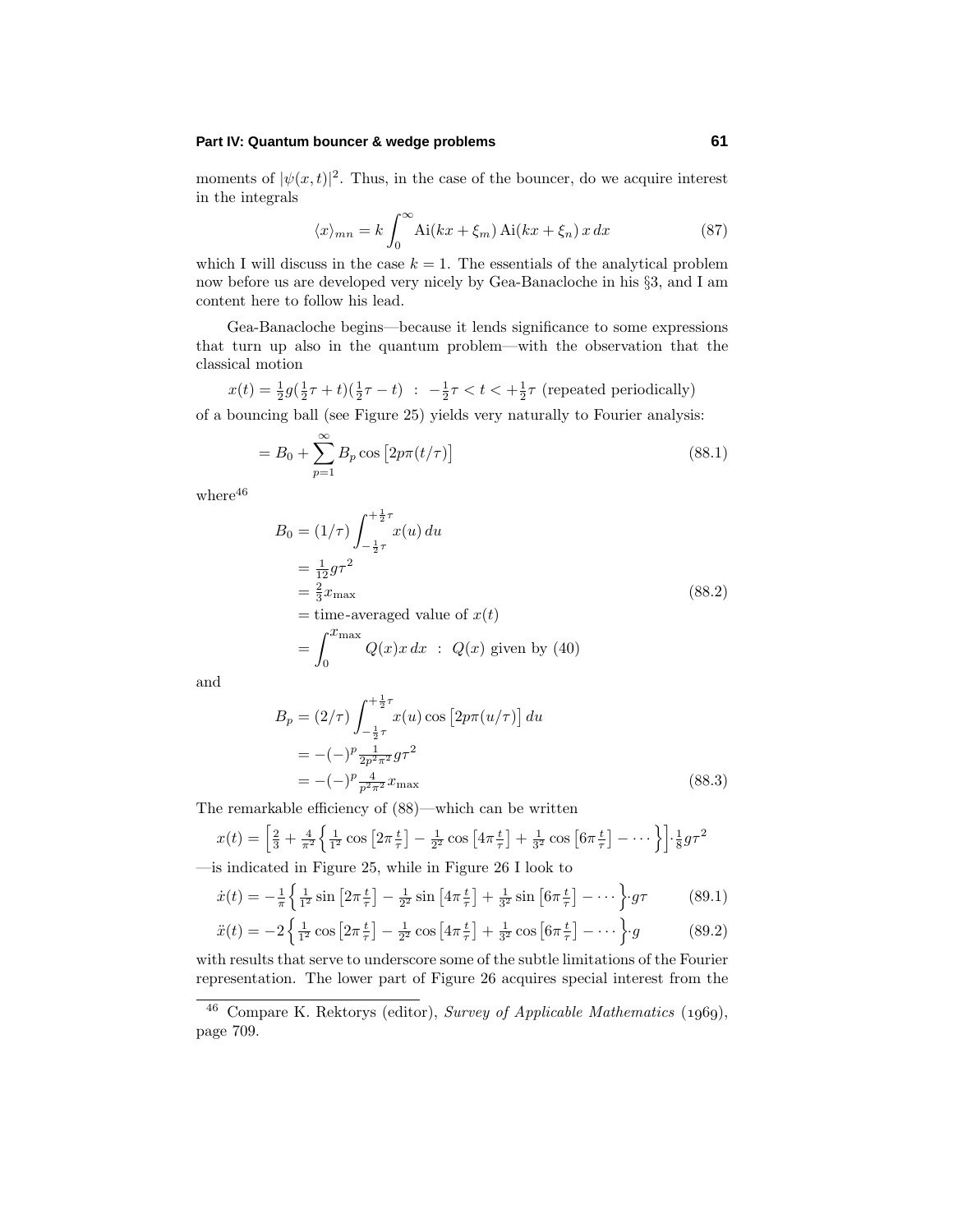moments of $|\psi(x,t)|^2$. Thus, in the case of the bouncer, do we acquire interest in the integrals

$$\langle x\rangle_{mn} = k\int_0^\infty \mathrm{Ai}(kx+\xi_m)\,\mathrm{Ai}(kx+\xi_n)\,x\,dx \tag{87}$$

which I will discuss in the case $k = 1$. The essentials of the analytical problem now before us are developed very nicely by Gea-Banacloche in his §3, and I am content here to follow his lead.

Gea-Banacloche begins—because it lends significance to some expressions that turn up also in the quantum problem—with the observation that the classical motion

$$x(t) = \tfrac{1}{2}g(\tfrac{1}{2}\tau + t)(\tfrac{1}{2}\tau - t)\ \ :\ \ -\tfrac{1}{2}\tau < t < +\tfrac{1}{2}\tau \text{ (repeated periodically)}$$

of a bouncing ball (see Figure 25) yields very naturally to Fourier analysis:

$$= B_0 + \sum_{p=1}^{\infty} B_p \cos\big[2p\pi(t/\tau)\big] \tag{88.1}$$

where[46]

$$\begin{aligned}
B_0 &= (1/\tau)\int_{-\frac{1}{2}\tau}^{+\frac{1}{2}\tau} x(u)\,du\\
&= \tfrac{1}{12}g\tau^2\\
&= \tfrac{2}{3}x_{\max}\\
&= \text{time-averaged value of } x(t)\\
&= \int_0^{x_{\max}} Q(x)x\,dx\ \ :\ \ Q(x) \text{ given by (40)}
\end{aligned}\tag{88.2}$$

and

$$\begin{aligned}
B_p &= (2/\tau)\int_{-\frac{1}{2}\tau}^{+\frac{1}{2}\tau} x(u)\cos\big[2p\pi(u/\tau)\big]\,du\\
&= -(-)^p\tfrac{1}{2p^2\pi^2}g\tau^2\\
&= -(-)^p\tfrac{4}{p^2\pi^2}x_{\max}
\end{aligned}\tag{88.3}$$

The remarkable efficiency of (88)—which can be written

$$x(t) = \Big[\tfrac{2}{3} + \tfrac{4}{\pi^2}\Big\{\tfrac{1}{1^2}\cos\big[2\pi\tfrac{t}{\tau}\big] - \tfrac{1}{2^2}\cos\big[4\pi\tfrac{t}{\tau}\big] + \tfrac{1}{3^2}\cos\big[6\pi\tfrac{t}{\tau}\big] - \cdots\Big\}\Big]\cdot\tfrac{1}{8}g\tau^2$$

—is indicated in Figure 25, while in Figure 26 I look to

$$\dot{x}(t) = -\tfrac{1}{\pi}\Big\{\tfrac{1}{1^2}\sin\big[2\pi\tfrac{t}{\tau}\big] - \tfrac{1}{2^2}\sin\big[4\pi\tfrac{t}{\tau}\big] + \tfrac{1}{3^2}\sin\big[6\pi\tfrac{t}{\tau}\big] - \cdots\Big\}\cdot g\tau \tag{89.1}$$

$$\ddot{x}(t) = -2\Big\{\tfrac{1}{1^2}\cos\big[2\pi\tfrac{t}{\tau}\big] - \tfrac{1}{2^2}\cos\big[4\pi\tfrac{t}{\tau}\big] + \tfrac{1}{3^2}\cos\big[6\pi\tfrac{t}{\tau}\big] - \cdots\Big\}\cdot g \tag{89.2}$$

with results that serve to underscore some of the subtle limitations of the Fourier representation. The lower part of Figure 26 acquires special interest from the

[46] Compare K. Rektorys (editor), *Survey of Applicable Mathematics* (1969), page 709.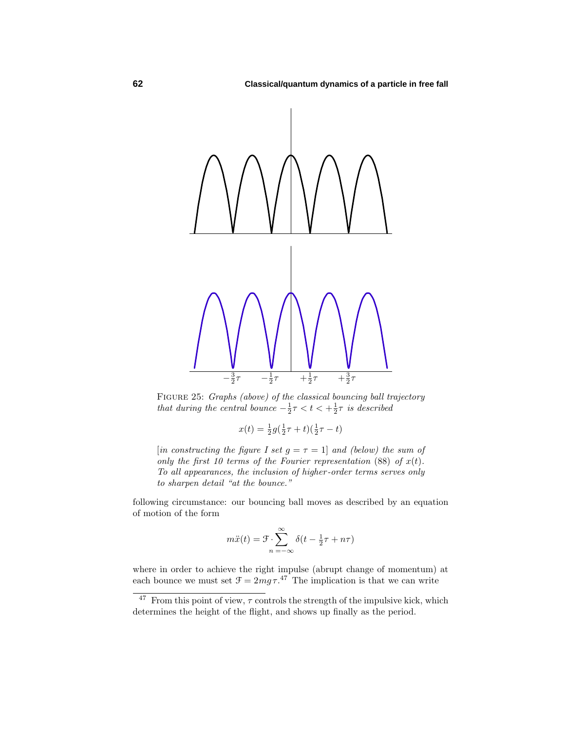FIGURE 25: *Graphs (above) of the classical bouncing ball trajectory that during the central bounce* $-\frac{1}{2}\tau < t < +\frac{1}{2}\tau$ *is described*

$$x(t) = \tfrac{1}{2}g(\tfrac{1}{2}\tau + t)(\tfrac{1}{2}\tau - t)$$

[*in constructing the figure I set* $g = \tau = 1$] *and (below) the sum of only the first 10 terms of the Fourier representation* (88) *of* $x(t)$. *To all appearances, the inclusion of higher-order terms serves only to sharpen detail "at the bounce."*

following circumstance: our bouncing ball moves as described by an equation of motion of the form

$$m\ddot{x}(t) = \mathcal{F}\cdot\sum_{n=-\infty}^{\infty}\delta(t - \tfrac{1}{2}\tau + n\tau)$$

where in order to achieve the right impulse (abrupt change of momentum) at each bounce we must set $\mathcal{F} = 2mg\tau$.[47] The implication is that we can write

[47] From this point of view, $\tau$ controls the strength of the impulsive kick, which determines the height of the flight, and shows up finally as the period.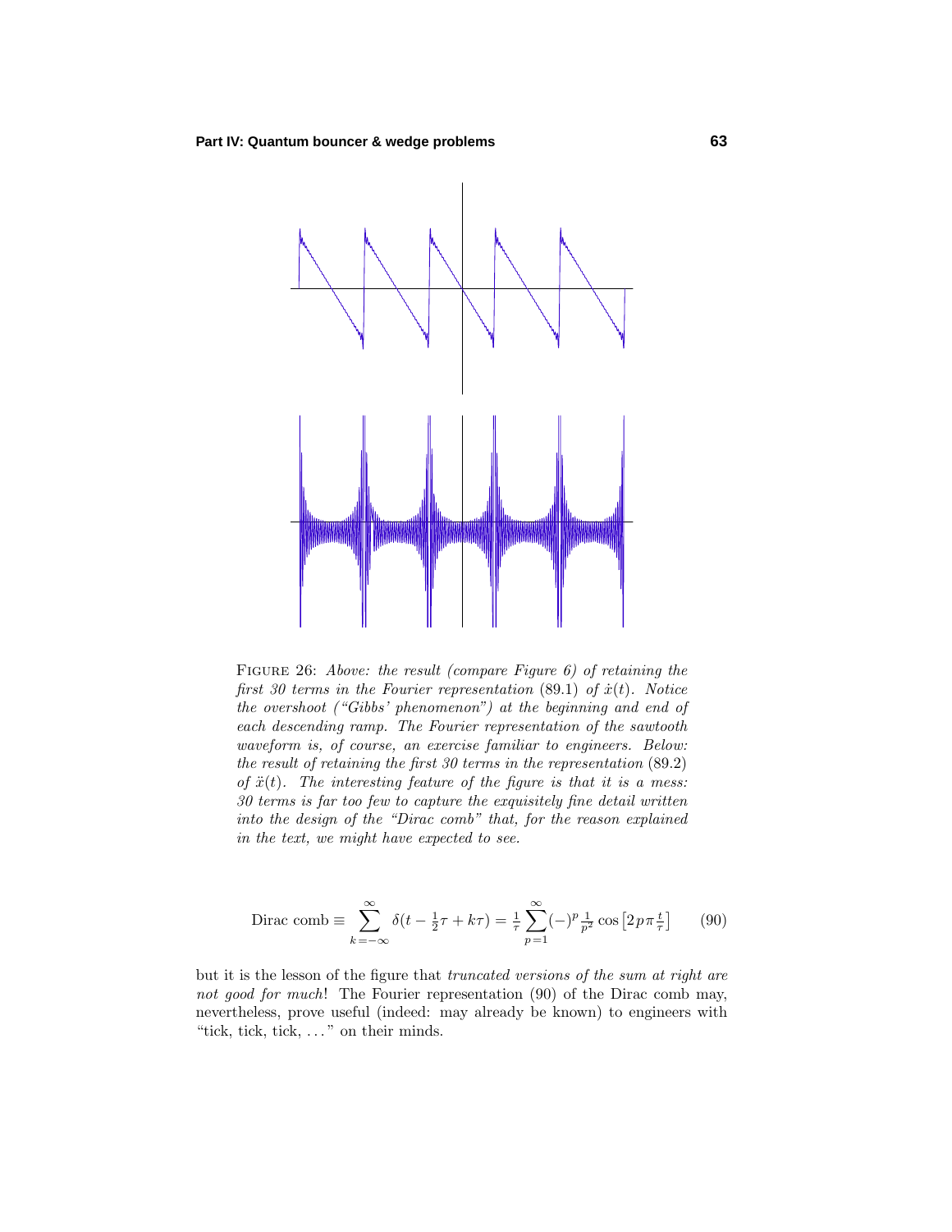FIGURE 26: *Above: the result (compare Figure 6) of retaining the first 30 terms in the Fourier representation* (89.1) *of* $\dot{x}(t)$. *Notice the overshoot ("Gibbs' phenomenon") at the beginning and end of each descending ramp. The Fourier representation of the sawtooth waveform is, of course, an exercise familiar to engineers. Below: the result of retaining the first 30 terms in the representation* (89.2) *of* $\ddot{x}(t)$. *The interesting feature of the figure is that it is a mess: 30 terms is far too few to capture the exquisitely fine detail written into the design of the "Dirac comb" that, for the reason explained in the text, we might have expected to see.*

$$\text{Dirac comb} \equiv \sum_{k=-\infty}^{\infty} \delta(t - \tfrac{1}{2}\tau + k\tau) = \tfrac{1}{\tau}\sum_{p=1}^{\infty}(-)^p \tfrac{1}{p^2}\cos\left[2p\pi\tfrac{t}{\tau}\right] \tag{90}$$

but it is the lesson of the figure that *truncated versions of the sum at right are not good for much*! The Fourier representation (90) of the Dirac comb may, nevertheless, prove useful (indeed: may already be known) to engineers with "tick, tick, tick, ..." on their minds.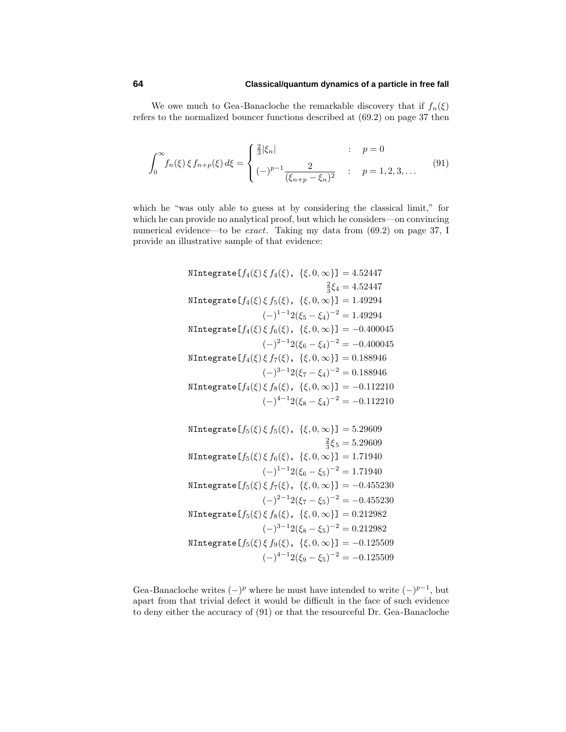We owe much to Gea-Banacloche the remarkable discovery that if $f_n(\xi)$ refers to the normalized bouncer functions described at (69.2) on page 37 then

$$\int_0^\infty f_n(\xi)\,\xi\,f_{n+p}(\xi)\,d\xi = \begin{cases} \frac{2}{3}|\xi_n| & : \quad p = 0 \\ (-)^{p-1}\dfrac{2}{(\xi_{n+p}-\xi_n)^2} & : \quad p = 1, 2, 3, \ldots \end{cases} \tag{91}$$

which he "was only able to guess at by considering the classical limit," for which he can provide no analytical proof, but which he considers—on convincing numerical evidence—to be *exact*. Taking my data from (69.2) on page 37, I provide an illustrative sample of that evidence:

$$\begin{aligned}
\texttt{NIntegrate}[f_4(\xi)\,\xi\,f_4(\xi),\ \{\xi,0,\infty\}] &= 4.52447 \\
\tfrac{2}{3}\xi_4 &= 4.52447 \\
\texttt{NIntegrate}[f_4(\xi)\,\xi\,f_5(\xi),\ \{\xi,0,\infty\}] &= 1.49294 \\
(-)^{1-1}2(\xi_5-\xi_4)^{-2} &= 1.49294 \\
\texttt{NIntegrate}[f_4(\xi)\,\xi\,f_6(\xi),\ \{\xi,0,\infty\}] &= -0.400045 \\
(-)^{2-1}2(\xi_6-\xi_4)^{-2} &= -0.400045 \\
\texttt{NIntegrate}[f_4(\xi)\,\xi\,f_7(\xi),\ \{\xi,0,\infty\}] &= 0.188946 \\
(-)^{3-1}2(\xi_7-\xi_4)^{-2} &= 0.188946 \\
\texttt{NIntegrate}[f_4(\xi)\,\xi\,f_8(\xi),\ \{\xi,0,\infty\}] &= -0.112210 \\
(-)^{4-1}2(\xi_8-\xi_4)^{-2} &= -0.112210
\end{aligned}$$

$$\begin{aligned}
\texttt{NIntegrate}[f_5(\xi)\,\xi\,f_5(\xi),\ \{\xi,0,\infty\}] &= 5.29609 \\
\tfrac{2}{3}\xi_5 &= 5.29609 \\
\texttt{NIntegrate}[f_5(\xi)\,\xi\,f_6(\xi),\ \{\xi,0,\infty\}] &= 1.71940 \\
(-)^{1-1}2(\xi_6-\xi_5)^{-2} &= 1.71940 \\
\texttt{NIntegrate}[f_5(\xi)\,\xi\,f_7(\xi),\ \{\xi,0,\infty\}] &= -0.455230 \\
(-)^{2-1}2(\xi_7-\xi_5)^{-2} &= -0.455230 \\
\texttt{NIntegrate}[f_5(\xi)\,\xi\,f_8(\xi),\ \{\xi,0,\infty\}] &= 0.212982 \\
(-)^{3-1}2(\xi_8-\xi_5)^{-2} &= 0.212982 \\
\texttt{NIntegrate}[f_5(\xi)\,\xi\,f_9(\xi),\ \{\xi,0,\infty\}] &= -0.125509 \\
(-)^{4-1}2(\xi_9-\xi_5)^{-2} &= -0.125509
\end{aligned}$$

Gea-Banacloche writes $(-)^p$ where he must have intended to write $(-)^{p-1}$, but apart from that trivial defect it would be difficult in the face of such evidence to deny either the accuracy of (91) or that the resourceful Dr. Gea-Banacloche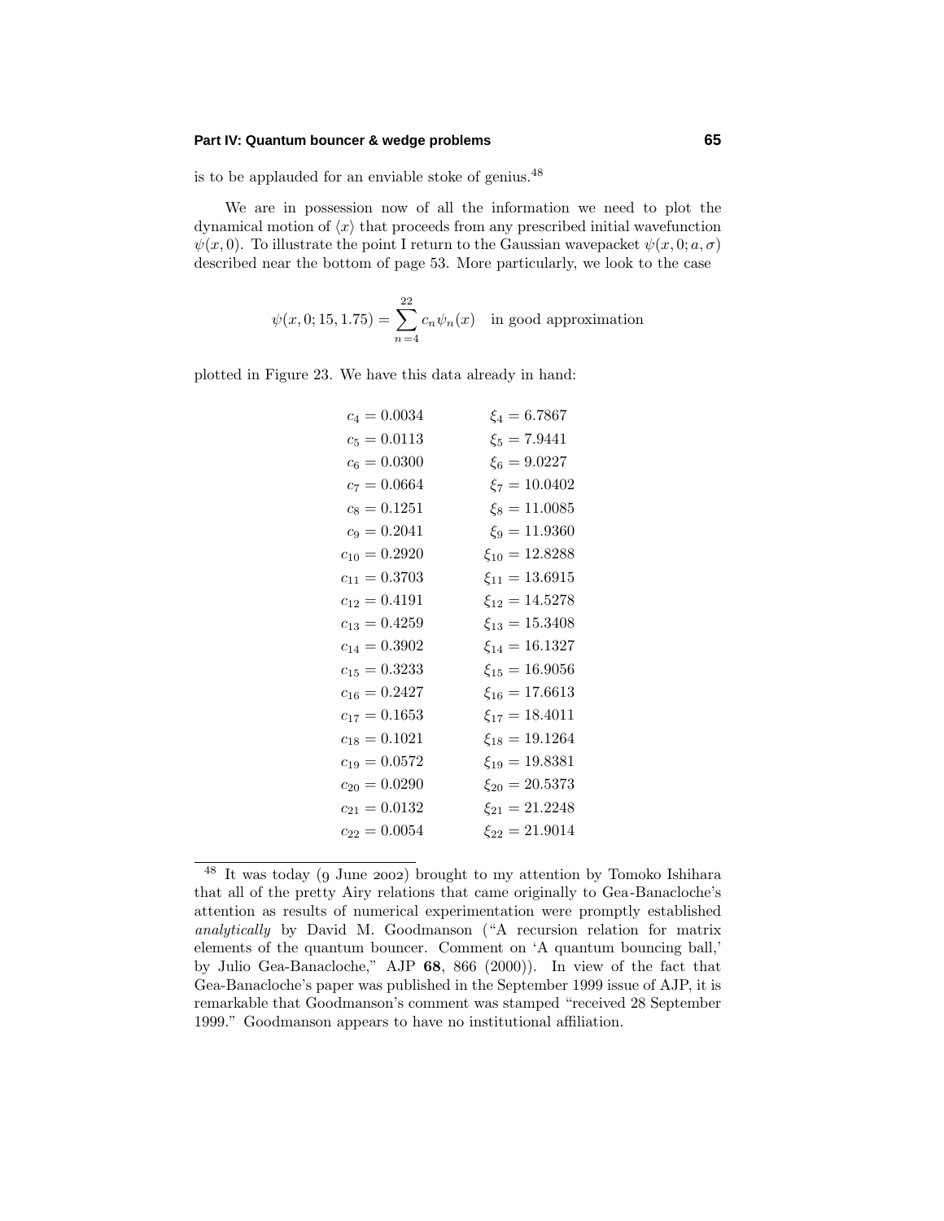is to be applauded for an enviable stoke of genius.[48]

We are in possession now of all the information we need to plot the dynamical motion of $\langle x \rangle$ that proceeds from any prescribed initial wavefunction $\psi(x,0)$. To illustrate the point I return to the Gaussian wavepacket $\psi(x,0;a,\sigma)$ described near the bottom of page 53. More particularly, we look to the case

$$\psi(x,0;15,1.75) = \sum_{n=4}^{22} c_n \psi_n(x) \quad \text{in good approximation}$$

plotted in Figure 23. We have this data already in hand:

$$
\begin{aligned}
c_4 &= 0.0034 & \xi_4 &= 6.7867 \\
c_5 &= 0.0113 & \xi_5 &= 7.9441 \\
c_6 &= 0.0300 & \xi_6 &= 9.0227 \\
c_7 &= 0.0664 & \xi_7 &= 10.0402 \\
c_8 &= 0.1251 & \xi_8 &= 11.0085 \\
c_9 &= 0.2041 & \xi_9 &= 11.9360 \\
c_{10} &= 0.2920 & \xi_{10} &= 12.8288 \\
c_{11} &= 0.3703 & \xi_{11} &= 13.6915 \\
c_{12} &= 0.4191 & \xi_{12} &= 14.5278 \\
c_{13} &= 0.4259 & \xi_{13} &= 15.3408 \\
c_{14} &= 0.3902 & \xi_{14} &= 16.1327 \\
c_{15} &= 0.3233 & \xi_{15} &= 16.9056 \\
c_{16} &= 0.2427 & \xi_{16} &= 17.6613 \\
c_{17} &= 0.1653 & \xi_{17} &= 18.4011 \\
c_{18} &= 0.1021 & \xi_{18} &= 19.1264 \\
c_{19} &= 0.0572 & \xi_{19} &= 19.8381 \\
c_{20} &= 0.0290 & \xi_{20} &= 20.5373 \\
c_{21} &= 0.0132 & \xi_{21} &= 21.2248 \\
c_{22} &= 0.0054 & \xi_{22} &= 21.9014
\end{aligned}
$$

---

[48] It was today (9 June 2002) brought to my attention by Tomoko Ishihara that all of the pretty Airy relations that came originally to Gea-Banacloche's attention as results of numerical experimentation were promptly established *analytically* by David M. Goodmanson ("A recursion relation for matrix elements of the quantum bouncer. Comment on 'A quantum bouncing ball,' by Julio Gea-Banacloche," AJP **68**, 866 (2000)). In view of the fact that Gea-Banacloche's paper was published in the September 1999 issue of AJP, it is remarkable that Goodmanson's comment was stamped "received 28 September 1999." Goodmanson appears to have no institutional affiliation.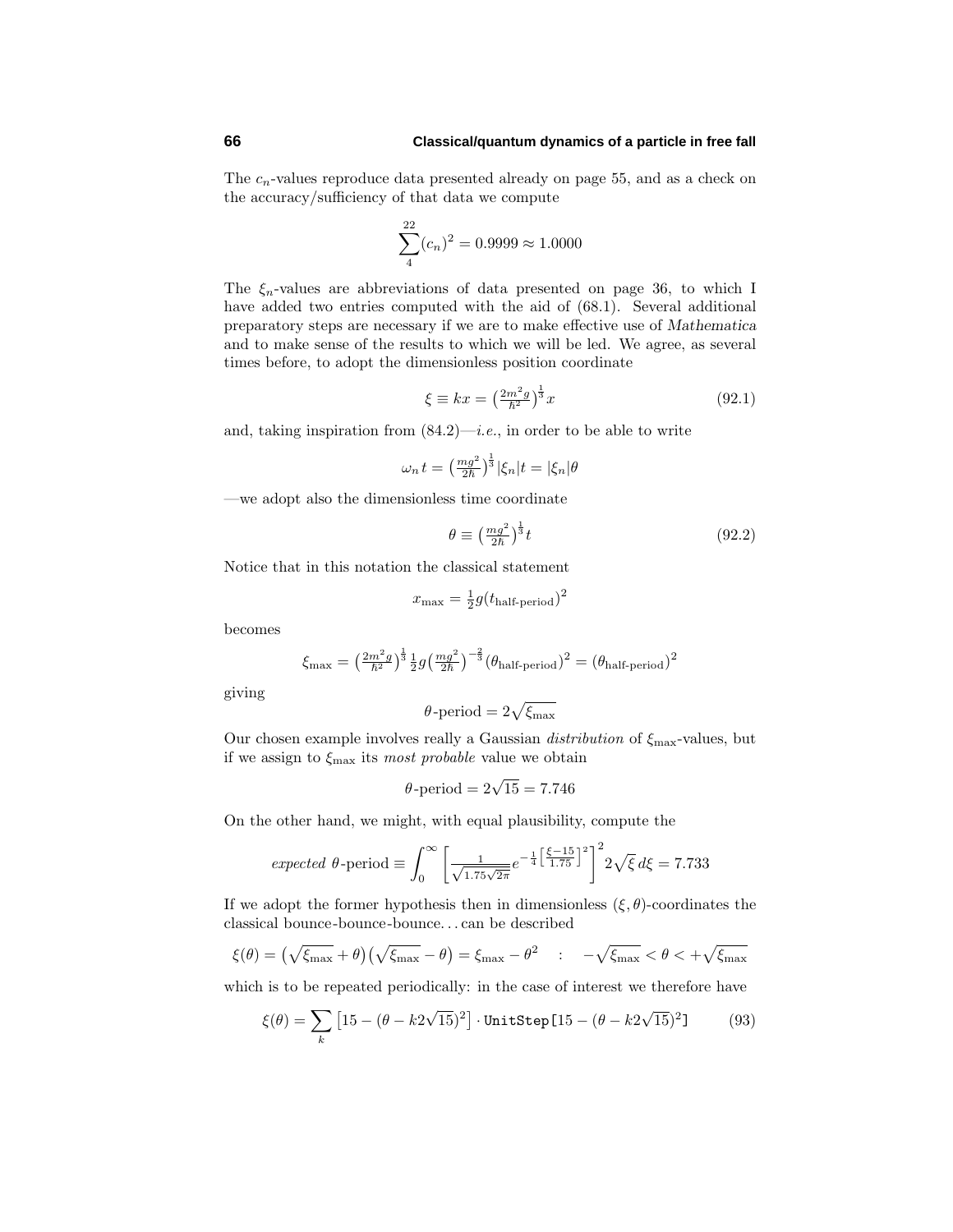The $c_n$-values reproduce data presented already on page 55, and as a check on the accuracy/sufficiency of that data we compute

$$\sum_4^{22}(c_n)^2 = 0.9999 \approx 1.0000$$

The $\xi_n$-values are abbreviations of data presented on page 36, to which I have added two entries computed with the aid of (68.1). Several additional preparatory steps are necessary if we are to make effective use of *Mathematica* and to make sense of the results to which we will be led. We agree, as several times before, to adopt the dimensionless position coordinate

$$\xi \equiv kx = \left(\tfrac{2m^2g}{\hbar^2}\right)^{\frac{1}{3}}x \tag{92.1}$$

and, taking inspiration from (84.2)—*i.e.*, in order to be able to write

$$\omega_n t = \left(\tfrac{mg^2}{2\hbar}\right)^{\frac{1}{3}}|\xi_n|t = |\xi_n|\theta$$

—we adopt also the dimensionless time coordinate

$$\theta \equiv \left(\tfrac{mg^2}{2\hbar}\right)^{\frac{1}{3}}t \tag{92.2}$$

Notice that in this notation the classical statement

$$x_{\text{max}} = \tfrac{1}{2}g(t_{\text{half-period}})^2$$

becomes

$$\xi_{\text{max}} = \left(\tfrac{2m^2g}{\hbar^2}\right)^{\frac{1}{3}}\tfrac{1}{2}g\left(\tfrac{mg^2}{2\hbar}\right)^{-\frac{2}{3}}(\theta_{\text{half-period}})^2 = (\theta_{\text{half-period}})^2$$

giving

$$\theta\text{-period} = 2\sqrt{\xi_{\text{max}}}$$

Our chosen example involves really a Gaussian *distribution* of $\xi_{\text{max}}$-values, but if we assign to $\xi_{\text{max}}$ its *most probable* value we obtain

$$\theta\text{-period} = 2\sqrt{15} = 7.746$$

On the other hand, we might, with equal plausibility, compute the

$$\textit{expected } \theta\text{-period} \equiv \int_0^\infty \left[\tfrac{1}{\sqrt{1.75\sqrt{2\pi}}}e^{-\frac{1}{4}\left[\frac{\xi-15}{1.75}\right]^2}\right]^2 2\sqrt{\xi}\,d\xi = 7.733$$

If we adopt the former hypothesis then in dimensionless $(\xi,\theta)$-coordinates the classical bounce-bounce-bounce… can be described

$$\xi(\theta) = \left(\sqrt{\xi_{\text{max}}}+\theta\right)\left(\sqrt{\xi_{\text{max}}}-\theta\right) = \xi_{\text{max}} - \theta^2 \quad : \quad -\sqrt{\xi_{\text{max}}} < \theta < +\sqrt{\xi_{\text{max}}}$$

which is to be repeated periodically: in the case of interest we therefore have

$$\xi(\theta) = \sum_k \left[15 - (\theta - k2\sqrt{15})^2\right]\cdot \texttt{UnitStep}[15 - (\theta - k2\sqrt{15})^2] \tag{93}$$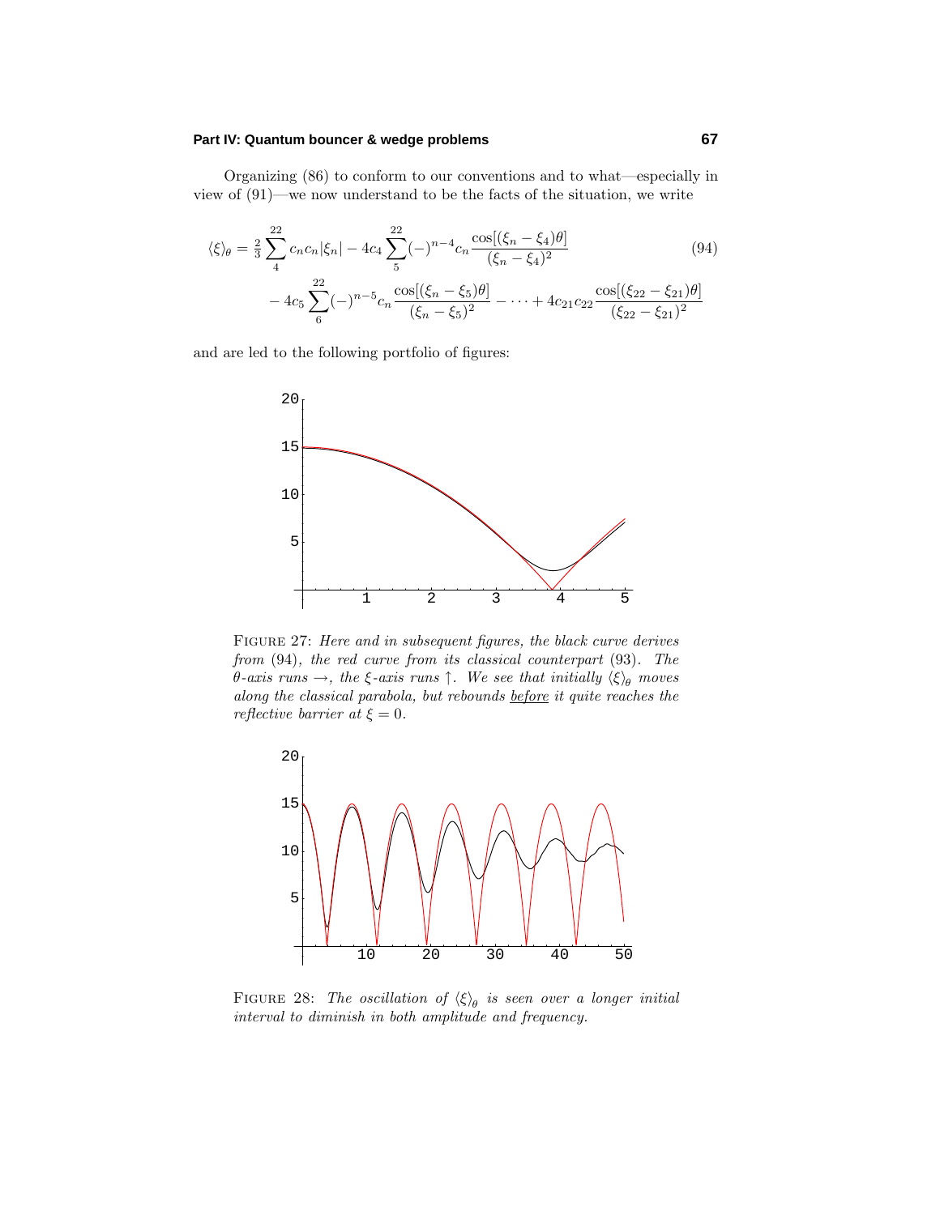Organizing (86) to conform to our conventions and to what—especially in view of (91)—we now understand to be the facts of the situation, we write

$$
\begin{aligned}
\langle\xi\rangle_\theta = \tfrac{2}{3}\sum_4^{22} c_n c_n |\xi_n| &- 4c_4 \sum_5^{22} (-)^{n-4} c_n \frac{\cos[(\xi_n - \xi_4)\theta]}{(\xi_n - \xi_4)^2} \\
&- 4c_5 \sum_6^{22} (-)^{n-5} c_n \frac{\cos[(\xi_n - \xi_5)\theta]}{(\xi_n - \xi_5)^2} - \cdots + 4c_{21}c_{22}\frac{\cos[(\xi_{22} - \xi_{21})\theta]}{(\xi_{22} - \xi_{21})^2}
\end{aligned}
\tag{94}
$$

and are led to the following portfolio of figures:

FIGURE 27: *Here and in subsequent figures, the black curve derives from* (94)*, the red curve from its classical counterpart* (93)*. The $\theta$-axis runs $\rightarrow$, the $\xi$-axis runs $\uparrow$. We see that initially $\langle\xi\rangle_\theta$ moves along the classical parabola, but rebounds before it quite reaches the reflective barrier at $\xi = 0$.*

FIGURE 28: *The oscillation of $\langle\xi\rangle_\theta$ is seen over a longer initial interval to diminish in both amplitude and frequency.*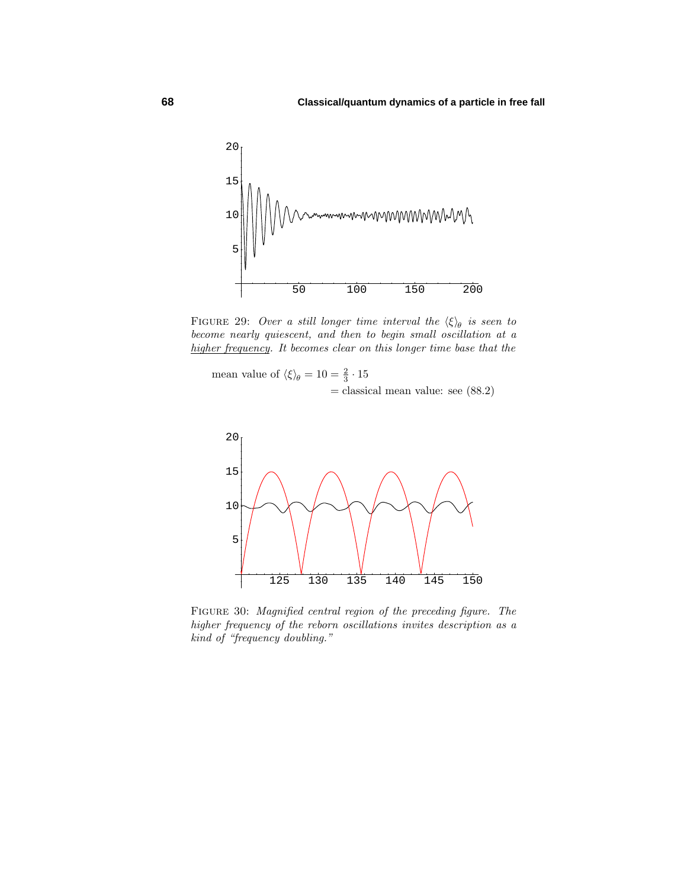FIGURE 29: *Over a still longer time interval the $\langle\xi\rangle_\theta$ is seen to become nearly quiescent, and then to begin small oscillation at a* <u>*higher frequency*</u>*. It becomes clear on this longer time base that the*

$$\begin{aligned}\text{mean value of } \langle\xi\rangle_\theta = 10 &= \tfrac{2}{3}\cdot 15\\ &= \text{classical mean value: see (88.2)}\end{aligned}$$

FIGURE 30: *Magnified central region of the preceding figure. The higher frequency of the reborn oscillations invites description as a kind of "frequency doubling."*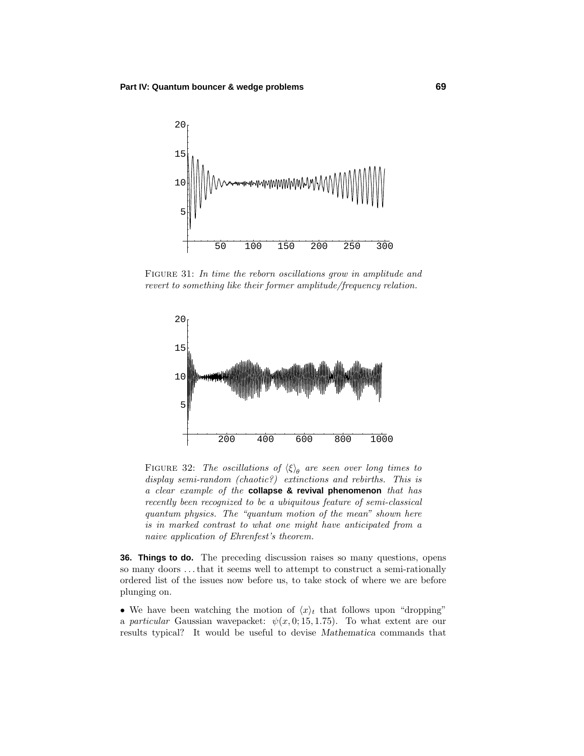FIGURE 31: *In time the reborn oscillations grow in amplitude and revert to something like their former amplitude/frequency relation.*

FIGURE 32: *The oscillations of $\langle\xi\rangle_\theta$ are seen over long times to display semi-random (chaotic?) extinctions and rebirths. This is a clear example of the* **collapse & revival phenomenon** *that has recently been recognized to be a ubiquitous feature of semi-classical quantum physics. The "quantum motion of the mean" shown here is in marked contrast to what one might have anticipated from a naive application of Ehrenfest's theorem.*

**36. Things to do.** The preceding discussion raises so many questions, opens so many doors ... that it seems well to attempt to construct a semi-rationally ordered list of the issues now before us, to take stock of where we are before plunging on.

• We have been watching the motion of $\langle x\rangle_t$ that follows upon "dropping" a *particular* Gaussian wavepacket: $\psi(x, 0; 15, 1.75)$. To what extent are our results typical? It would be useful to devise *Mathematica* commands that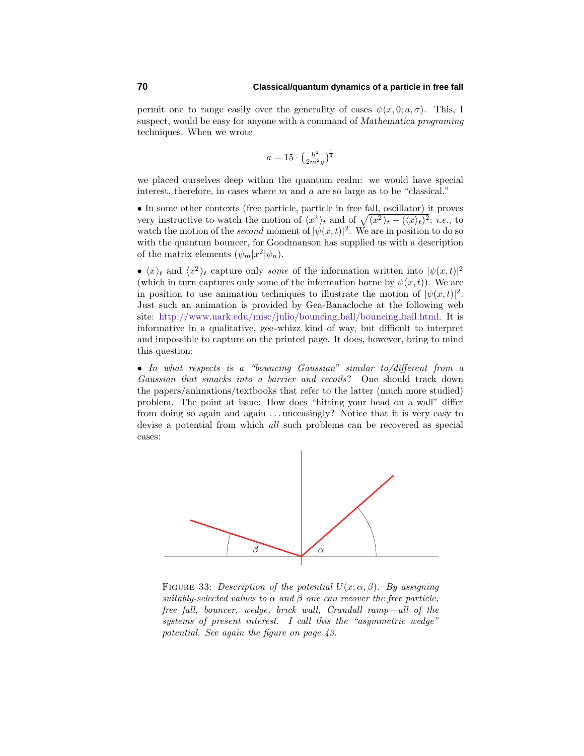permit one to range easily over the generality of cases $\psi(x,0;a,\sigma)$. This, I suspect, would be easy for anyone with a command of *Mathematica programing* techniques. When we wrote

$$a = 15 \cdot \left(\tfrac{\hbar^2}{2m^2 g}\right)^{\frac{1}{3}}$$

we placed ourselves deep within the quantum realm: we would have special interest, therefore, in cases where $m$ and $a$ are so large as to be "classical."

• In some other contexts (free particle, particle in free fall, oscillator) it proves very instructive to watch the motion of $\langle x^2\rangle_t$ and of $\sqrt{\langle x^2\rangle_t - (\langle x\rangle_t)^2}$; *i.e.*, to watch the motion of the *second* moment of $|\psi(x,t)|^2$. We are in position to do so with the quantum bouncer, for Goodmanson has supplied us with a description of the matrix elements $(\psi_m|x^2|\psi_n)$.

• $\langle x\rangle_t$ and $\langle x^2\rangle_t$ capture only *some* of the information written into $|\psi(x,t)|^2$ (which in turn captures only some of the information borne by $\psi(x,t)$). We are in position to use animation techniques to illustrate the motion of $|\psi(x,t)|^2$. Just such an animation is provided by Gea-Banacloche at the following web site: http://www.uark.edu/misc/julio/bouncing_ball/bouncing_ball.html. It is informative in a qualitative, gee-whizz kind of way, but difficult to interpret and impossible to capture on the printed page. It does, however, bring to mind this question:

• *In what respects is a "bouncing Gaussian" similar to/different from a Gaussian that smacks into a barrier and recoils*? One should track down the papers/animations/textbooks that refer to the latter (much more studied) problem. The point at issue: How does "hitting your head on a wall" differ from doing so again and again ... unceasingly? Notice that it is very easy to devise a potential from which *all* such problems can be recovered as special cases:

FIGURE 33: *Description of the potential $U(x;\alpha,\beta)$. By assigning suitably-selected values to $\alpha$ and $\beta$ one can recover the free particle, free fall, bouncer, wedge, brick wall, Crandall ramp—all of the systems of present interest. I call this the "asymmetric wedge" potential. See again the figure on page 43.*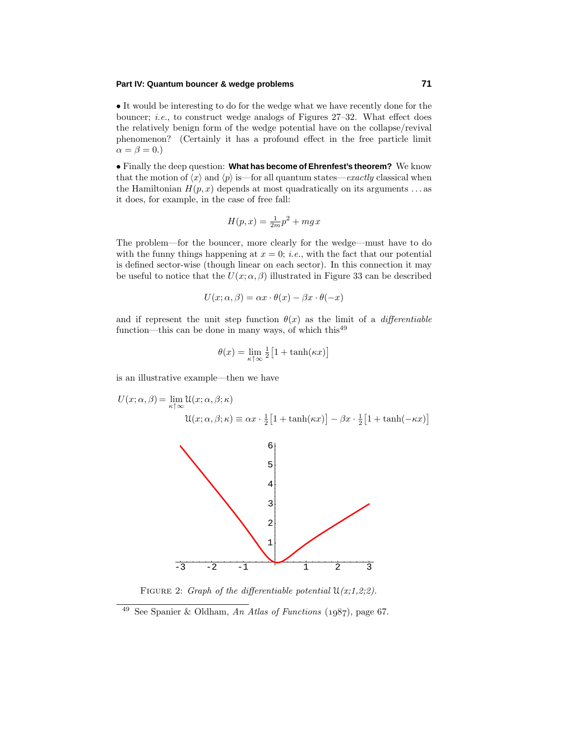• It would be interesting to do for the wedge what we have recently done for the bouncer; *i.e.*, to construct wedge analogs of Figures 27–32. What effect does the relatively benign form of the wedge potential have on the collapse/revival phenomenon? (Certainly it has a profound effect in the free particle limit $\alpha = \beta = 0$.)

• Finally the deep question: **What has become of Ehrenfest's theorem?** We know that the motion of $\langle x\rangle$ and $\langle p\rangle$ is—for all quantum states—*exactly* classical when the Hamiltonian $H(p, x)$ depends at most quadratically on its arguments . . . as it does, for example, in the case of free fall:

$$H(p, x) = \tfrac{1}{2m}p^2 + mg\,x$$

The problem—for the bouncer, more clearly for the wedge—must have to do with the funny things happening at $x = 0$; *i.e.*, with the fact that our potential is defined sector-wise (though linear on each sector). In this connection it may be useful to notice that the $U(x; \alpha, \beta)$ illustrated in Figure 33 can be described

$$U(x; \alpha, \beta) = \alpha x \cdot \theta(x) - \beta x \cdot \theta(-x)$$

and if represent the unit step function $\theta(x)$ as the limit of a *differentiable* function—this can be done in many ways, of which this[49]

$$\theta(x) = \lim_{\kappa\uparrow\infty} \tfrac{1}{2}\big[1 + \tanh(\kappa x)\big]$$

is an illustrative example—then we have

$$U(x; \alpha, \beta) = \lim_{\kappa\uparrow\infty} \mathcal{U}(x; \alpha, \beta; \kappa)$$

$$\mathcal{U}(x; \alpha, \beta; \kappa) \equiv \alpha x \cdot \tfrac{1}{2}\big[1 + \tanh(\kappa x)\big] - \beta x \cdot \tfrac{1}{2}\big[1 + \tanh(-\kappa x)\big]$$

FIGURE 2: *Graph of the differentiable potential* $\mathcal{U}(x;1,2;2)$.

[49] See Spanier & Oldham, *An Atlas of Functions* (1987), page 67.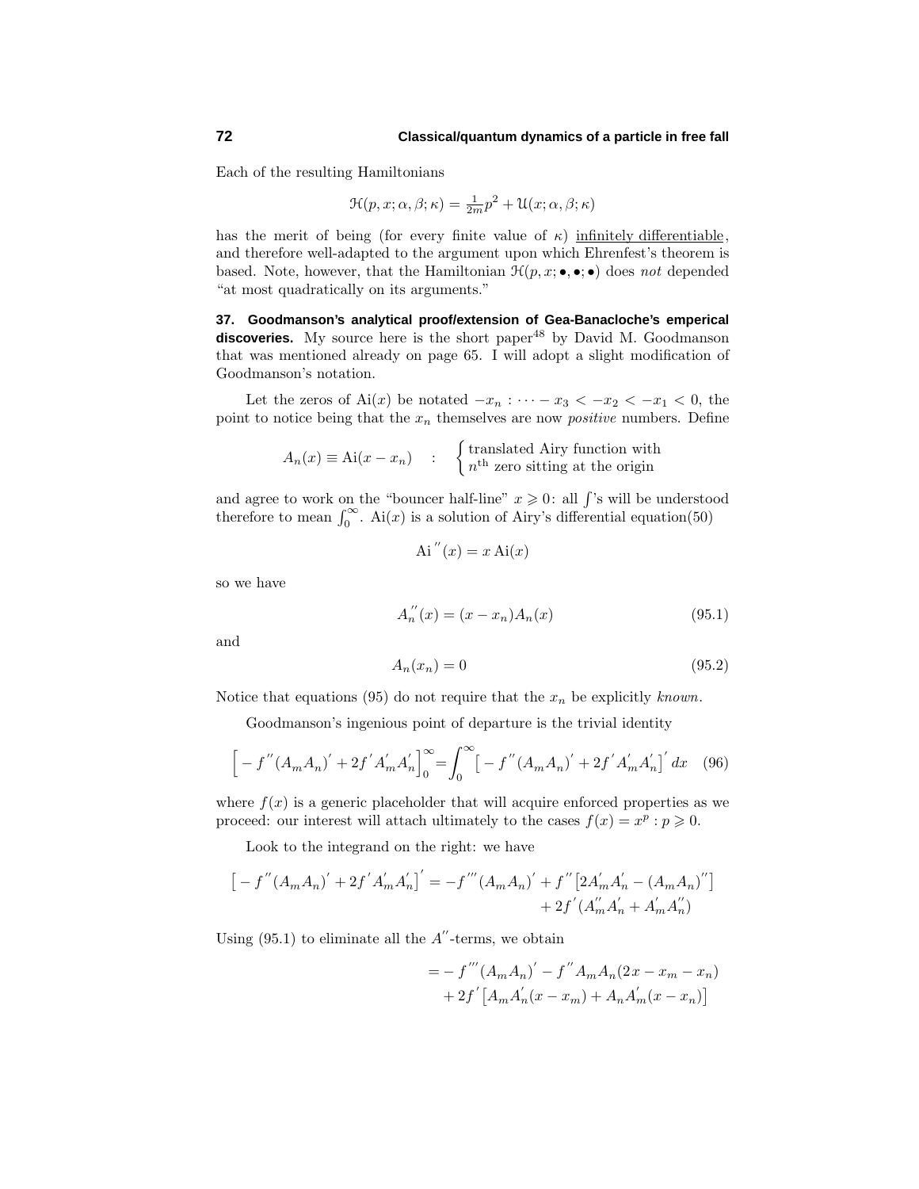Each of the resulting Hamiltonians

$$\mathcal{H}(p,x;\alpha,\beta;\kappa) = \tfrac{1}{2m}p^2 + \mathcal{U}(x;\alpha,\beta;\kappa)$$

has the merit of being (for every finite value of $\kappa$) infinitely differentiable, and therefore well-adapted to the argument upon which Ehrenfest's theorem is based. Note, however, that the Hamiltonian $\mathcal{H}(p,x;\bullet,\bullet;\bullet)$ does *not* depended "at most quadratically on its arguments."

**37. Goodmanson's analytical proof/extension of Gea-Banacloche's emperical discoveries.** My source here is the short paper[48] by David M. Goodmanson that was mentioned already on page 65. I will adopt a slight modification of Goodmanson's notation.

Let the zeros of $\mathrm{Ai}(x)$ be notated $-x_n : \cdots - x_3 < -x_2 < -x_1 < 0$, the point to notice being that the $x_n$ themselves are now *positive* numbers. Define

$$A_n(x) \equiv \mathrm{Ai}(x - x_n) \quad : \quad \begin{cases} \text{translated Airy function with} \\ n^{\text{th}} \text{ zero sitting at the origin} \end{cases}$$

and agree to work on the "bouncer half-line" $x \geqslant 0$: all $\int$'s will be understood therefore to mean $\int_0^\infty$. $\mathrm{Ai}(x)$ is a solution of Airy's differential equation(50)

$$\mathrm{Ai}''(x) = x\,\mathrm{Ai}(x)$$

so we have

$$A_n''(x) = (x - x_n)A_n(x) \tag{95.1}$$

and

$$A_n(x_n) = 0 \tag{95.2}$$

Notice that equations (95) do not require that the $x_n$ be explicitly *known*.

Goodmanson's ingenious point of departure is the trivial identity

$$\Big[-f''(A_mA_n)' + 2f'A_m'A_n'\Big]_0^\infty = \int_0^\infty \big[-f''(A_mA_n)' + 2f'A_m'A_n'\big]'\,dx \tag{96}$$

where $f(x)$ is a generic placeholder that will acquire enforced properties as we proceed: our interest will attach ultimately to the cases $f(x) = x^p : p \geqslant 0$.

Look to the integrand on the right: we have

$$\begin{aligned}\big[-f''(A_mA_n)' + 2f'A_m'A_n'\big]' = -f'''(A_mA_n)' &+ f''\big[2A_m'A_n' - (A_mA_n)''\big] \\ &+ 2f'(A_m''A_n' + A_m'A_n'')\end{aligned}$$

Using (95.1) to eliminate all the $A''$-terms, we obtain

$$\begin{aligned}&= -f'''(A_mA_n)' - f''A_mA_n(2x - x_m - x_n) \\ &\quad + 2f'\big[A_mA_n'(x - x_m) + A_nA_m'(x - x_n)\big]\end{aligned}$$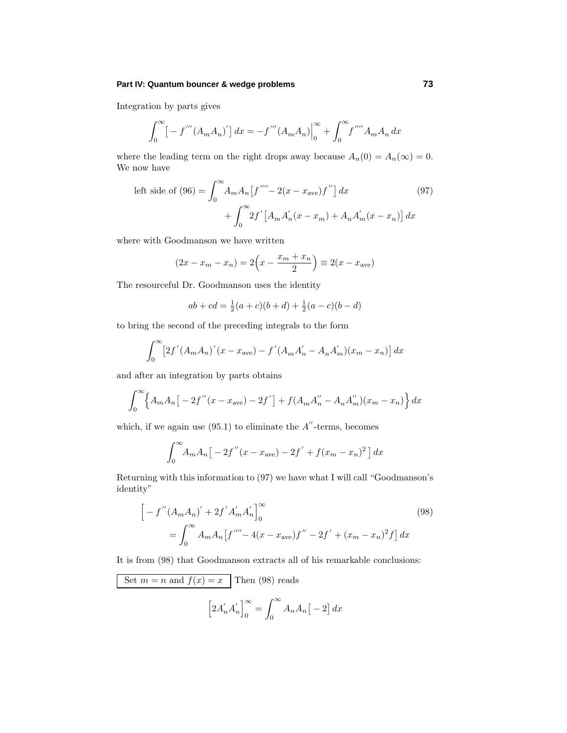Integration by parts gives

$$\int_0^\infty \big[-f^{'''}(A_mA_n)'\big]\,dx = -f^{'''}(A_mA_n)\Big|_0^\infty + \int_0^\infty f^{''''}A_mA_n\,dx$$

where the leading term on the right drops away because $A_n(0) = A_n(\infty) = 0$. We now have

$$\begin{aligned}\text{left side of (96)} = \int_0^\infty & A_mA_n\big[f^{''''} - 2(x-x_{\rm ave})f^{''}\big]\,dx \qquad (97)\\ &+ \int_0^\infty 2f^{'}\big[A_mA_n^{'}(x-x_m) + A_nA_m^{'}(x-x_n)\big]\,dx\end{aligned}$$

where with Goodmanson we have written

$$(2x - x_m - x_n) = 2\Big(x - \frac{x_m + x_n}{2}\Big) \equiv 2(x - x_{\rm ave})$$

The resourceful Dr. Goodmanson uses the identity

$$ab + cd = \tfrac{1}{2}(a+c)(b+d) + \tfrac{1}{2}(a-c)(b-d)$$

to bring the second of the preceding integrals to the form

$$\int_0^\infty \big[2f^{'}(A_mA_n)'(x - x_{\rm ave}) - f^{'}(A_mA_n^{'} - A_nA_m^{'})(x_m - x_n)\big]\,dx$$

and after an integration by parts obtains

$$\int_0^\infty \Big\{A_mA_n\big[-2f^{''}(x-x_{\rm ave}) - 2f^{'}\big] + f(A_mA_n^{''} - A_nA_m^{''})(x_m - x_n)\Big\}\,dx$$

which, if we again use (95.1) to eliminate the $A^{''}$-terms, becomes

$$\int_0^\infty A_mA_n\big[-2f^{''}(x-x_{\rm ave}) - 2f^{'} + f(x_m - x_n)^2\big]\,dx$$

Returning with this information to (97) we have what I will call "Goodmanson's identity"

$$\begin{aligned}\Big[-f^{''}(A_mA_n)' + 2f^{'}A_m^{'}A_n^{'}\Big]_0^\infty & \qquad (98)\\ = \int_0^\infty A_mA_n\big[f^{''''} - 4(x-x_{\rm ave})f^{''} - 2f^{'} + (x_m-x_n)^2 f\big]\,dx &\end{aligned}$$

It is from (98) that Goodmanson extracts all of his remarkable conclusions:

Set $m = n$ and $f(x) = x$ Then (98) reads

$$\Big[2A_n^{'}A_n^{'}\Big]_0^\infty = \int_0^\infty A_nA_n\big[-2\big]\,dx$$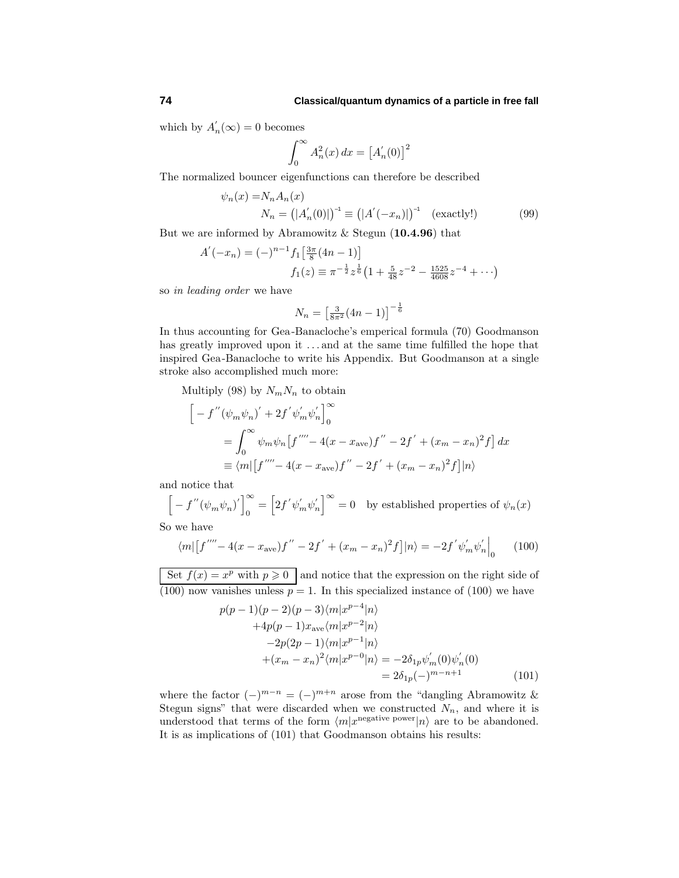which by $A_n'(\infty) = 0$ becomes

$$\int_0^\infty A_n^2(x)\,dx = \left[A_n'(0)\right]^2$$

The normalized bouncer eigenfunctions can therefore be described

$$\begin{aligned}\psi_n(x) =& N_n A_n(x)\\ &N_n = \left(|A_n'(0)|\right)^{-1} \equiv \left(|A'(-x_n)|\right)^{-1} \quad \text{(exactly!)}\end{aligned} \tag{99}$$

But we are informed by Abramowitz & Stegun (**10.4.96**) that

$$\begin{aligned}A'(-x_n) = (-)^{n-1} f_1\left[\tfrac{3\pi}{8}(4n-1)\right]\\ f_1(z) \equiv \pi^{-\frac{1}{2}} z^{\frac{1}{6}}\left(1 + \tfrac{5}{48}z^{-2} - \tfrac{1525}{4608}z^{-4} + \cdots\right)\end{aligned}$$

so *in leading order* we have

$$N_n = \left[\tfrac{3}{8\pi^2}(4n-1)\right]^{-\frac{1}{6}}$$

In thus accounting for Gea-Banacloche's emperical formula (70) Goodmanson has greatly improved upon it ... and at the same time fulfilled the hope that inspired Gea-Banacloche to write his Appendix. But Goodmanson at a single stroke also accomplished much more:

Multiply (98) by $N_m N_n$ to obtain

$$\begin{aligned}\Big[-f''(\psi_m\psi_n)' + 2f'\psi_m'\psi_n'\Big]_0^\infty &\\ = \int_0^\infty \psi_m\psi_n\big[f'''' - 4(x - x_\text{ave})f'' - 2f' + (x_m - x_n)^2 f\big]\,dx &\\ \equiv \langle m|\big[f'''' - 4(x - x_\text{ave})f'' - 2f' + (x_m - x_n)^2 f\big]|n\rangle &\end{aligned}$$

and notice that

$$\Big[-f''(\psi_m\psi_n)'\Big]_0^\infty = \Big[2f'\psi_m'\psi_n'\Big]^\infty = 0 \quad \text{by established properties of } \psi_n(x)$$

So we have

$$\langle m|\big[f'''' - 4(x - x_\text{ave})f'' - 2f' + (x_m - x_n)^2 f\big]|n\rangle = -2f'\psi_m'\psi_n'\Big|_0 \tag{100}$$

Set $f(x) = x^p$ with $p \geqslant 0$ and notice that the expression on the right side of (100) now vanishes unless $p = 1$. In this specialized instance of (100) we have

$$\begin{aligned}p(p-1)(p-2)(p-3)\langle m|x^{p-4}|n\rangle &\\ +4p(p-1)x_\text{ave}\langle m|x^{p-2}|n\rangle &\\ -2p(2p-1)\langle m|x^{p-1}|n\rangle &\\ +(x_m - x_n)^2\langle m|x^{p-0}|n\rangle &= -2\delta_{1p}\psi_m'(0)\psi_n'(0)\\ &= 2\delta_{1p}(-)^{m-n+1}\end{aligned} \tag{101}$$

where the factor $(-)^{m-n} = (-)^{m+n}$ arose from the "dangling Abramowitz & Stegun signs" that were discarded when we constructed $N_n$, and where it is understood that terms of the form $\langle m|x^\text{negative power}|n\rangle$ are to be abandoned. It is as implications of (101) that Goodmanson obtains his results: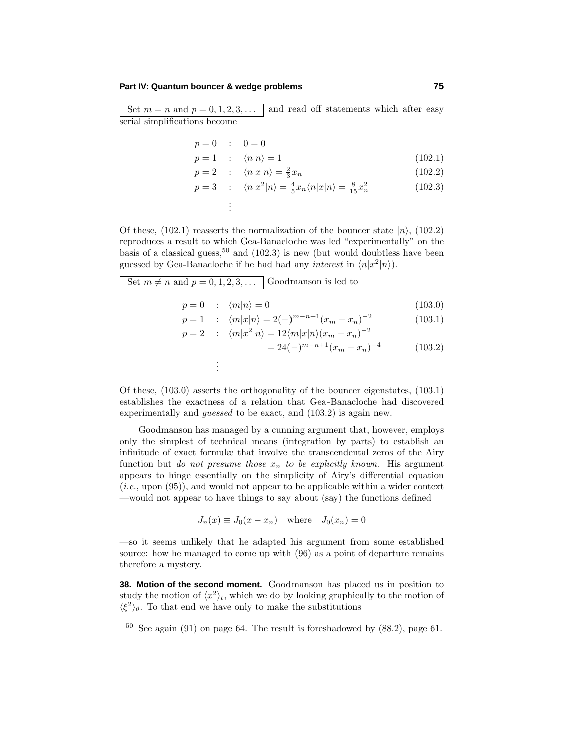Set $m = n$ and $p = 0, 1, 2, 3, \ldots$ and read off statements which after easy serial simplifications become

$$
\begin{aligned}
p = 0 &\quad : \quad 0 = 0 \\
p = 1 &\quad : \quad \langle n|n\rangle = 1 && (102.1)\\
p = 2 &\quad : \quad \langle n|x|n\rangle = \tfrac{2}{3}x_n && (102.2)\\
p = 3 &\quad : \quad \langle n|x^2|n\rangle = \tfrac{4}{5}x_n\langle n|x|n\rangle = \tfrac{8}{15}x_n^2 && (102.3)\\
&\quad\quad \vdots
\end{aligned}
$$

Of these, (102.1) reasserts the normalization of the bouncer state $|n\rangle$, (102.2) reproduces a result to which Gea-Banacloche was led "experimentally" on the basis of a classical guess,[50] and (102.3) is new (but would doubtless have been guessed by Gea-Banacloche if he had had any *interest* in $\langle n|x^2|n\rangle$).

Set $m \neq n$ and $p = 0, 1, 2, 3, \ldots$ Goodmanson is led to

$$
\begin{aligned}
p = 0 &\quad : \quad \langle m|n\rangle = 0 && (103.0)\\
p = 1 &\quad : \quad \langle m|x|n\rangle = 2(-)^{m-n+1}(x_m - x_n)^{-2} && (103.1)\\
p = 2 &\quad : \quad \langle m|x^2|n\rangle = 12\langle m|x|n\rangle(x_m - x_n)^{-2}\\
&\quad\quad\quad\quad = 24(-)^{m-n+1}(x_m - x_n)^{-4} && (103.2)\\
&\quad\quad \vdots
\end{aligned}
$$

Of these, (103.0) asserts the orthogonality of the bouncer eigenstates, (103.1) establishes the exactness of a relation that Gea-Banacloche had discovered experimentally and *guessed* to be exact, and (103.2) is again new.

Goodmanson has managed by a cunning argument that, however, employs only the simplest of technical means (integration by parts) to establish an infinitude of exact formulæ that involve the transcendental zeros of the Airy function but *do not presume those $x_n$ to be explicitly known*. His argument appears to hinge essentially on the simplicity of Airy's differential equation (*i.e.*, upon (95)), and would not appear to be applicable within a wider context —would not appear to have things to say about (say) the functions defined

$$
J_n(x) \equiv J_0(x - x_n) \quad \text{where} \quad J_0(x_n) = 0
$$

—so it seems unlikely that he adapted his argument from some established source: how he managed to come up with (96) as a point of departure remains therefore a mystery.

**38. Motion of the second moment.** Goodmanson has placed us in position to study the motion of $\langle x^2\rangle_t$, which we do by looking graphically to the motion of $\langle \xi^2\rangle_\theta$. To that end we have only to make the substitutions

[50] See again (91) on page 64. The result is foreshadowed by (88.2), page 61.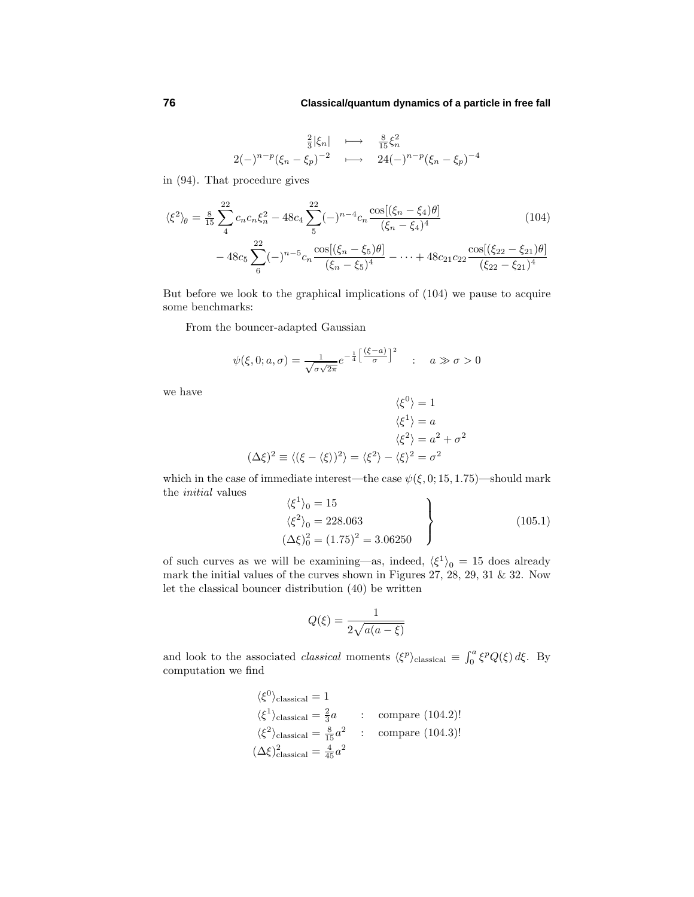$$\begin{aligned} \tfrac{2}{3}|\xi_n| &\longmapsto \tfrac{8}{15}\xi_n^2 \\ 2(-)^{n-p}(\xi_n - \xi_p)^{-2} &\longmapsto 24(-)^{n-p}(\xi_n - \xi_p)^{-4} \end{aligned}$$

in (94). That procedure gives

$$\begin{aligned} \langle \xi^2 \rangle_\theta = \tfrac{8}{15}\sum_4^{22} c_n c_n \xi_n^2 &- 48c_4 \sum_5^{22} (-)^{n-4} c_n \frac{\cos[(\xi_n - \xi_4)\theta]}{(\xi_n - \xi_4)^4} \\ &- 48c_5 \sum_6^{22} (-)^{n-5} c_n \frac{\cos[(\xi_n - \xi_5)\theta]}{(\xi_n - \xi_5)^4} - \cdots + 48c_{21}c_{22}\frac{\cos[(\xi_{22} - \xi_{21})\theta]}{(\xi_{22} - \xi_{21})^4} \end{aligned} \tag{104}$$

But before we look to the graphical implications of (104) we pause to acquire some benchmarks:

From the bouncer-adapted Gaussian

$$\psi(\xi, 0; a, \sigma) = \frac{1}{\sqrt{\sigma\sqrt{2\pi}}} e^{-\frac{1}{4}\left[\frac{(\xi - a)}{\sigma}\right]^2} \quad : \quad a \gg \sigma > 0$$

we have

$$\begin{aligned} \langle \xi^0 \rangle &= 1 \\ \langle \xi^1 \rangle &= a \\ \langle \xi^2 \rangle &= a^2 + \sigma^2 \\ (\Delta\xi)^2 \equiv \langle (\xi - \langle \xi \rangle)^2 \rangle = \langle \xi^2 \rangle - \langle \xi \rangle^2 &= \sigma^2 \end{aligned}$$

which in the case of immediate interest—the case $\psi(\xi, 0; 15, 1.75)$—should mark the *initial* values

$$\left.\begin{aligned} \langle \xi^1 \rangle_0 &= 15 \\ \langle \xi^2 \rangle_0 &= 228.063 \\ (\Delta\xi)_0^2 &= (1.75)^2 = 3.06250 \end{aligned}\right\} \tag{105.1}$$

of such curves as we will be examining—as, indeed, $\langle \xi^1 \rangle_0 = 15$ does already mark the initial values of the curves shown in Figures 27, 28, 29, 31 & 32. Now let the classical bouncer distribution (40) be written

$$Q(\xi) = \frac{1}{2\sqrt{a(a - \xi)}}$$

and look to the associated *classical* moments $\langle \xi^p \rangle_{\text{classical}} \equiv \int_0^a \xi^p Q(\xi)\, d\xi$. By computation we find

$$\begin{aligned} \langle \xi^0 \rangle_{\text{classical}} &= 1 \\ \langle \xi^1 \rangle_{\text{classical}} &= \tfrac{2}{3}a \qquad : \quad \text{compare (104.2)!} \\ \langle \xi^2 \rangle_{\text{classical}} &= \tfrac{8}{15}a^2 \quad\ : \quad \text{compare (104.3)!} \\ (\Delta\xi)^2_{\text{classical}} &= \tfrac{4}{45}a^2 \end{aligned}$$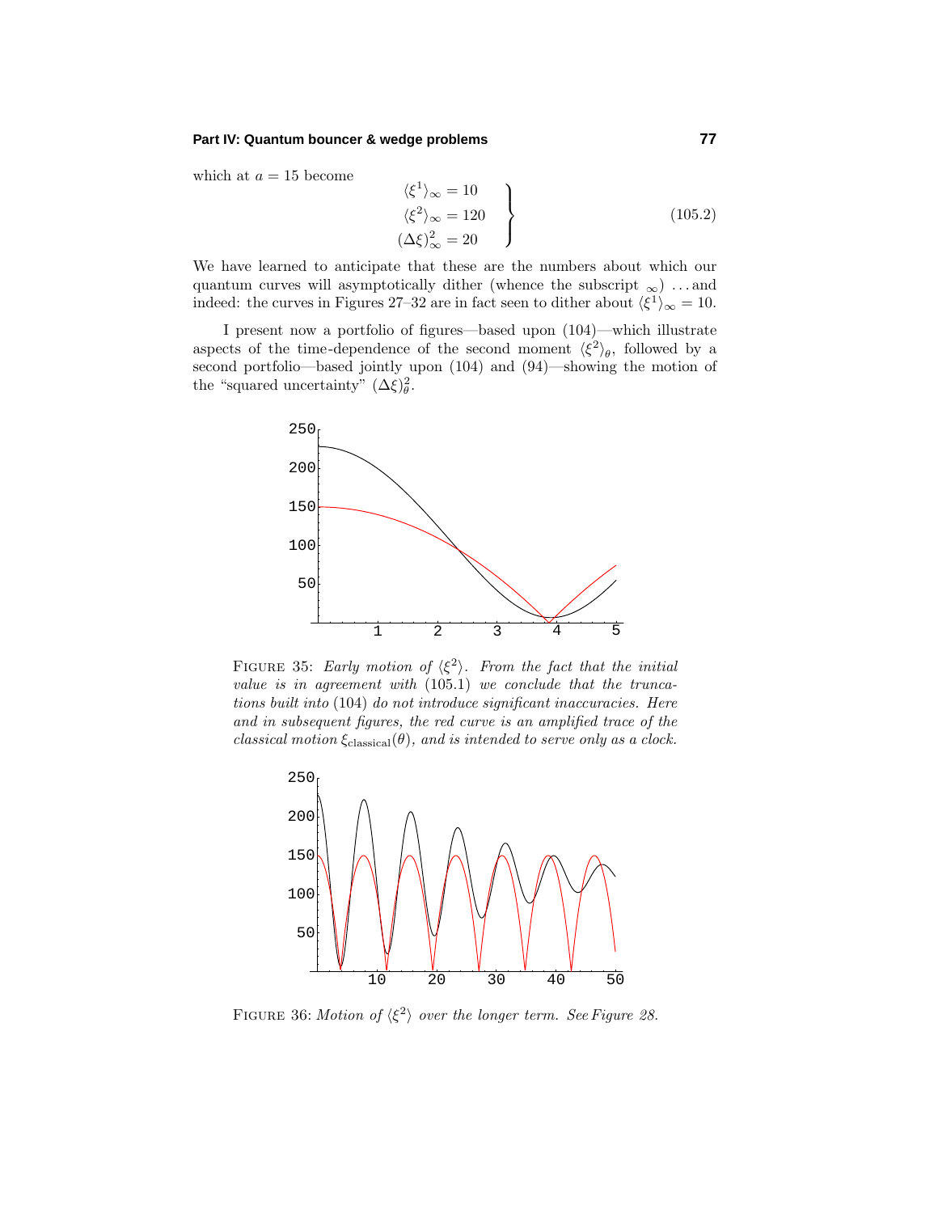which at $a = 15$ become

$$
\left.
\begin{aligned}
\langle \xi^1 \rangle_\infty &= 10 \\
\langle \xi^2 \rangle_\infty &= 120 \\
(\Delta\xi)^2_\infty &= 20
\end{aligned}
\right\}
\tag{105.2}
$$

We have learned to anticipate that these are the numbers about which our quantum curves will asymptotically dither (whence the subscript $_\infty$) ...and indeed: the curves in Figures 27–32 are in fact seen to dither about $\langle \xi^1 \rangle_\infty = 10$.

I present now a portfolio of figures—based upon (104)—which illustrate aspects of the time-dependence of the second moment $\langle \xi^2 \rangle_\theta$, followed by a second portfolio—based jointly upon (104) and (94)—showing the motion of the "squared uncertainty" $(\Delta\xi)^2_\theta$.

FIGURE 35: *Early motion of* $\langle \xi^2 \rangle$. *From the fact that the initial value is in agreement with* (105.1) *we conclude that the truncations built into* (104) *do not introduce significant inaccuracies. Here and in subsequent figures, the red curve is an amplified trace of the classical motion* $\xi_{\text{classical}}(\theta)$, *and is intended to serve only as a clock.*

FIGURE 36: *Motion of* $\langle \xi^2 \rangle$ *over the longer term. See Figure 28.*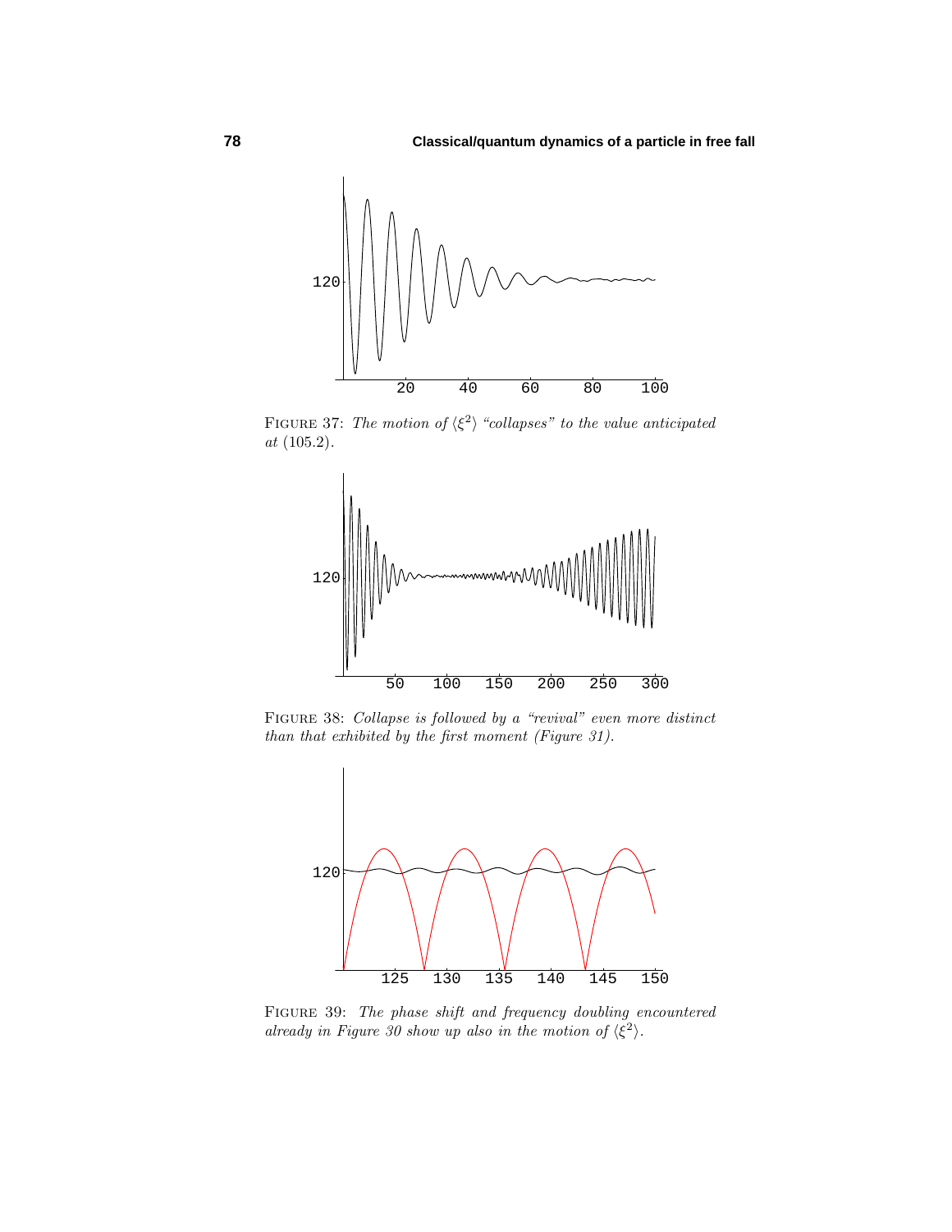FIGURE 37: *The motion of $\langle \xi^2 \rangle$ "collapses" to the value anticipated at* (105.2).

FIGURE 38: *Collapse is followed by a "revival" even more distinct than that exhibited by the first moment (Figure 31).*

FIGURE 39: *The phase shift and frequency doubling encountered already in Figure 30 show up also in the motion of $\langle \xi^2 \rangle$.*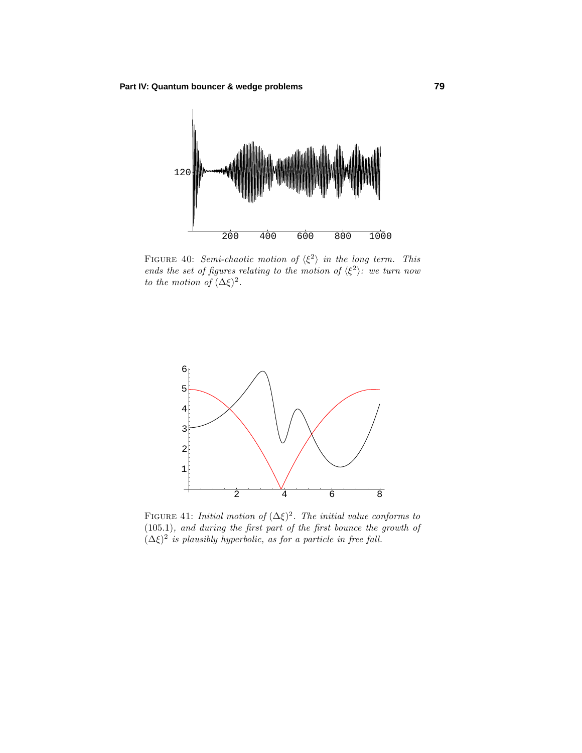FIGURE 40: *Semi-chaotic motion of $\langle\xi^2\rangle$ in the long term. This ends the set of figures relating to the motion of $\langle\xi^2\rangle$: we turn now to the motion of $(\Delta\xi)^2$.*

FIGURE 41: *Initial motion of $(\Delta\xi)^2$. The initial value conforms to* (105.1)*, and during the first part of the first bounce the growth of $(\Delta\xi)^2$ is plausibly hyperbolic, as for a particle in free fall.*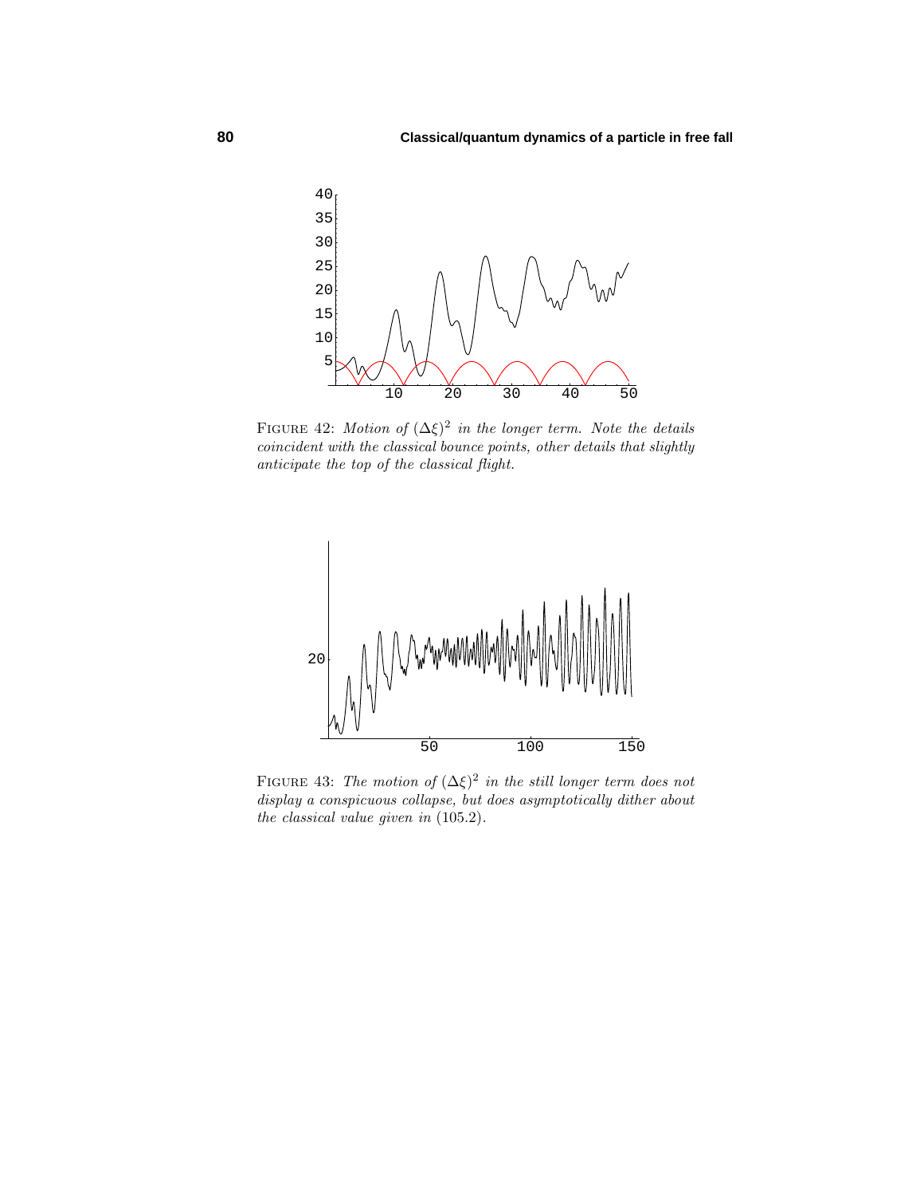FIGURE 42: *Motion of $(\Delta\xi)^2$ in the longer term. Note the details coincident with the classical bounce points, other details that slightly anticipate the top of the classical flight.*

FIGURE 43: *The motion of $(\Delta\xi)^2$ in the still longer term does not display a conspicuous collapse, but does asymptotically dither about the classical value given in* (105.2).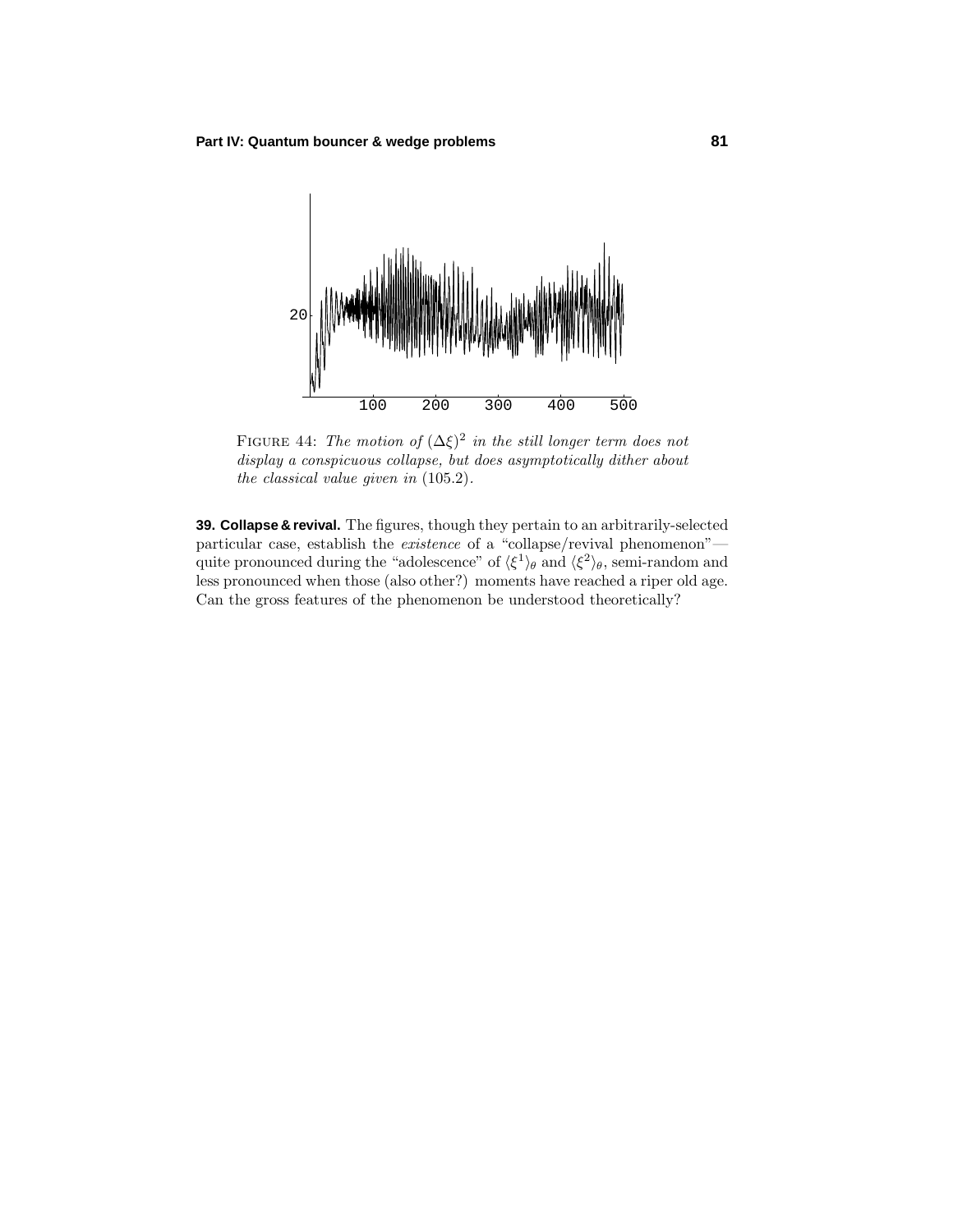20

100 200 300 400 500

FIGURE 44: *The motion of $(\Delta\xi)^2$ in the still longer term does not display a conspicuous collapse, but does asymptotically dither about the classical value given in* (105.2).

**39. Collapse & revival.** The figures, though they pertain to an arbitrarily-selected particular case, establish the *existence* of a "collapse/revival phenomenon"—quite pronounced during the "adolescence" of $\langle\xi^1\rangle_\theta$ and $\langle\xi^2\rangle_\theta$, semi-random and less pronounced when those (also other?) moments have reached a riper old age. Can the gross features of the phenomenon be understood theoretically?